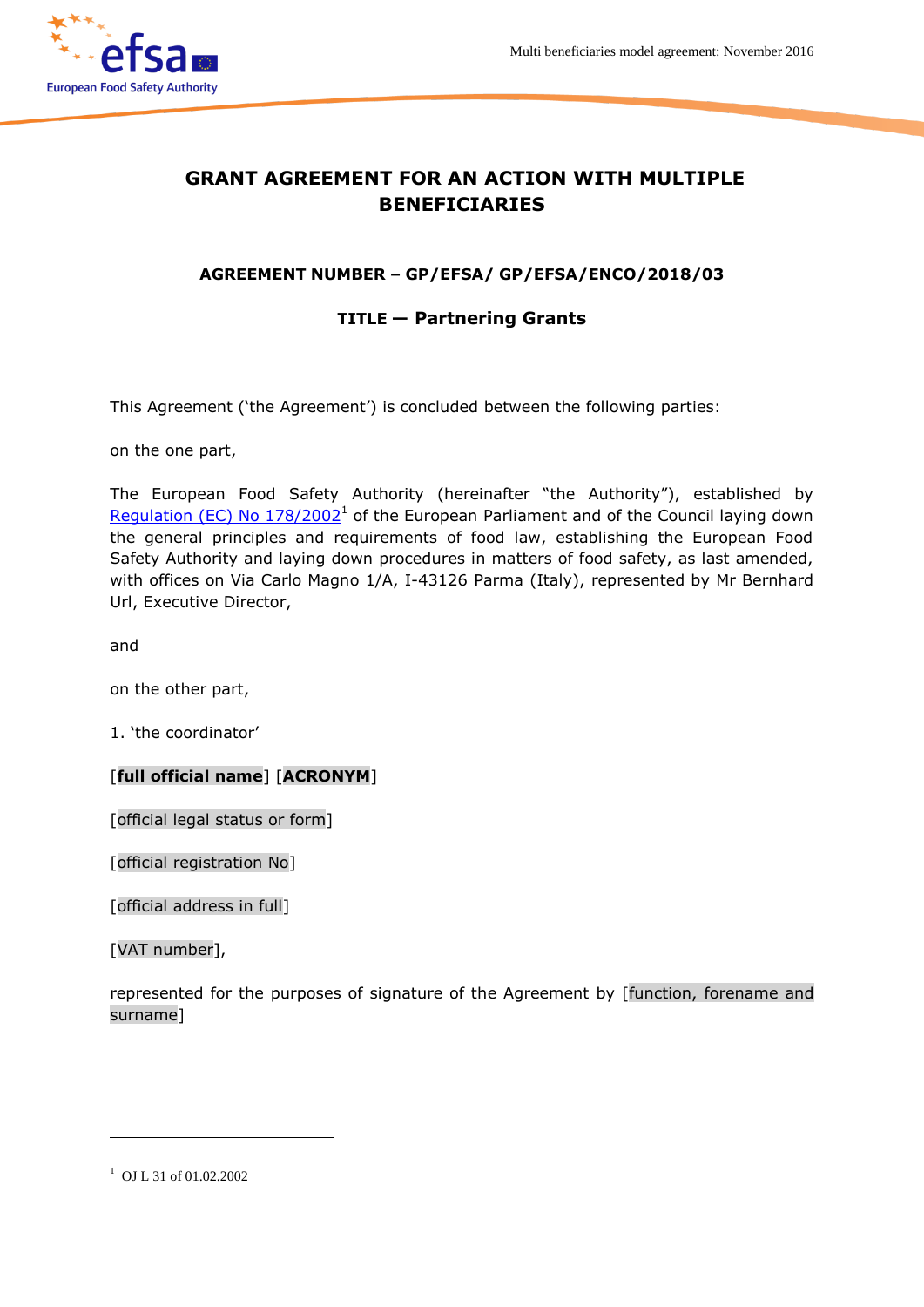# GRANT AGREEMENT FOR AN ACTION WITH MULTIPLE BENEFICIARIES

**AGREEMENT NUMBER – GP/EFSA/ GP/EFSA/ENCO/2018/03**

**TITLE — Partnering Grants**

This Agreement ('the Agreement') is concluded between the following parties:

on the one part,

The European Food Safety Authority (hereinafter "the Authority"), established by Regulation (EC) No 178/2002[1] of the European Parliament and of the Council laying down the general principles and requirements of food law, establishing the European Food Safety Authority and laying down procedures in matters of food safety, as last amended, with offices on Via Carlo Magno 1/A, I-43126 Parma (Italy), represented by Mr Bernhard Url, Executive Director,

and

on the other part,

1. 'the coordinator'

[**full official name**] [**ACRONYM**]

[official legal status or form]

[official registration No]

[official address in full]

[VAT number],

represented for the purposes of signature of the Agreement by [function, forename and surname]

[1] OJ L 31 of 01.02.2002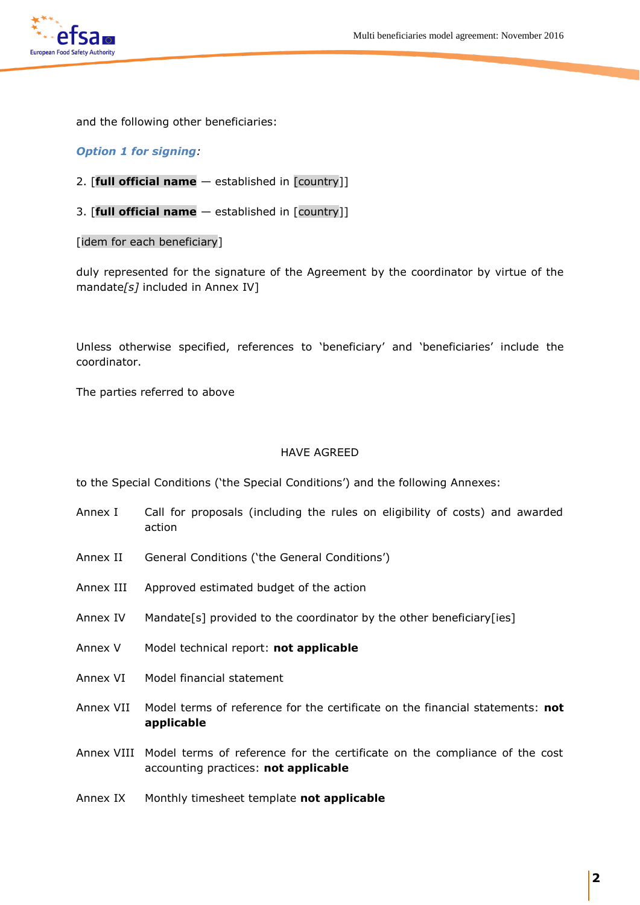and the following other beneficiaries:

***Option 1 for signing**:*

2. [**full official name** — established in [country]]

3. [**full official name** — established in [country]]

[idem for each beneficiary]

duly represented for the signature of the Agreement by the coordinator by virtue of the mandate*[s]* included in Annex IV]

Unless otherwise specified, references to 'beneficiary' and 'beneficiaries' include the coordinator.

The parties referred to above

HAVE AGREED

to the Special Conditions ('the Special Conditions') and the following Annexes:

Annex I Call for proposals (including the rules on eligibility of costs) and awarded action

Annex II General Conditions ('the General Conditions')

Annex III Approved estimated budget of the action

Annex IV Mandate[s] provided to the coordinator by the other beneficiary[ies]

Annex V Model technical report: **not applicable**

Annex VI Model financial statement

Annex VII Model terms of reference for the certificate on the financial statements: **not applicable**

Annex VIII Model terms of reference for the certificate on the compliance of the cost accounting practices: **not applicable**

Annex IX Monthly timesheet template **not applicable**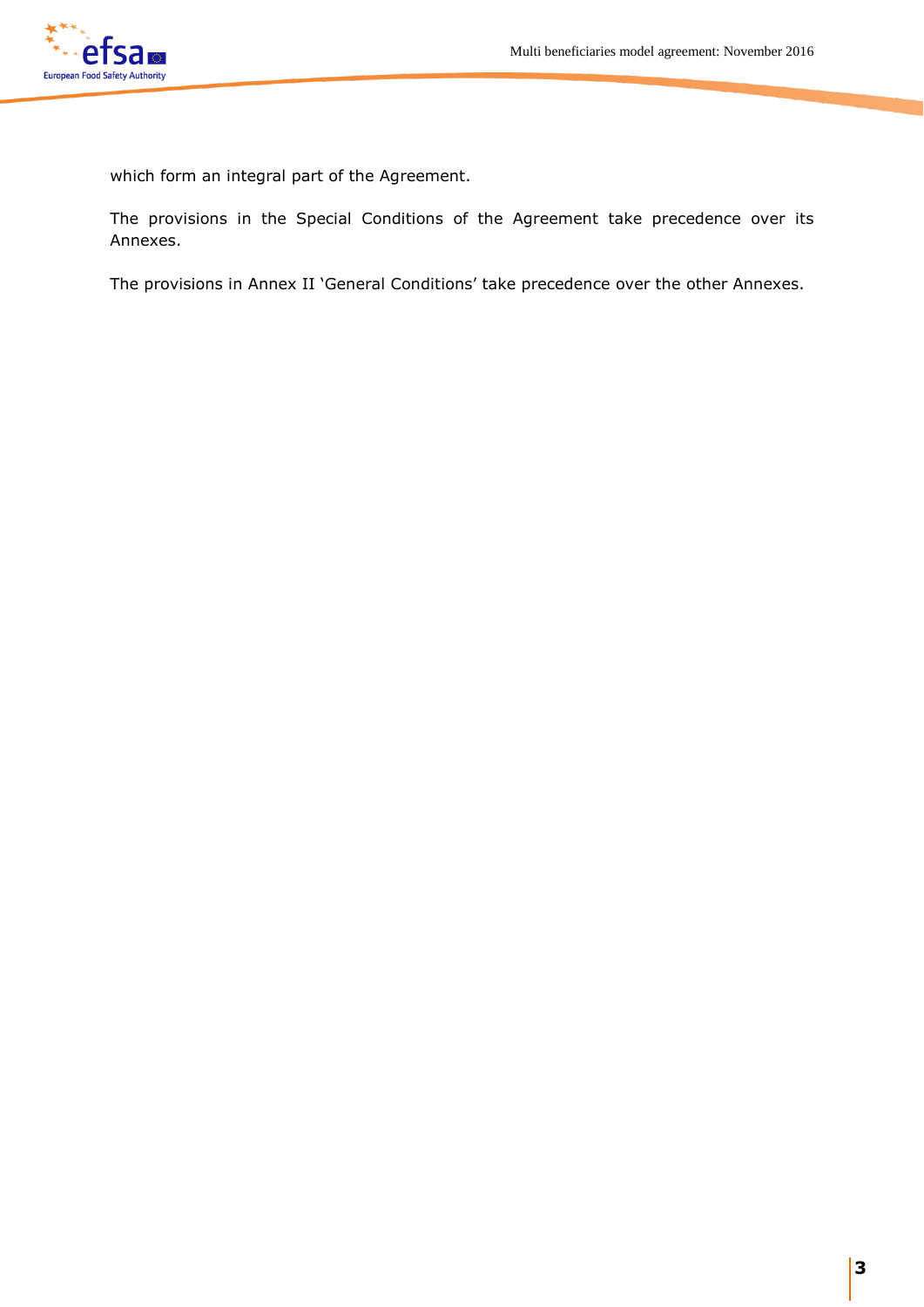which form an integral part of the Agreement.

The provisions in the Special Conditions of the Agreement take precedence over its Annexes.

The provisions in Annex II 'General Conditions' take precedence over the other Annexes.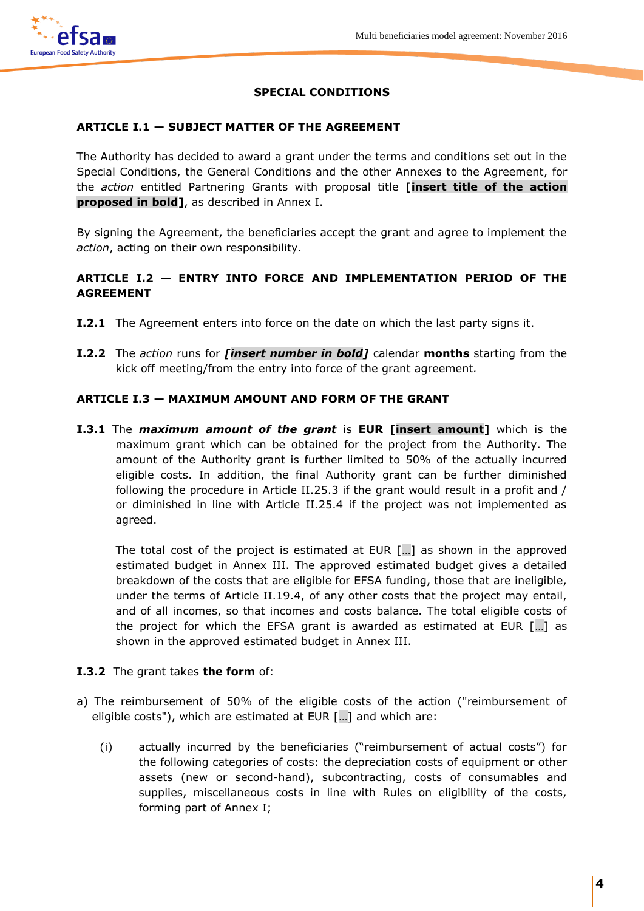## SPECIAL CONDITIONS

### ARTICLE I.1 — SUBJECT MATTER OF THE AGREEMENT

The Authority has decided to award a grant under the terms and conditions set out in the Special Conditions, the General Conditions and the other Annexes to the Agreement, for the *action* entitled Partnering Grants with proposal title **[insert title of the action proposed in bold]**, as described in Annex I.

By signing the Agreement, the beneficiaries accept the grant and agree to implement the *action*, acting on their own responsibility.

### ARTICLE I.2 — ENTRY INTO FORCE AND IMPLEMENTATION PERIOD OF THE AGREEMENT

**I.2.1** The Agreement enters into force on the date on which the last party signs it.

**I.2.2** The *action* runs for ***[insert number in bold]*** calendar **months** starting from the kick off meeting/from the entry into force of the grant agreement.

### ARTICLE I.3 — MAXIMUM AMOUNT AND FORM OF THE GRANT

**I.3.1** The ***maximum amount of the grant*** is **EUR [insert amount]** which is the maximum grant which can be obtained for the project from the Authority. The amount of the Authority grant is further limited to 50% of the actually incurred eligible costs. In addition, the final Authority grant can be further diminished following the procedure in Article II.25.3 if the grant would result in a profit and / or diminished in line with Article II.25.4 if the project was not implemented as agreed.

The total cost of the project is estimated at EUR […] as shown in the approved estimated budget in Annex III. The approved estimated budget gives a detailed breakdown of the costs that are eligible for EFSA funding, those that are ineligible, under the terms of Article II.19.4, of any other costs that the project may entail, and of all incomes, so that incomes and costs balance. The total eligible costs of the project for which the EFSA grant is awarded as estimated at EUR […] as shown in the approved estimated budget in Annex III.

**I.3.2** The grant takes **the form** of:

a) The reimbursement of 50% of the eligible costs of the action ("reimbursement of eligible costs"), which are estimated at EUR […] and which are:

   (i) actually incurred by the beneficiaries ("reimbursement of actual costs") for the following categories of costs: the depreciation costs of equipment or other assets (new or second-hand), subcontracting, costs of consumables and supplies, miscellaneous costs in line with Rules on eligibility of the costs, forming part of Annex I;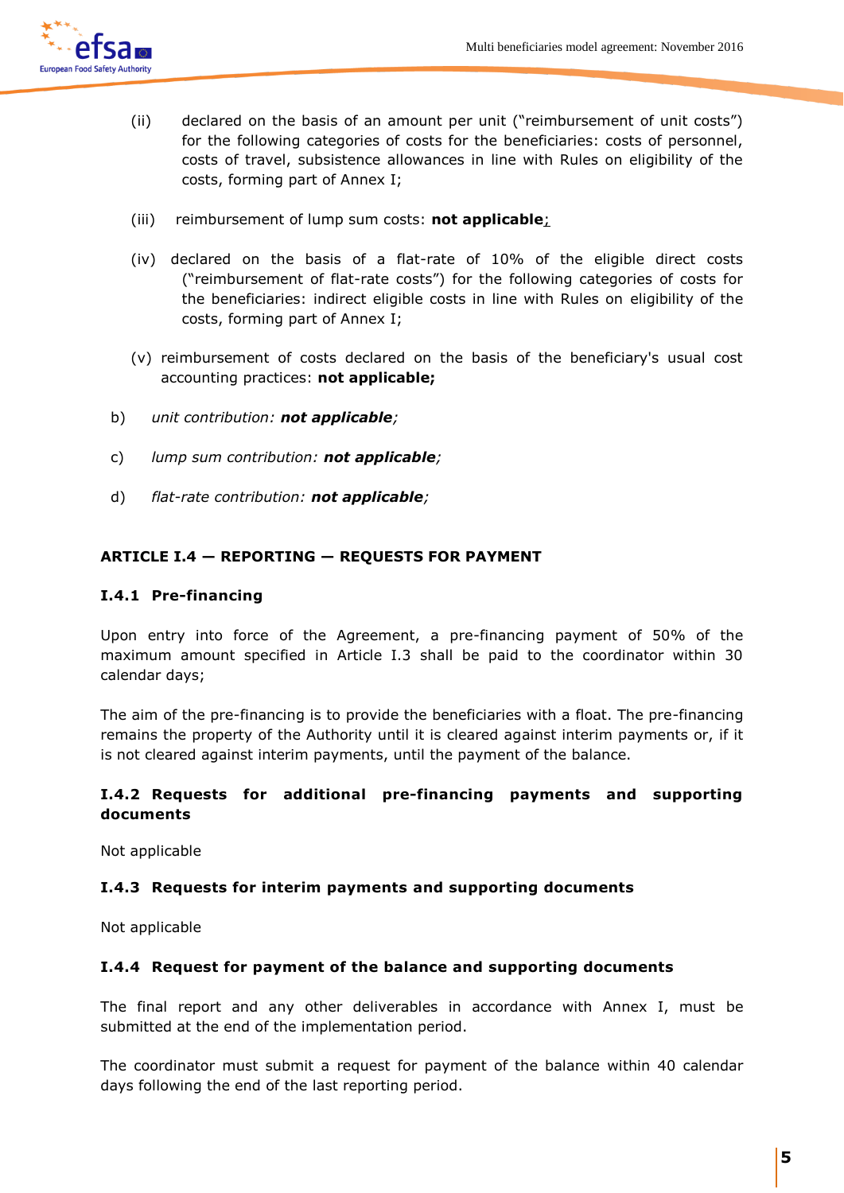(ii) declared on the basis of an amount per unit ("reimbursement of unit costs") for the following categories of costs for the beneficiaries: costs of personnel, costs of travel, subsistence allowances in line with Rules on eligibility of the costs, forming part of Annex I;

(iii) reimbursement of lump sum costs: **not applicable**;

(iv) declared on the basis of a flat-rate of 10% of the eligible direct costs ("reimbursement of flat-rate costs") for the following categories of costs for the beneficiaries: indirect eligible costs in line with Rules on eligibility of the costs, forming part of Annex I;

(v) reimbursement of costs declared on the basis of the beneficiary's usual cost accounting practices: **not applicable;**

b) *unit contribution: **not applicable**;*

c) *lump sum contribution: **not applicable**;*

d) *flat-rate contribution: **not applicable**;*

## ARTICLE I.4 — REPORTING — REQUESTS FOR PAYMENT

### I.4.1 Pre-financing

Upon entry into force of the Agreement, a pre-financing payment of 50% of the maximum amount specified in Article I.3 shall be paid to the coordinator within 30 calendar days;

The aim of the pre-financing is to provide the beneficiaries with a float. The pre-financing remains the property of the Authority until it is cleared against interim payments or, if it is not cleared against interim payments, until the payment of the balance.

### I.4.2 Requests for additional pre-financing payments and supporting documents

Not applicable

### I.4.3 Requests for interim payments and supporting documents

Not applicable

### I.4.4 Request for payment of the balance and supporting documents

The final report and any other deliverables in accordance with Annex I, must be submitted at the end of the implementation period.

The coordinator must submit a request for payment of the balance within 40 calendar days following the end of the last reporting period.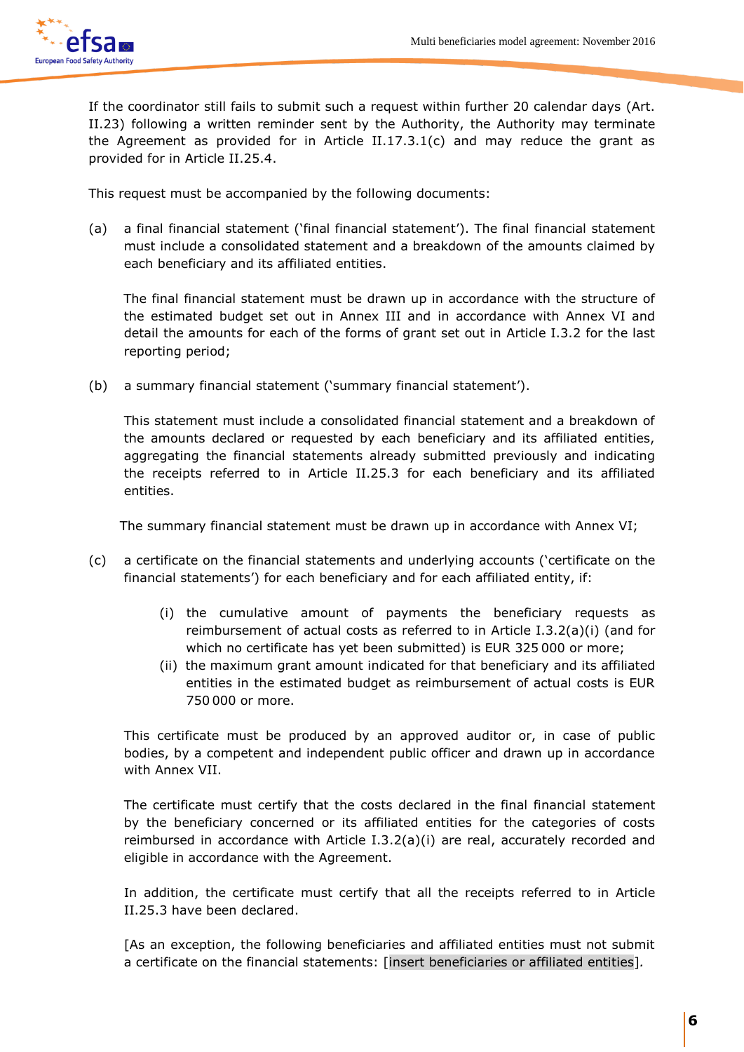If the coordinator still fails to submit such a request within further 20 calendar days (Art. II.23) following a written reminder sent by the Authority, the Authority may terminate the Agreement as provided for in Article II.17.3.1(c) and may reduce the grant as provided for in Article II.25.4.

This request must be accompanied by the following documents:

(a) a final financial statement ('final financial statement'). The final financial statement must include a consolidated statement and a breakdown of the amounts claimed by each beneficiary and its affiliated entities.

 The final financial statement must be drawn up in accordance with the structure of the estimated budget set out in Annex III and in accordance with Annex VI and detail the amounts for each of the forms of grant set out in Article I.3.2 for the last reporting period;

(b) a summary financial statement ('summary financial statement').

 This statement must include a consolidated financial statement and a breakdown of the amounts declared or requested by each beneficiary and its affiliated entities, aggregating the financial statements already submitted previously and indicating the receipts referred to in Article II.25.3 for each beneficiary and its affiliated entities.

 The summary financial statement must be drawn up in accordance with Annex VI;

(c) a certificate on the financial statements and underlying accounts ('certificate on the financial statements') for each beneficiary and for each affiliated entity, if:

 (i) the cumulative amount of payments the beneficiary requests as reimbursement of actual costs as referred to in Article I.3.2(a)(i) (and for which no certificate has yet been submitted) is EUR 325 000 or more;
 
 (ii) the maximum grant amount indicated for that beneficiary and its affiliated entities in the estimated budget as reimbursement of actual costs is EUR 750 000 or more.

 This certificate must be produced by an approved auditor or, in case of public bodies, by a competent and independent public officer and drawn up in accordance with Annex VII.

 The certificate must certify that the costs declared in the final financial statement by the beneficiary concerned or its affiliated entities for the categories of costs reimbursed in accordance with Article I.3.2(a)(i) are real, accurately recorded and eligible in accordance with the Agreement.

 In addition, the certificate must certify that all the receipts referred to in Article II.25.3 have been declared.

 [As an exception, the following beneficiaries and affiliated entities must not submit a certificate on the financial statements: [insert beneficiaries or affiliated entities].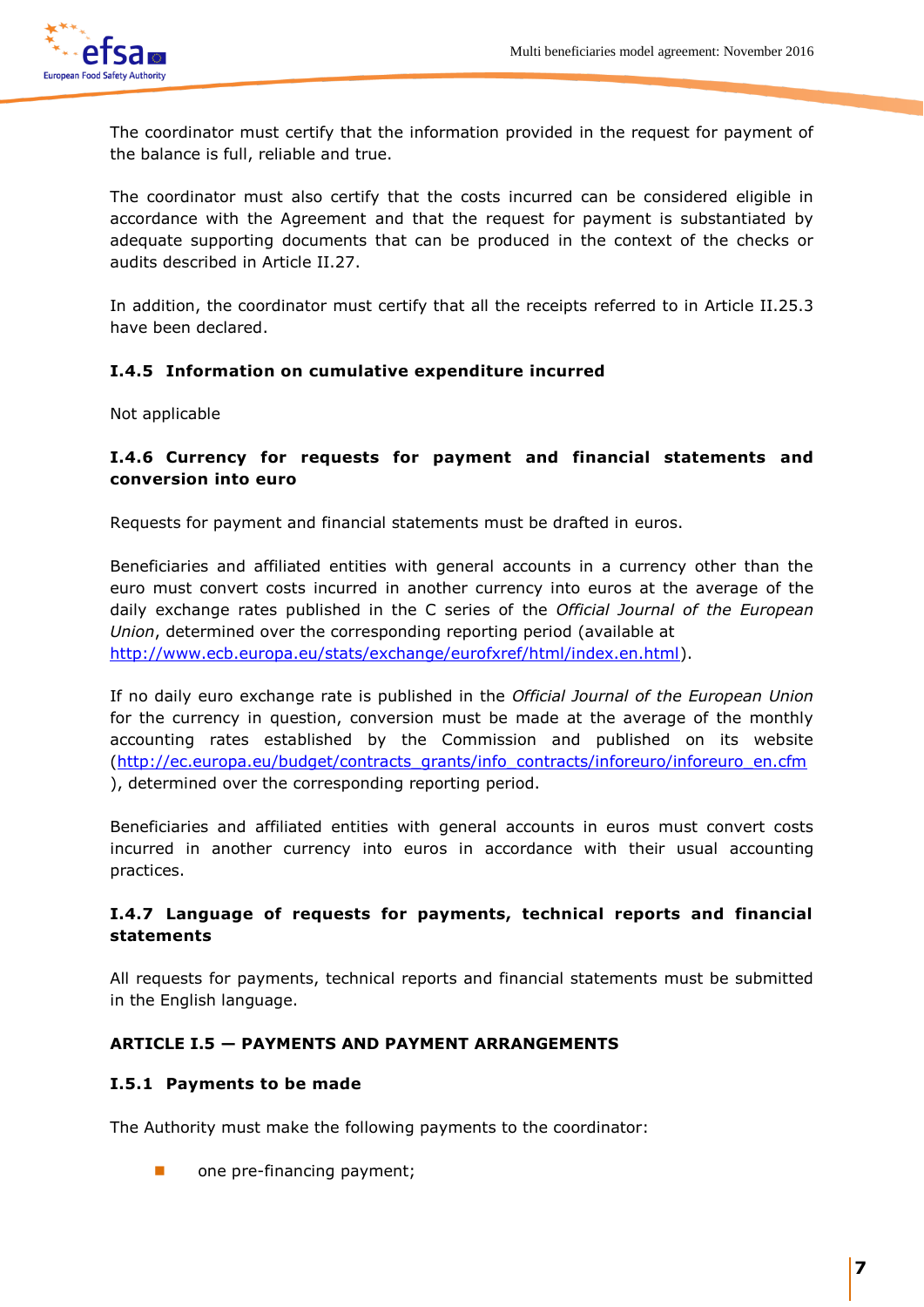The coordinator must certify that the information provided in the request for payment of the balance is full, reliable and true.

The coordinator must also certify that the costs incurred can be considered eligible in accordance with the Agreement and that the request for payment is substantiated by adequate supporting documents that can be produced in the context of the checks or audits described in Article II.27.

In addition, the coordinator must certify that all the receipts referred to in Article II.25.3 have been declared.

#### I.4.5 Information on cumulative expenditure incurred

Not applicable

#### I.4.6 Currency for requests for payment and financial statements and conversion into euro

Requests for payment and financial statements must be drafted in euros.

Beneficiaries and affiliated entities with general accounts in a currency other than the euro must convert costs incurred in another currency into euros at the average of the daily exchange rates published in the C series of the *Official Journal of the European Union*, determined over the corresponding reporting period (available at [http://www.ecb.europa.eu/stats/exchange/eurofxref/html/index.en.html](http://www.ecb.europa.eu/stats/exchange/eurofxref/html/index.en.html)).

If no daily euro exchange rate is published in the *Official Journal of the European Union* for the currency in question, conversion must be made at the average of the monthly accounting rates established by the Commission and published on its website ([http://ec.europa.eu/budget/contracts_grants/info_contracts/inforeuro/inforeuro_en.cfm](http://ec.europa.eu/budget/contracts_grants/info_contracts/inforeuro/inforeuro_en.cfm)), determined over the corresponding reporting period.

Beneficiaries and affiliated entities with general accounts in euros must convert costs incurred in another currency into euros in accordance with their usual accounting practices.

#### I.4.7 Language of requests for payments, technical reports and financial statements

All requests for payments, technical reports and financial statements must be submitted in the English language.

### ARTICLE I.5 — PAYMENTS AND PAYMENT ARRANGEMENTS

#### I.5.1 Payments to be made

The Authority must make the following payments to the coordinator:

- one pre-financing payment;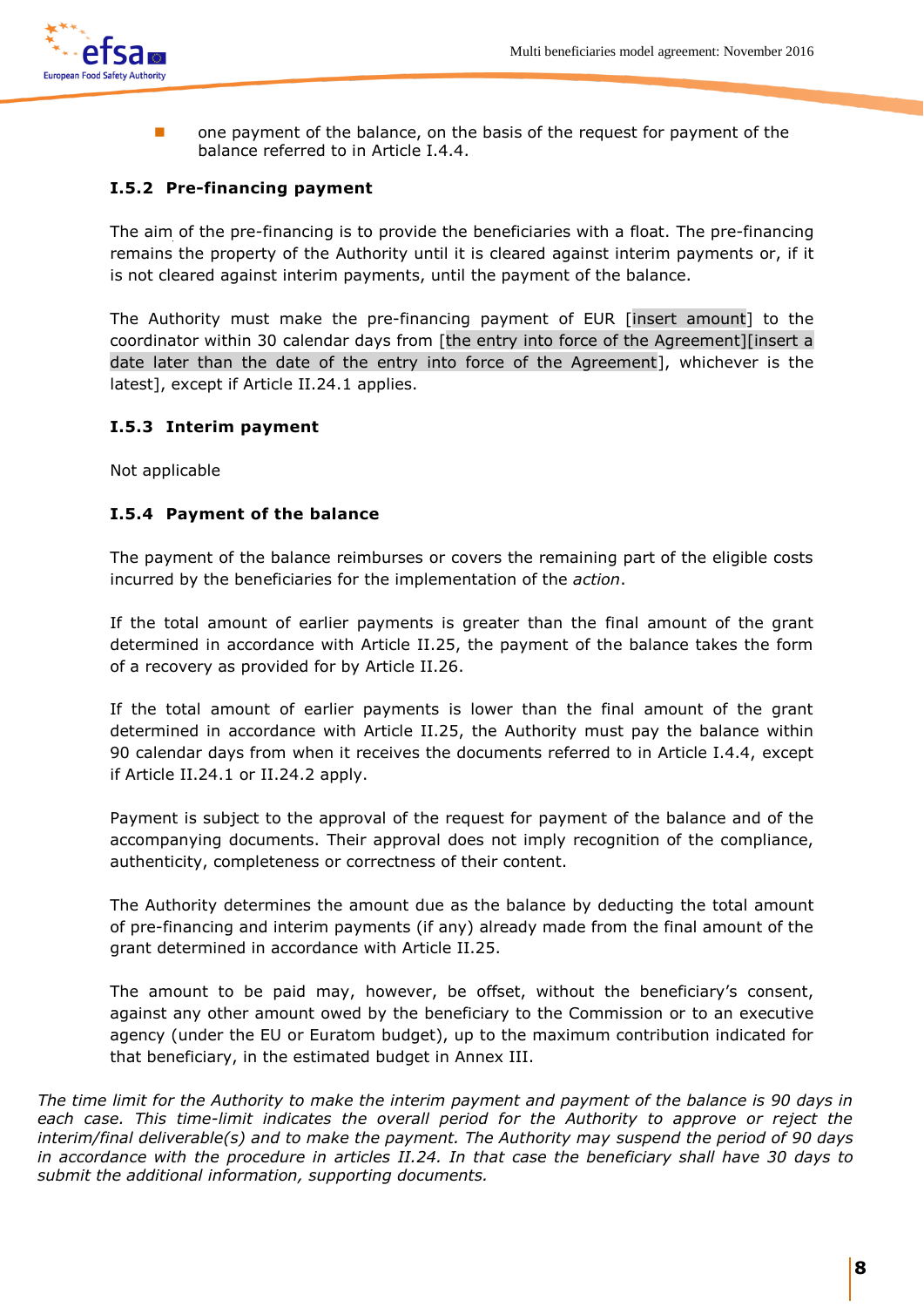- one payment of the balance, on the basis of the request for payment of the balance referred to in Article I.4.4.

### I.5.2 Pre-financing payment

The aim of the pre-financing is to provide the beneficiaries with a float. The pre-financing remains the property of the Authority until it is cleared against interim payments or, if it is not cleared against interim payments, until the payment of the balance.

The Authority must make the pre-financing payment of EUR [insert amount] to the coordinator within 30 calendar days from [the entry into force of the Agreement][insert a date later than the date of the entry into force of the Agreement], whichever is the latest], except if Article II.24.1 applies.

### I.5.3 Interim payment

Not applicable

### I.5.4 Payment of the balance

The payment of the balance reimburses or covers the remaining part of the eligible costs incurred by the beneficiaries for the implementation of the *action*.

If the total amount of earlier payments is greater than the final amount of the grant determined in accordance with Article II.25, the payment of the balance takes the form of a recovery as provided for by Article II.26.

If the total amount of earlier payments is lower than the final amount of the grant determined in accordance with Article II.25, the Authority must pay the balance within 90 calendar days from when it receives the documents referred to in Article I.4.4, except if Article II.24.1 or II.24.2 apply.

Payment is subject to the approval of the request for payment of the balance and of the accompanying documents. Their approval does not imply recognition of the compliance, authenticity, completeness or correctness of their content.

The Authority determines the amount due as the balance by deducting the total amount of pre-financing and interim payments (if any) already made from the final amount of the grant determined in accordance with Article II.25.

The amount to be paid may, however, be offset, without the beneficiary's consent, against any other amount owed by the beneficiary to the Commission or to an executive agency (under the EU or Euratom budget), up to the maximum contribution indicated for that beneficiary, in the estimated budget in Annex III.

*The time limit for the Authority to make the interim payment and payment of the balance is 90 days in each case. This time-limit indicates the overall period for the Authority to approve or reject the interim/final deliverable(s) and to make the payment. The Authority may suspend the period of 90 days in accordance with the procedure in articles II.24. In that case the beneficiary shall have 30 days to submit the additional information, supporting documents.*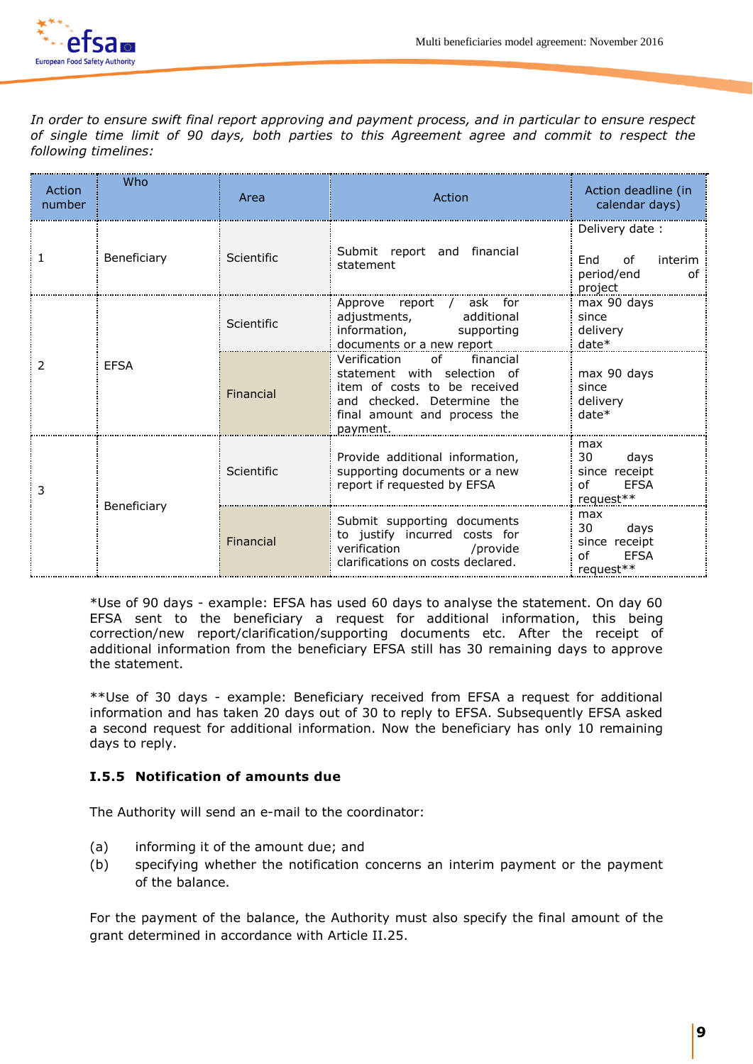*In order to ensure swift final report approving and payment process, and in particular to ensure respect of single time limit of 90 days, both parties to this Agreement agree and commit to respect the following timelines:*

| Action number | Who | Area | Action | Action deadline (in calendar days) |
|---|---|---|---|---|
| 1 | Beneficiary | Scientific | Submit report and financial statement | Delivery date : End of interim period/end of project |
| 2 | EFSA | Scientific | Approve report / ask for adjustments, additional information, supporting documents or a new report | max 90 days since delivery date* |
| | | Financial | Verification of financial statement with selection of item of costs to be received and checked. Determine the final amount and process the payment. | max 90 days since delivery date* |
| 3 | Beneficiary | Scientific | Provide additional information, supporting documents or a new report if requested by EFSA | max 30 days since receipt of EFSA request** |
| | | Financial | Submit supporting documents to justify incurred costs for verification /provide clarifications on costs declared. | max 30 days since receipt of EFSA request** |

*Use of 90 days - example: EFSA has used 60 days to analyse the statement. On day 60 EFSA sent to the beneficiary a request for additional information, this being correction/new report/clarification/supporting documents etc. After the receipt of additional information from the beneficiary EFSA still has 30 remaining days to approve the statement.

**Use of 30 days - example: Beneficiary received from EFSA a request for additional information and has taken 20 days out of 30 to reply to EFSA. Subsequently EFSA asked a second request for additional information. Now the beneficiary has only 10 remaining days to reply.

### I.5.5 Notification of amounts due

The Authority will send an e-mail to the coordinator:

(a) informing it of the amount due; and

(b) specifying whether the notification concerns an interim payment or the payment of the balance.

For the payment of the balance, the Authority must also specify the final amount of the grant determined in accordance with Article II.25.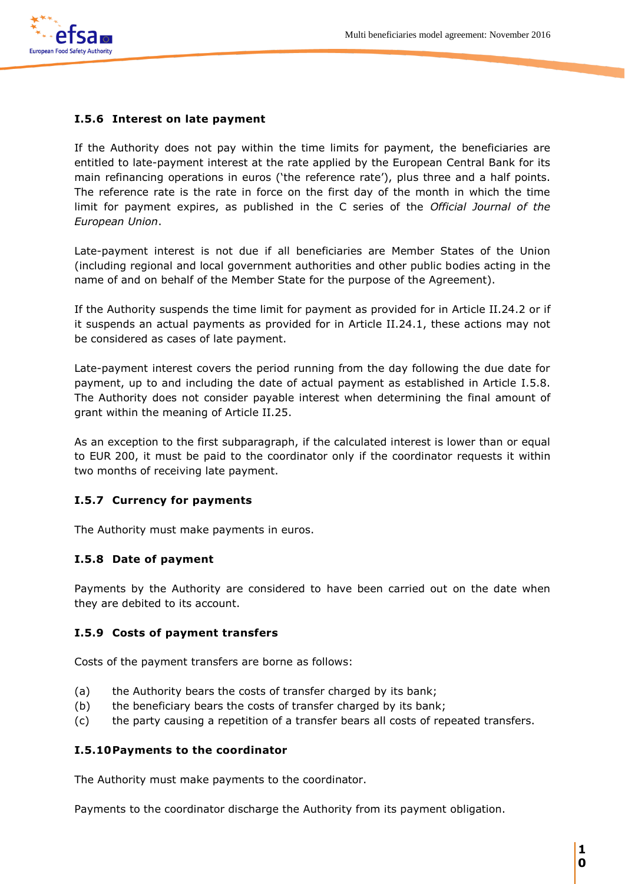### I.5.6 Interest on late payment

If the Authority does not pay within the time limits for payment, the beneficiaries are entitled to late-payment interest at the rate applied by the European Central Bank for its main refinancing operations in euros ('the reference rate'), plus three and a half points. The reference rate is the rate in force on the first day of the month in which the time limit for payment expires, as published in the C series of the *Official Journal of the European Union*.

Late-payment interest is not due if all beneficiaries are Member States of the Union (including regional and local government authorities and other public bodies acting in the name of and on behalf of the Member State for the purpose of the Agreement).

If the Authority suspends the time limit for payment as provided for in Article II.24.2 or if it suspends an actual payments as provided for in Article II.24.1, these actions may not be considered as cases of late payment.

Late-payment interest covers the period running from the day following the due date for payment, up to and including the date of actual payment as established in Article I.5.8. The Authority does not consider payable interest when determining the final amount of grant within the meaning of Article II.25.

As an exception to the first subparagraph, if the calculated interest is lower than or equal to EUR 200, it must be paid to the coordinator only if the coordinator requests it within two months of receiving late payment.

### I.5.7 Currency for payments

The Authority must make payments in euros.

### I.5.8 Date of payment

Payments by the Authority are considered to have been carried out on the date when they are debited to its account.

### I.5.9 Costs of payment transfers

Costs of the payment transfers are borne as follows:

(a) the Authority bears the costs of transfer charged by its bank;
(b) the beneficiary bears the costs of transfer charged by its bank;
(c) the party causing a repetition of a transfer bears all costs of repeated transfers.

### I.5.10 Payments to the coordinator

The Authority must make payments to the coordinator.

Payments to the coordinator discharge the Authority from its payment obligation.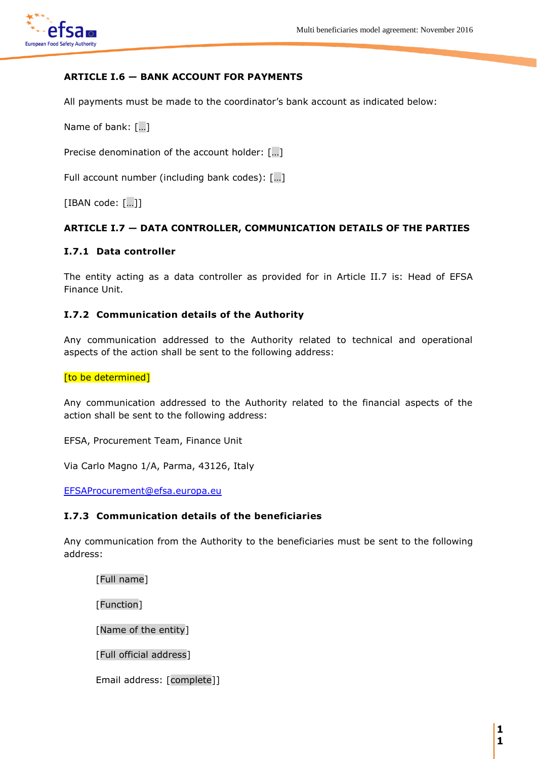### ARTICLE I.6 — BANK ACCOUNT FOR PAYMENTS

All payments must be made to the coordinator's bank account as indicated below:

Name of bank: [...]

Precise denomination of the account holder: [...]

Full account number (including bank codes): [...]

[IBAN code: [...]]

### ARTICLE I.7 — DATA CONTROLLER, COMMUNICATION DETAILS OF THE PARTIES

#### I.7.1 Data controller

The entity acting as a data controller as provided for in Article II.7 is: Head of EFSA Finance Unit.

#### I.7.2 Communication details of the Authority

Any communication addressed to the Authority related to technical and operational aspects of the action shall be sent to the following address:

[to be determined]

Any communication addressed to the Authority related to the financial aspects of the action shall be sent to the following address:

EFSA, Procurement Team, Finance Unit

Via Carlo Magno 1/A, Parma, 43126, Italy

EFSAProcurement@efsa.europa.eu

#### I.7.3 Communication details of the beneficiaries

Any communication from the Authority to the beneficiaries must be sent to the following address:

[Full name]

[Function]

[Name of the entity]

[Full official address]

Email address: [complete]]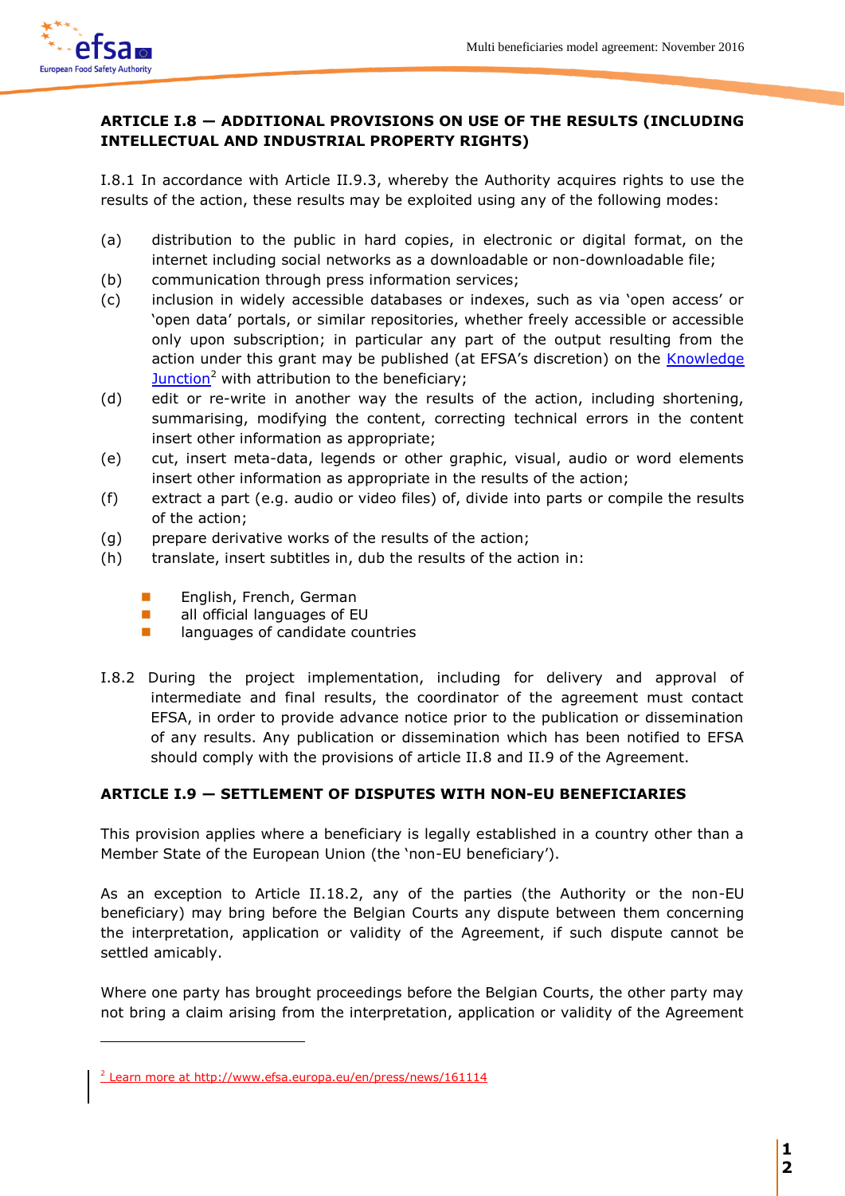### ARTICLE I.8 — ADDITIONAL PROVISIONS ON USE OF THE RESULTS (INCLUDING INTELLECTUAL AND INDUSTRIAL PROPERTY RIGHTS)

I.8.1 In accordance with Article II.9.3, whereby the Authority acquires rights to use the results of the action, these results may be exploited using any of the following modes:

(a) distribution to the public in hard copies, in electronic or digital format, on the internet including social networks as a downloadable or non-downloadable file;

(b) communication through press information services;

(c) inclusion in widely accessible databases or indexes, such as via 'open access' or 'open data' portals, or similar repositories, whether freely accessible or accessible only upon subscription; in particular any part of the output resulting from the action under this grant may be published (at EFSA's discretion) on the Knowledge Junction[2] with attribution to the beneficiary;

(d) edit or re-write in another way the results of the action, including shortening, summarising, modifying the content, correcting technical errors in the content insert other information as appropriate;

(e) cut, insert meta-data, legends or other graphic, visual, audio or word elements insert other information as appropriate in the results of the action;

(f) extract a part (e.g. audio or video files) of, divide into parts or compile the results of the action;

(g) prepare derivative works of the results of the action;

(h) translate, insert subtitles in, dub the results of the action in:

- English, French, German
- all official languages of EU
- languages of candidate countries

I.8.2 During the project implementation, including for delivery and approval of intermediate and final results, the coordinator of the agreement must contact EFSA, in order to provide advance notice prior to the publication or dissemination of any results. Any publication or dissemination which has been notified to EFSA should comply with the provisions of article II.8 and II.9 of the Agreement.

### ARTICLE I.9 — SETTLEMENT OF DISPUTES WITH NON-EU BENEFICIARIES

This provision applies where a beneficiary is legally established in a country other than a Member State of the European Union (the 'non-EU beneficiary').

As an exception to Article II.18.2, any of the parties (the Authority or the non-EU beneficiary) may bring before the Belgian Courts any dispute between them concerning the interpretation, application or validity of the Agreement, if such dispute cannot be settled amicably.

Where one party has brought proceedings before the Belgian Courts, the other party may not bring a claim arising from the interpretation, application or validity of the Agreement

[2] Learn more at http://www.efsa.europa.eu/en/press/news/161114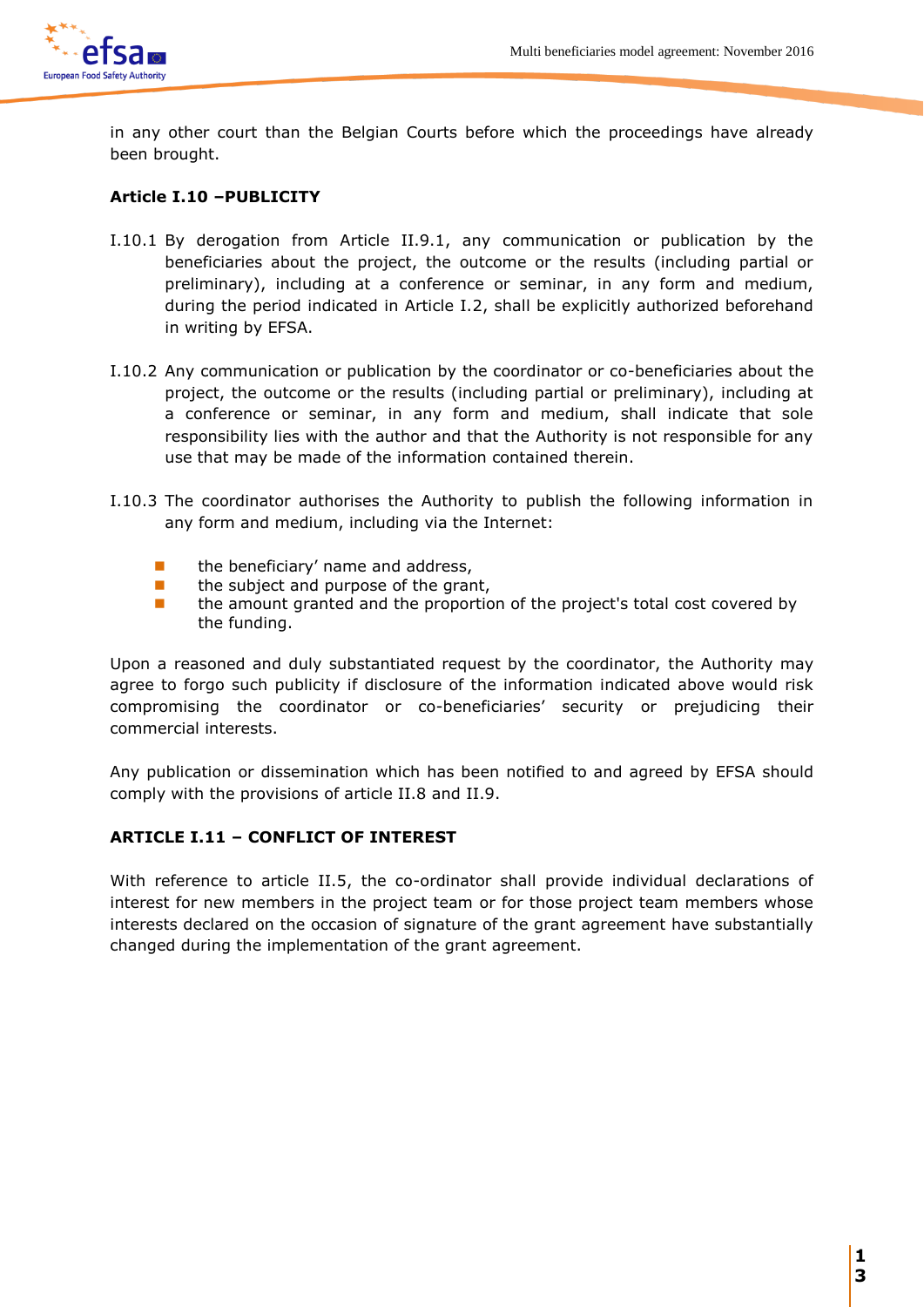in any other court than the Belgian Courts before which the proceedings have already been brought.

**Article I.10 –PUBLICITY**

I.10.1 By derogation from Article II.9.1, any communication or publication by the beneficiaries about the project, the outcome or the results (including partial or preliminary), including at a conference or seminar, in any form and medium, during the period indicated in Article I.2, shall be explicitly authorized beforehand in writing by EFSA.

I.10.2 Any communication or publication by the coordinator or co-beneficiaries about the project, the outcome or the results (including partial or preliminary), including at a conference or seminar, in any form and medium, shall indicate that sole responsibility lies with the author and that the Authority is not responsible for any use that may be made of the information contained therein.

I.10.3 The coordinator authorises the Authority to publish the following information in any form and medium, including via the Internet:

- the beneficiary' name and address,
- the subject and purpose of the grant,
- the amount granted and the proportion of the project's total cost covered by the funding.

Upon a reasoned and duly substantiated request by the coordinator, the Authority may agree to forgo such publicity if disclosure of the information indicated above would risk compromising the coordinator or co-beneficiaries' security or prejudicing their commercial interests.

Any publication or dissemination which has been notified to and agreed by EFSA should comply with the provisions of article II.8 and II.9.

**ARTICLE I.11 – CONFLICT OF INTEREST**

With reference to article II.5, the co-ordinator shall provide individual declarations of interest for new members in the project team or for those project team members whose interests declared on the occasion of signature of the grant agreement have substantially changed during the implementation of the grant agreement.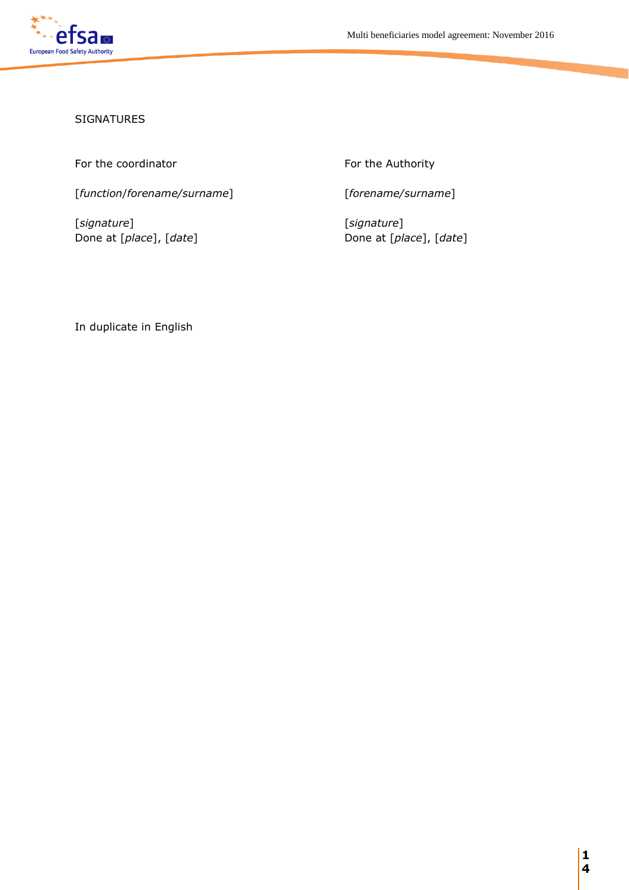SIGNATURES

For the coordinator

[*function/forename/surname*]

[*signature*]
Done at [*place*], [*date*]

For the Authority

[*forename/surname*]

[*signature*]
Done at [*place*], [*date*]

In duplicate in English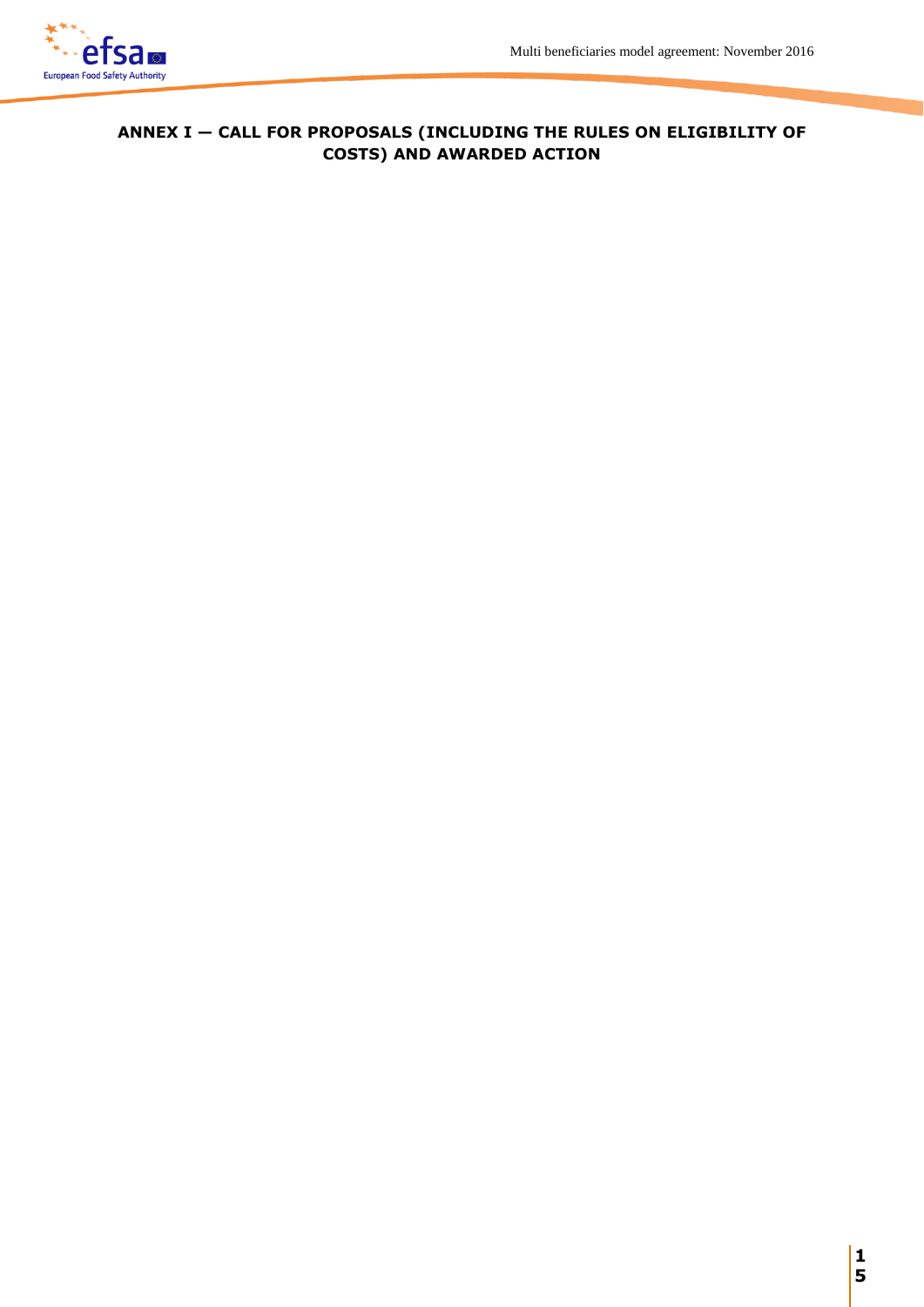# ANNEX I — CALL FOR PROPOSALS (INCLUDING THE RULES ON ELIGIBILITY OF COSTS) AND AWARDED ACTION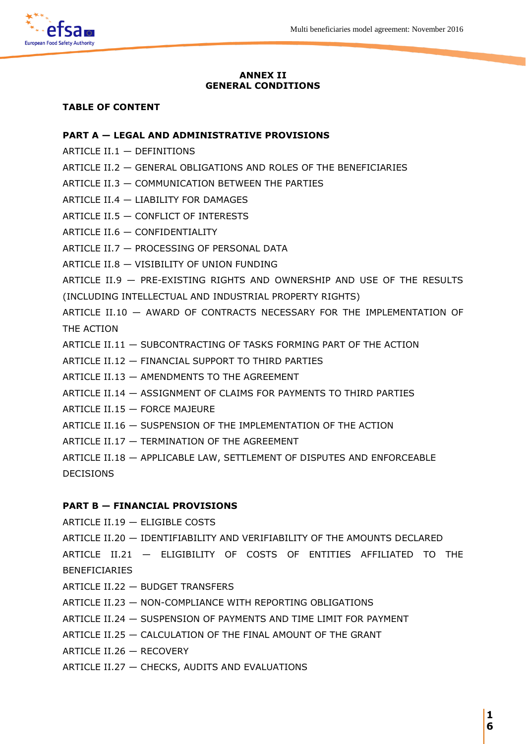**ANNEX II**
**GENERAL CONDITIONS**

**TABLE OF CONTENT**

**PART A — LEGAL AND ADMINISTRATIVE PROVISIONS**

ARTICLE II.1 — DEFINITIONS

ARTICLE II.2 — GENERAL OBLIGATIONS AND ROLES OF THE BENEFICIARIES

ARTICLE II.3 — COMMUNICATION BETWEEN THE PARTIES

ARTICLE II.4 — LIABILITY FOR DAMAGES

ARTICLE II.5 — CONFLICT OF INTERESTS

ARTICLE II.6 — CONFIDENTIALITY

ARTICLE II.7 — PROCESSING OF PERSONAL DATA

ARTICLE II.8 — VISIBILITY OF UNION FUNDING

ARTICLE II.9 — PRE-EXISTING RIGHTS AND OWNERSHIP AND USE OF THE RESULTS (INCLUDING INTELLECTUAL AND INDUSTRIAL PROPERTY RIGHTS)

ARTICLE II.10 — AWARD OF CONTRACTS NECESSARY FOR THE IMPLEMENTATION OF THE ACTION

ARTICLE II.11 — SUBCONTRACTING OF TASKS FORMING PART OF THE ACTION

ARTICLE II.12 — FINANCIAL SUPPORT TO THIRD PARTIES

ARTICLE II.13 — AMENDMENTS TO THE AGREEMENT

ARTICLE II.14 — ASSIGNMENT OF CLAIMS FOR PAYMENTS TO THIRD PARTIES

ARTICLE II.15 — FORCE MAJEURE

ARTICLE II.16 — SUSPENSION OF THE IMPLEMENTATION OF THE ACTION

ARTICLE II.17 — TERMINATION OF THE AGREEMENT

ARTICLE II.18 — APPLICABLE LAW, SETTLEMENT OF DISPUTES AND ENFORCEABLE DECISIONS

**PART B — FINANCIAL PROVISIONS**

ARTICLE II.19 — ELIGIBLE COSTS

ARTICLE II.20 — IDENTIFIABILITY AND VERIFIABILITY OF THE AMOUNTS DECLARED

ARTICLE II.21 — ELIGIBILITY OF COSTS OF ENTITIES AFFILIATED TO THE BENEFICIARIES

ARTICLE II.22 — BUDGET TRANSFERS

ARTICLE II.23 — NON-COMPLIANCE WITH REPORTING OBLIGATIONS

ARTICLE II.24 — SUSPENSION OF PAYMENTS AND TIME LIMIT FOR PAYMENT

ARTICLE II.25 — CALCULATION OF THE FINAL AMOUNT OF THE GRANT

ARTICLE II.26 — RECOVERY

ARTICLE II.27 — CHECKS, AUDITS AND EVALUATIONS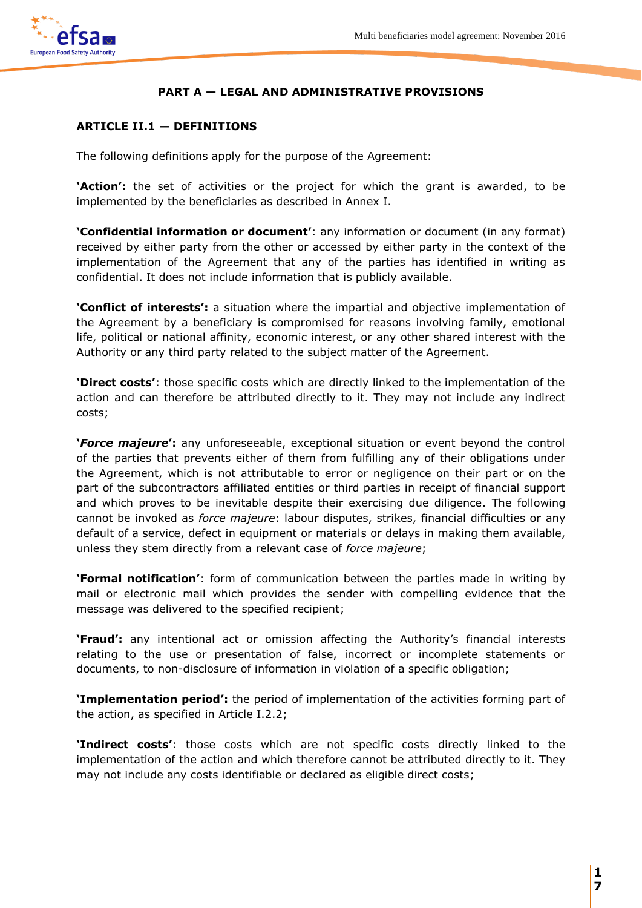## PART A — LEGAL AND ADMINISTRATIVE PROVISIONS

### ARTICLE II.1 — DEFINITIONS

The following definitions apply for the purpose of the Agreement:

**'Action':** the set of activities or the project for which the grant is awarded, to be implemented by the beneficiaries as described in Annex I.

**'Confidential information or document'**: any information or document (in any format) received by either party from the other or accessed by either party in the context of the implementation of the Agreement that any of the parties has identified in writing as confidential. It does not include information that is publicly available.

**'Conflict of interests':** a situation where the impartial and objective implementation of the Agreement by a beneficiary is compromised for reasons involving family, emotional life, political or national affinity, economic interest, or any other shared interest with the Authority or any third party related to the subject matter of the Agreement.

**'Direct costs'**: those specific costs which are directly linked to the implementation of the action and can therefore be attributed directly to it. They may not include any indirect costs;

**'*Force majeure*':** any unforeseeable, exceptional situation or event beyond the control of the parties that prevents either of them from fulfilling any of their obligations under the Agreement, which is not attributable to error or negligence on their part or on the part of the subcontractors affiliated entities or third parties in receipt of financial support and which proves to be inevitable despite their exercising due diligence. The following cannot be invoked as *force majeure*: labour disputes, strikes, financial difficulties or any default of a service, defect in equipment or materials or delays in making them available, unless they stem directly from a relevant case of *force majeure*;

**'Formal notification'**: form of communication between the parties made in writing by mail or electronic mail which provides the sender with compelling evidence that the message was delivered to the specified recipient;

**'Fraud':** any intentional act or omission affecting the Authority's financial interests relating to the use or presentation of false, incorrect or incomplete statements or documents, to non-disclosure of information in violation of a specific obligation;

**'Implementation period':** the period of implementation of the activities forming part of the action, as specified in Article I.2.2;

**'Indirect costs'**: those costs which are not specific costs directly linked to the implementation of the action and which therefore cannot be attributed directly to it. They may not include any costs identifiable or declared as eligible direct costs;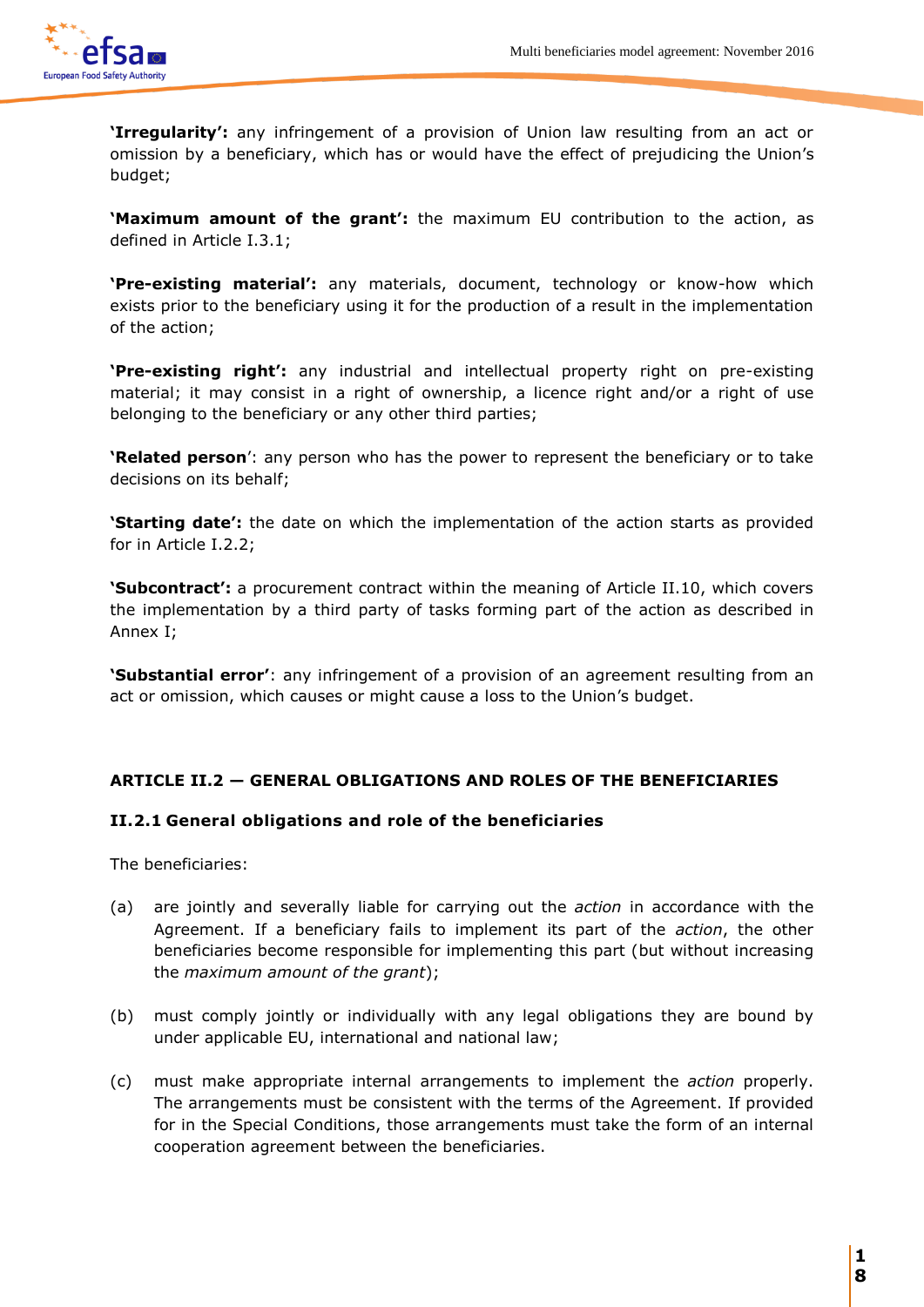**'Irregularity':** any infringement of a provision of Union law resulting from an act or omission by a beneficiary, which has or would have the effect of prejudicing the Union's budget;

**'Maximum amount of the grant':** the maximum EU contribution to the action, as defined in Article I.3.1;

**'Pre-existing material':** any materials, document, technology or know-how which exists prior to the beneficiary using it for the production of a result in the implementation of the action;

**'Pre-existing right':** any industrial and intellectual property right on pre-existing material; it may consist in a right of ownership, a licence right and/or a right of use belonging to the beneficiary or any other third parties;

**'Related person'**: any person who has the power to represent the beneficiary or to take decisions on its behalf;

**'Starting date':** the date on which the implementation of the action starts as provided for in Article I.2.2;

**'Subcontract':** a procurement contract within the meaning of Article II.10, which covers the implementation by a third party of tasks forming part of the action as described in Annex I;

**'Substantial error'**: any infringement of a provision of an agreement resulting from an act or omission, which causes or might cause a loss to the Union's budget.

## ARTICLE II.2 — GENERAL OBLIGATIONS AND ROLES OF THE BENEFICIARIES

### II.2.1 General obligations and role of the beneficiaries

The beneficiaries:

(a) are jointly and severally liable for carrying out the *action* in accordance with the Agreement. If a beneficiary fails to implement its part of the *action*, the other beneficiaries become responsible for implementing this part (but without increasing the *maximum amount of the grant*);

(b) must comply jointly or individually with any legal obligations they are bound by under applicable EU, international and national law;

(c) must make appropriate internal arrangements to implement the *action* properly. The arrangements must be consistent with the terms of the Agreement. If provided for in the Special Conditions, those arrangements must take the form of an internal cooperation agreement between the beneficiaries.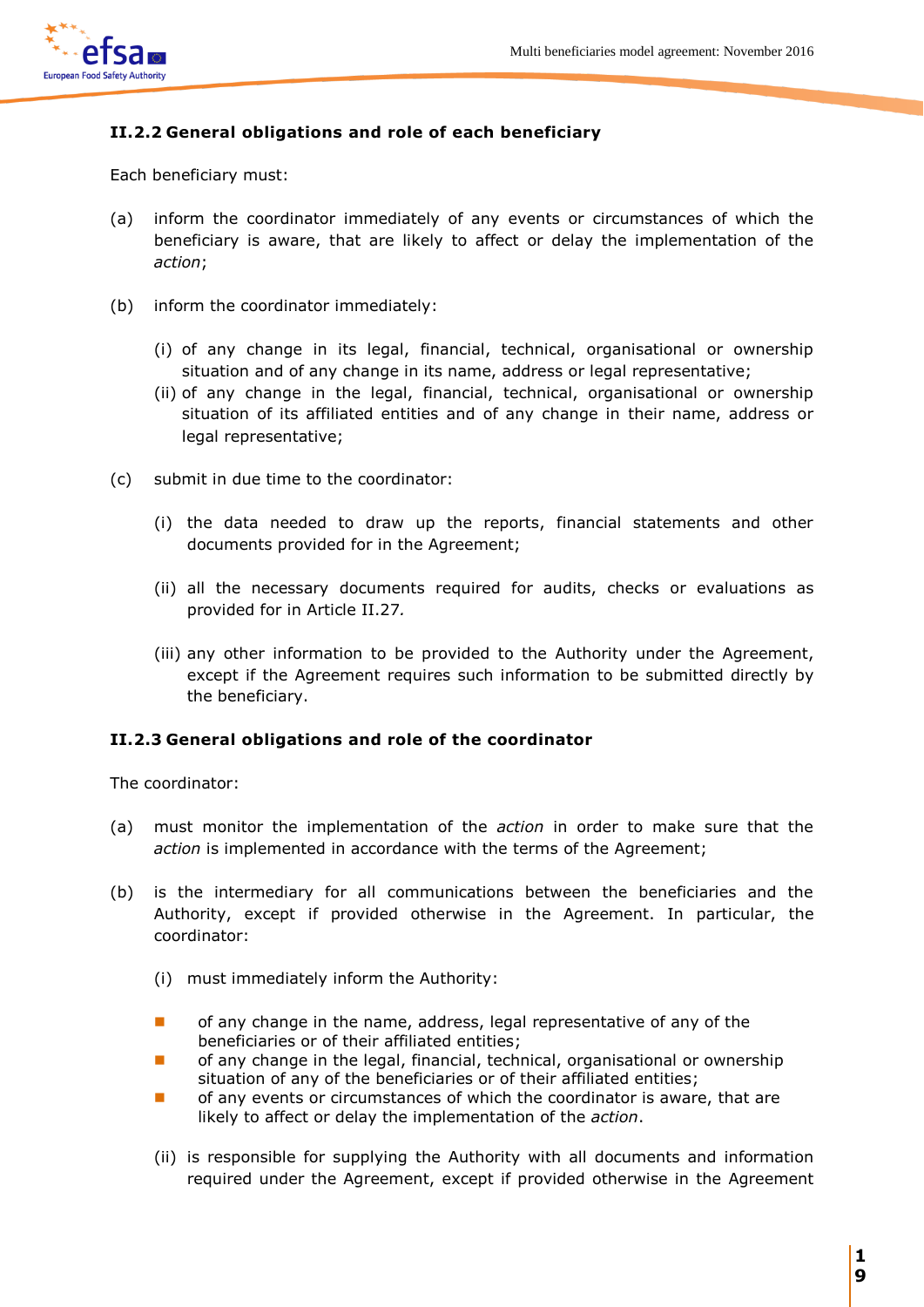### II.2.2 General obligations and role of each beneficiary

Each beneficiary must:

(a) inform the coordinator immediately of any events or circumstances of which the beneficiary is aware, that are likely to affect or delay the implementation of the *action*;

(b) inform the coordinator immediately:

  (i) of any change in its legal, financial, technical, organisational or ownership situation and of any change in its name, address or legal representative;
  (ii) of any change in the legal, financial, technical, organisational or ownership situation of its affiliated entities and of any change in their name, address or legal representative;

(c) submit in due time to the coordinator:

  (i) the data needed to draw up the reports, financial statements and other documents provided for in the Agreement;

  (ii) all the necessary documents required for audits, checks or evaluations as provided for in Article II.27.

  (iii) any other information to be provided to the Authority under the Agreement, except if the Agreement requires such information to be submitted directly by the beneficiary.

### II.2.3 General obligations and role of the coordinator

The coordinator:

(a) must monitor the implementation of the *action* in order to make sure that the *action* is implemented in accordance with the terms of the Agreement;

(b) is the intermediary for all communications between the beneficiaries and the Authority, except if provided otherwise in the Agreement. In particular, the coordinator:

  (i) must immediately inform the Authority:

  - of any change in the name, address, legal representative of any of the beneficiaries or of their affiliated entities;
  - of any change in the legal, financial, technical, organisational or ownership situation of any of the beneficiaries or of their affiliated entities;
  - of any events or circumstances of which the coordinator is aware, that are likely to affect or delay the implementation of the *action*.

  (ii) is responsible for supplying the Authority with all documents and information required under the Agreement, except if provided otherwise in the Agreement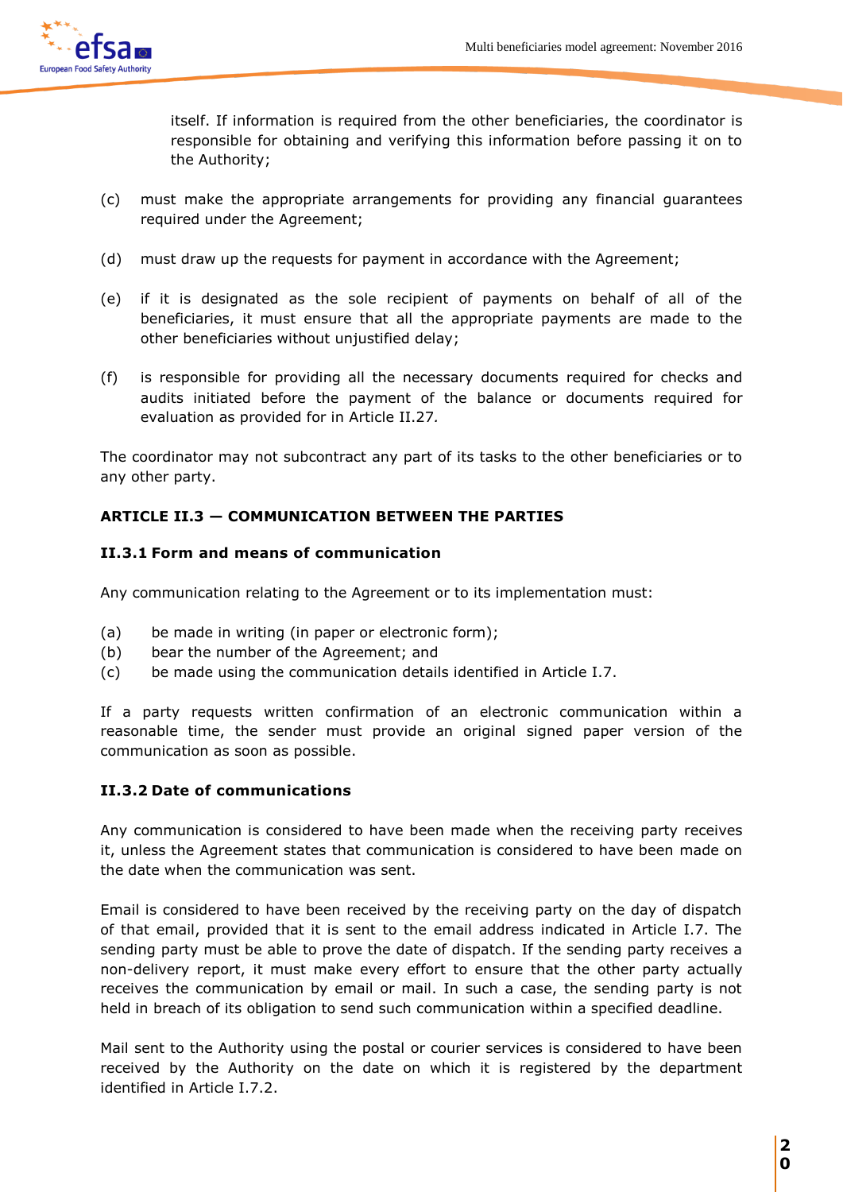itself. If information is required from the other beneficiaries, the coordinator is responsible for obtaining and verifying this information before passing it on to the Authority;

(c) must make the appropriate arrangements for providing any financial guarantees required under the Agreement;

(d) must draw up the requests for payment in accordance with the Agreement;

(e) if it is designated as the sole recipient of payments on behalf of all of the beneficiaries, it must ensure that all the appropriate payments are made to the other beneficiaries without unjustified delay;

(f) is responsible for providing all the necessary documents required for checks and audits initiated before the payment of the balance or documents required for evaluation as provided for in Article II.27*.*

The coordinator may not subcontract any part of its tasks to the other beneficiaries or to any other party.

**ARTICLE II.3 — COMMUNICATION BETWEEN THE PARTIES**

**II.3.1 Form and means of communication**

Any communication relating to the Agreement or to its implementation must:

(a) be made in writing (in paper or electronic form);
(b) bear the number of the Agreement; and
(c) be made using the communication details identified in Article I.7.

If a party requests written confirmation of an electronic communication within a reasonable time, the sender must provide an original signed paper version of the communication as soon as possible.

**II.3.2 Date of communications**

Any communication is considered to have been made when the receiving party receives it, unless the Agreement states that communication is considered to have been made on the date when the communication was sent.

Email is considered to have been received by the receiving party on the day of dispatch of that email, provided that it is sent to the email address indicated in Article I.7. The sending party must be able to prove the date of dispatch. If the sending party receives a non-delivery report, it must make every effort to ensure that the other party actually receives the communication by email or mail. In such a case, the sending party is not held in breach of its obligation to send such communication within a specified deadline.

Mail sent to the Authority using the postal or courier services is considered to have been received by the Authority on the date on which it is registered by the department identified in Article I.7.2.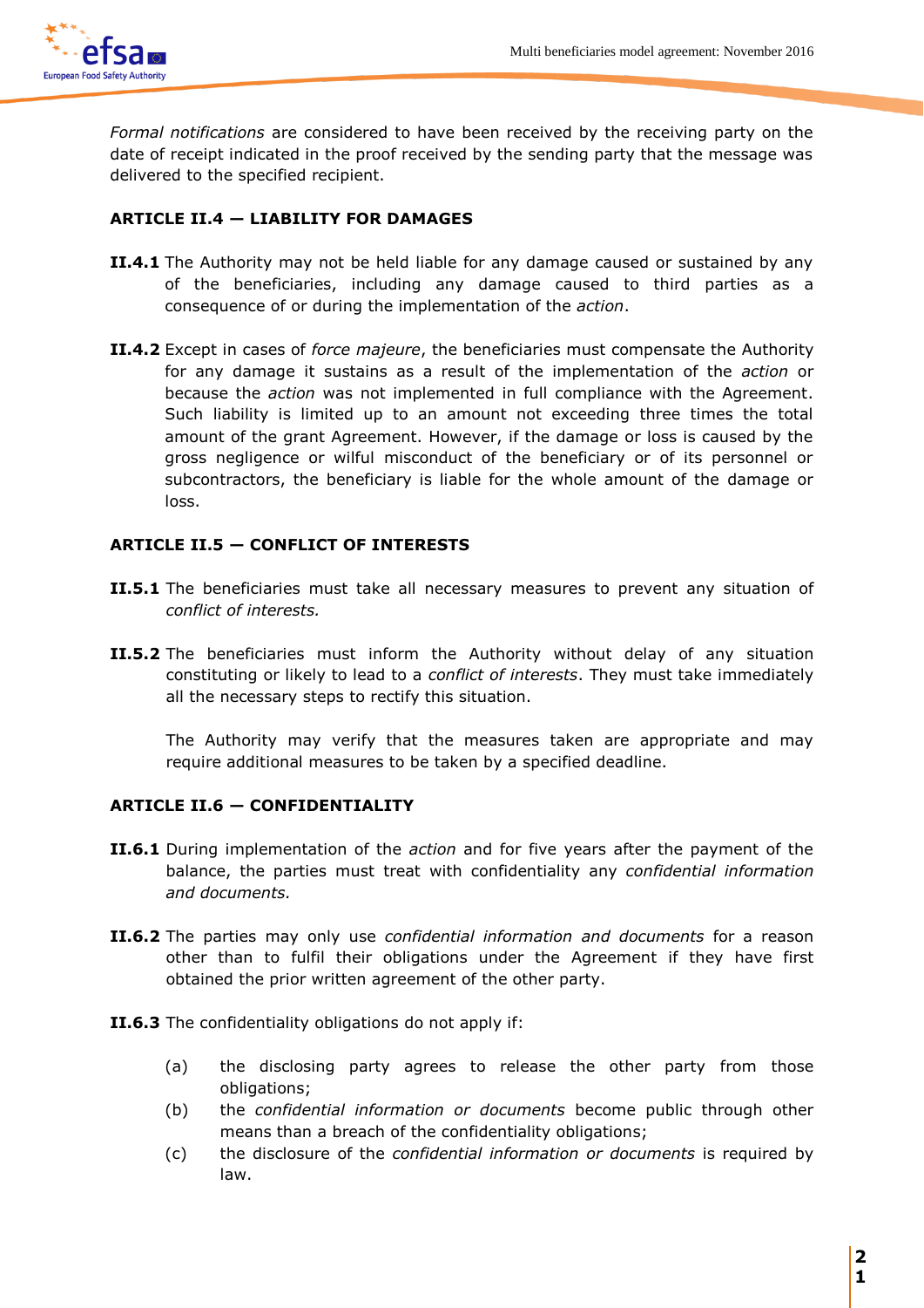*Formal notifications* are considered to have been received by the receiving party on the date of receipt indicated in the proof received by the sending party that the message was delivered to the specified recipient.

### ARTICLE II.4 — LIABILITY FOR DAMAGES

**II.4.1** The Authority may not be held liable for any damage caused or sustained by any of the beneficiaries, including any damage caused to third parties as a consequence of or during the implementation of the *action*.

**II.4.2** Except in cases of *force majeure*, the beneficiaries must compensate the Authority for any damage it sustains as a result of the implementation of the *action* or because the *action* was not implemented in full compliance with the Agreement. Such liability is limited up to an amount not exceeding three times the total amount of the grant Agreement. However, if the damage or loss is caused by the gross negligence or wilful misconduct of the beneficiary or of its personnel or subcontractors, the beneficiary is liable for the whole amount of the damage or loss.

### ARTICLE II.5 — CONFLICT OF INTERESTS

**II.5.1** The beneficiaries must take all necessary measures to prevent any situation of *conflict of interests.*

**II.5.2** The beneficiaries must inform the Authority without delay of any situation constituting or likely to lead to a *conflict of interests*. They must take immediately all the necessary steps to rectify this situation.

The Authority may verify that the measures taken are appropriate and may require additional measures to be taken by a specified deadline.

### ARTICLE II.6 — CONFIDENTIALITY

**II.6.1** During implementation of the *action* and for five years after the payment of the balance, the parties must treat with confidentiality any *confidential information and documents.*

**II.6.2** The parties may only use *confidential information and documents* for a reason other than to fulfil their obligations under the Agreement if they have first obtained the prior written agreement of the other party.

**II.6.3** The confidentiality obligations do not apply if:

(a) the disclosing party agrees to release the other party from those obligations;

(b) the *confidential information or documents* become public through other means than a breach of the confidentiality obligations;

(c) the disclosure of the *confidential information or documents* is required by law.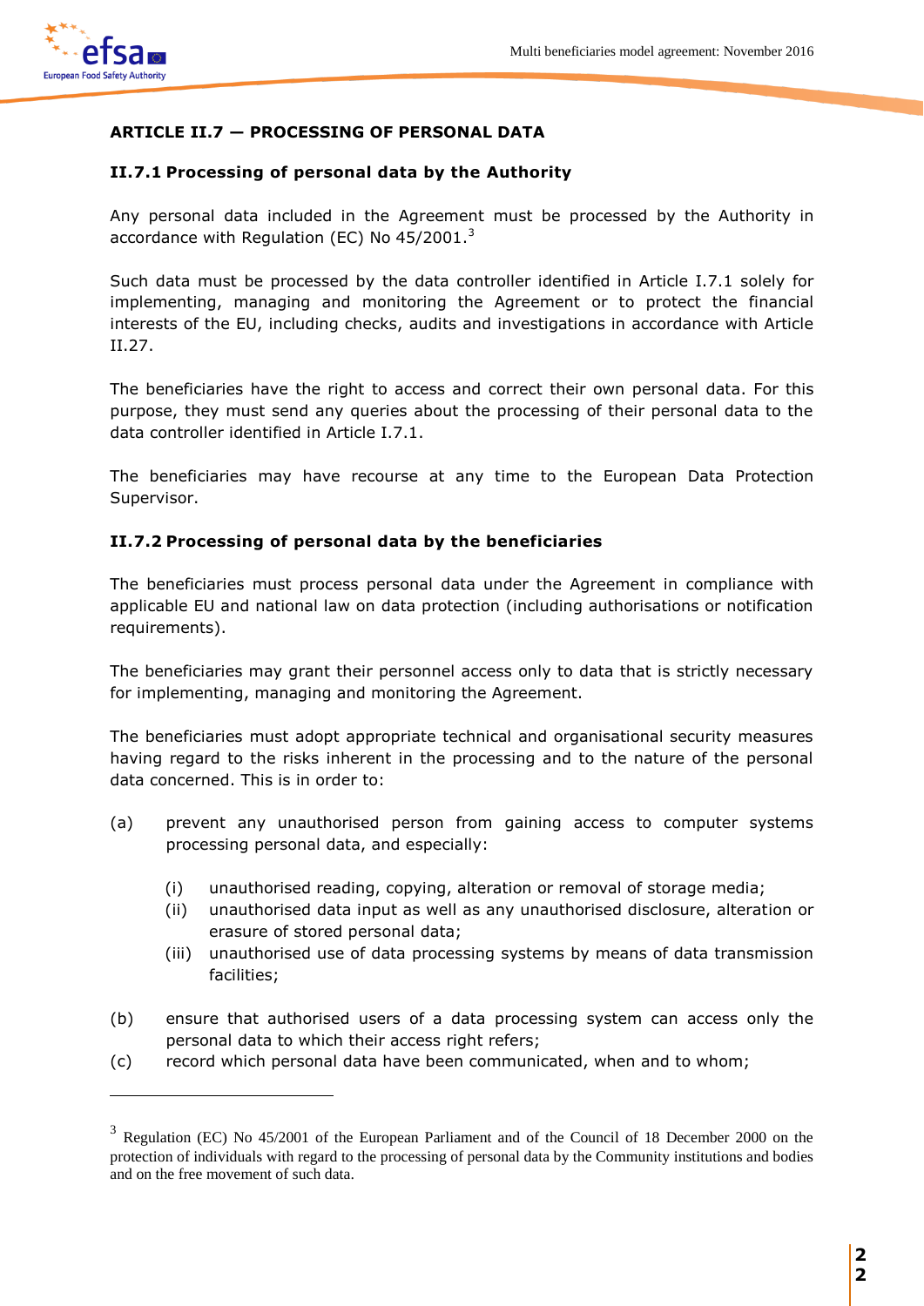## ARTICLE II.7 — PROCESSING OF PERSONAL DATA

### II.7.1 Processing of personal data by the Authority

Any personal data included in the Agreement must be processed by the Authority in accordance with Regulation (EC) No 45/2001.[3]

Such data must be processed by the data controller identified in Article I.7.1 solely for implementing, managing and monitoring the Agreement or to protect the financial interests of the EU, including checks, audits and investigations in accordance with Article II.27.

The beneficiaries have the right to access and correct their own personal data. For this purpose, they must send any queries about the processing of their personal data to the data controller identified in Article I.7.1.

The beneficiaries may have recourse at any time to the European Data Protection Supervisor.

### II.7.2 Processing of personal data by the beneficiaries

The beneficiaries must process personal data under the Agreement in compliance with applicable EU and national law on data protection (including authorisations or notification requirements).

The beneficiaries may grant their personnel access only to data that is strictly necessary for implementing, managing and monitoring the Agreement.

The beneficiaries must adopt appropriate technical and organisational security measures having regard to the risks inherent in the processing and to the nature of the personal data concerned. This is in order to:

(a) prevent any unauthorised person from gaining access to computer systems processing personal data, and especially:

  (i) unauthorised reading, copying, alteration or removal of storage media;
  (ii) unauthorised data input as well as any unauthorised disclosure, alteration or erasure of stored personal data;
  (iii) unauthorised use of data processing systems by means of data transmission facilities;

(b) ensure that authorised users of a data processing system can access only the personal data to which their access right refers;

(c) record which personal data have been communicated, when and to whom;

---

[3] Regulation (EC) No 45/2001 of the European Parliament and of the Council of 18 December 2000 on the protection of individuals with regard to the processing of personal data by the Community institutions and bodies and on the free movement of such data.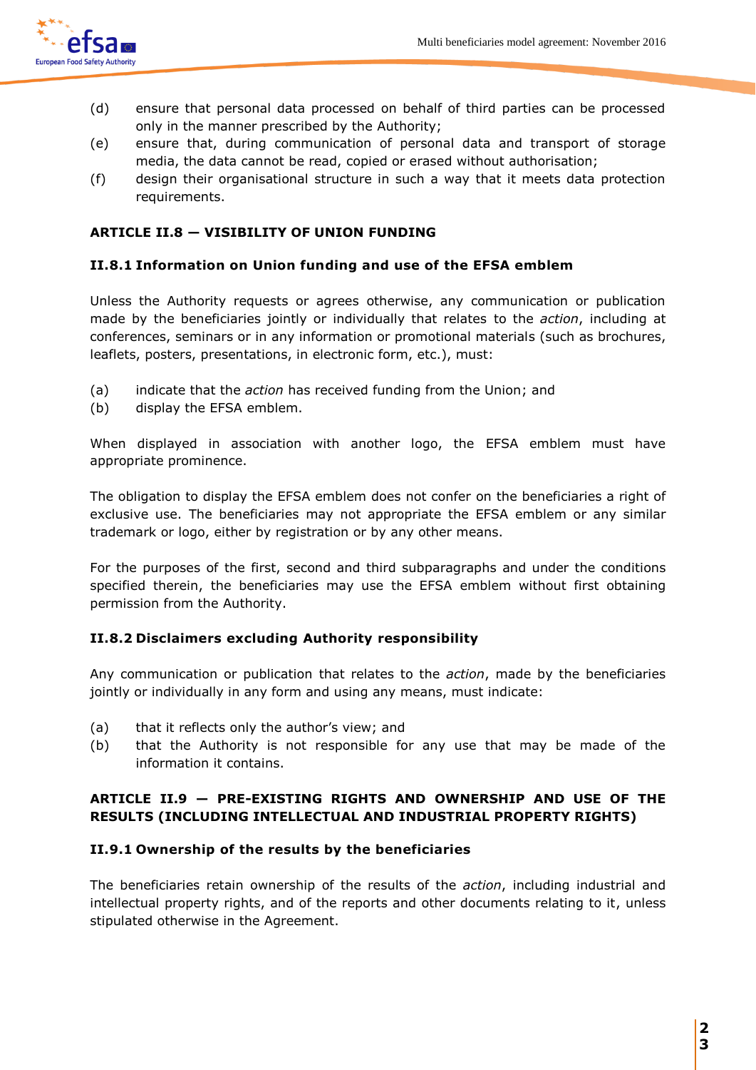(d) ensure that personal data processed on behalf of third parties can be processed only in the manner prescribed by the Authority;

(e) ensure that, during communication of personal data and transport of storage media, the data cannot be read, copied or erased without authorisation;

(f) design their organisational structure in such a way that it meets data protection requirements.

## ARTICLE II.8 — VISIBILITY OF UNION FUNDING

### II.8.1 Information on Union funding and use of the EFSA emblem

Unless the Authority requests or agrees otherwise, any communication or publication made by the beneficiaries jointly or individually that relates to the *action*, including at conferences, seminars or in any information or promotional materials (such as brochures, leaflets, posters, presentations, in electronic form, etc.), must:

(a) indicate that the *action* has received funding from the Union; and

(b) display the EFSA emblem.

When displayed in association with another logo, the EFSA emblem must have appropriate prominence.

The obligation to display the EFSA emblem does not confer on the beneficiaries a right of exclusive use. The beneficiaries may not appropriate the EFSA emblem or any similar trademark or logo, either by registration or by any other means.

For the purposes of the first, second and third subparagraphs and under the conditions specified therein, the beneficiaries may use the EFSA emblem without first obtaining permission from the Authority.

### II.8.2 Disclaimers excluding Authority responsibility

Any communication or publication that relates to the *action*, made by the beneficiaries jointly or individually in any form and using any means, must indicate:

(a) that it reflects only the author's view; and

(b) that the Authority is not responsible for any use that may be made of the information it contains.

## ARTICLE II.9 — PRE-EXISTING RIGHTS AND OWNERSHIP AND USE OF THE RESULTS (INCLUDING INTELLECTUAL AND INDUSTRIAL PROPERTY RIGHTS)

### II.9.1 Ownership of the results by the beneficiaries

The beneficiaries retain ownership of the results of the *action*, including industrial and intellectual property rights, and of the reports and other documents relating to it, unless stipulated otherwise in the Agreement.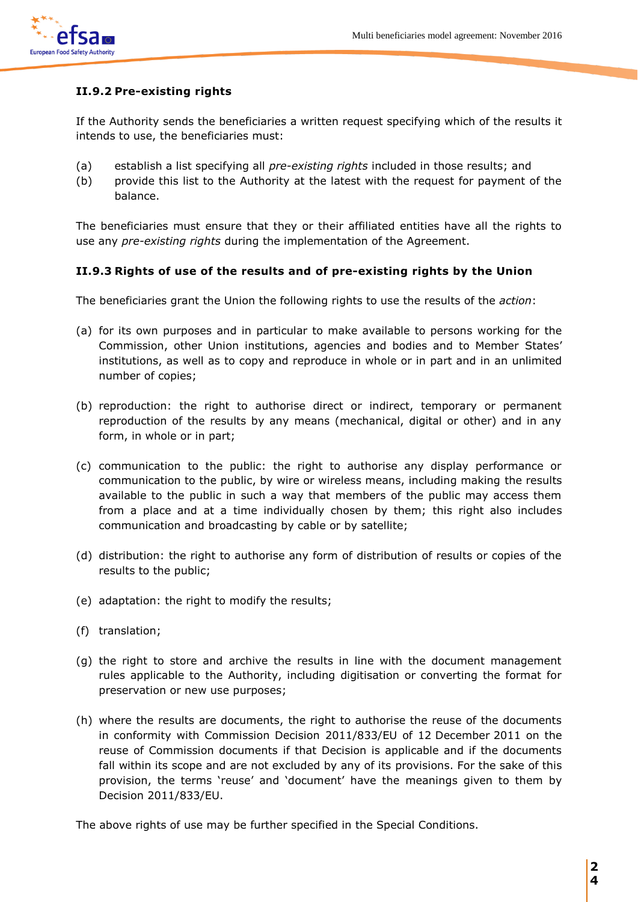### II.9.2 Pre-existing rights

If the Authority sends the beneficiaries a written request specifying which of the results it intends to use, the beneficiaries must:

(a) establish a list specifying all *pre-existing rights* included in those results; and
(b) provide this list to the Authority at the latest with the request for payment of the balance.

The beneficiaries must ensure that they or their affiliated entities have all the rights to use any *pre-existing rights* during the implementation of the Agreement.

### II.9.3 Rights of use of the results and of pre-existing rights by the Union

The beneficiaries grant the Union the following rights to use the results of the *action*:

(a) for its own purposes and in particular to make available to persons working for the Commission, other Union institutions, agencies and bodies and to Member States' institutions, as well as to copy and reproduce in whole or in part and in an unlimited number of copies;

(b) reproduction: the right to authorise direct or indirect, temporary or permanent reproduction of the results by any means (mechanical, digital or other) and in any form, in whole or in part;

(c) communication to the public: the right to authorise any display performance or communication to the public, by wire or wireless means, including making the results available to the public in such a way that members of the public may access them from a place and at a time individually chosen by them; this right also includes communication and broadcasting by cable or by satellite;

(d) distribution: the right to authorise any form of distribution of results or copies of the results to the public;

(e) adaptation: the right to modify the results;

(f) translation;

(g) the right to store and archive the results in line with the document management rules applicable to the Authority, including digitisation or converting the format for preservation or new use purposes;

(h) where the results are documents, the right to authorise the reuse of the documents in conformity with Commission Decision 2011/833/EU of 12 December 2011 on the reuse of Commission documents if that Decision is applicable and if the documents fall within its scope and are not excluded by any of its provisions. For the sake of this provision, the terms 'reuse' and 'document' have the meanings given to them by Decision 2011/833/EU.

The above rights of use may be further specified in the Special Conditions.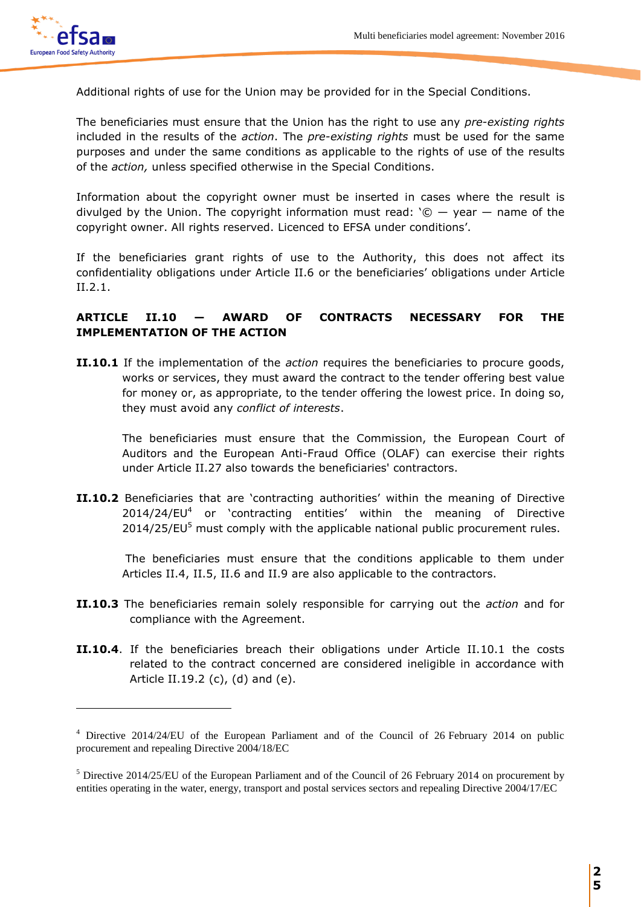Additional rights of use for the Union may be provided for in the Special Conditions.

The beneficiaries must ensure that the Union has the right to use any *pre-existing rights* included in the results of the *action*. The *pre-existing rights* must be used for the same purposes and under the same conditions as applicable to the rights of use of the results of the *action,* unless specified otherwise in the Special Conditions.

Information about the copyright owner must be inserted in cases where the result is divulged by the Union. The copyright information must read: '© — year — name of the copyright owner. All rights reserved. Licenced to EFSA under conditions'.

If the beneficiaries grant rights of use to the Authority, this does not affect its confidentiality obligations under Article II.6 or the beneficiaries' obligations under Article II.2.1.

## ARTICLE II.10 — AWARD OF CONTRACTS NECESSARY FOR THE IMPLEMENTATION OF THE ACTION

**II.10.1** If the implementation of the *action* requires the beneficiaries to procure goods, works or services, they must award the contract to the tender offering best value for money or, as appropriate, to the tender offering the lowest price. In doing so, they must avoid any *conflict of interests*.

The beneficiaries must ensure that the Commission, the European Court of Auditors and the European Anti-Fraud Office (OLAF) can exercise their rights under Article II.27 also towards the beneficiaries' contractors.

**II.10.2** Beneficiaries that are 'contracting authorities' within the meaning of Directive 2014/24/EU[4] or 'contracting entities' within the meaning of Directive 2014/25/EU[5] must comply with the applicable national public procurement rules.

The beneficiaries must ensure that the conditions applicable to them under Articles II.4, II.5, II.6 and II.9 are also applicable to the contractors.

**II.10.3** The beneficiaries remain solely responsible for carrying out the *action* and for compliance with the Agreement.

**II.10.4**. If the beneficiaries breach their obligations under Article II.10.1 the costs related to the contract concerned are considered ineligible in accordance with Article II.19.2 (c), (d) and (e).

---

[4] Directive 2014/24/EU of the European Parliament and of the Council of 26 February 2014 on public procurement and repealing Directive 2004/18/EC

[5] Directive 2014/25/EU of the European Parliament and of the Council of 26 February 2014 on procurement by entities operating in the water, energy, transport and postal services sectors and repealing Directive 2004/17/EC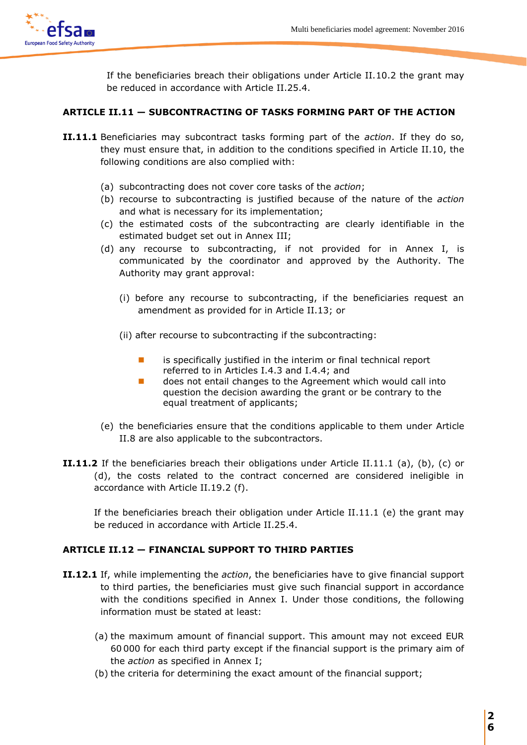If the beneficiaries breach their obligations under Article II.10.2 the grant may be reduced in accordance with Article II.25.4.

## ARTICLE II.11 — SUBCONTRACTING OF TASKS FORMING PART OF THE ACTION

**II.11.1** Beneficiaries may subcontract tasks forming part of the *action*. If they do so, they must ensure that, in addition to the conditions specified in Article II.10, the following conditions are also complied with:

(a) subcontracting does not cover core tasks of the *action*;

(b) recourse to subcontracting is justified because of the nature of the *action* and what is necessary for its implementation;

(c) the estimated costs of the subcontracting are clearly identifiable in the estimated budget set out in Annex III;

(d) any recourse to subcontracting, if not provided for in Annex I, is communicated by the coordinator and approved by the Authority. The Authority may grant approval:

(i) before any recourse to subcontracting, if the beneficiaries request an amendment as provided for in Article II.13; or

(ii) after recourse to subcontracting if the subcontracting:

- is specifically justified in the interim or final technical report referred to in Articles I.4.3 and I.4.4; and
- does not entail changes to the Agreement which would call into question the decision awarding the grant or be contrary to the equal treatment of applicants;

(e) the beneficiaries ensure that the conditions applicable to them under Article II.8 are also applicable to the subcontractors.

**II.11.2** If the beneficiaries breach their obligations under Article II.11.1 (a), (b), (c) or (d), the costs related to the contract concerned are considered ineligible in accordance with Article II.19.2 (f).

If the beneficiaries breach their obligation under Article II.11.1 (e) the grant may be reduced in accordance with Article II.25.4.

## ARTICLE II.12 — FINANCIAL SUPPORT TO THIRD PARTIES

**II.12.1** If, while implementing the *action*, the beneficiaries have to give financial support to third parties, the beneficiaries must give such financial support in accordance with the conditions specified in Annex I. Under those conditions, the following information must be stated at least:

(a) the maximum amount of financial support. This amount may not exceed EUR 60 000 for each third party except if the financial support is the primary aim of the *action* as specified in Annex I;

(b) the criteria for determining the exact amount of the financial support;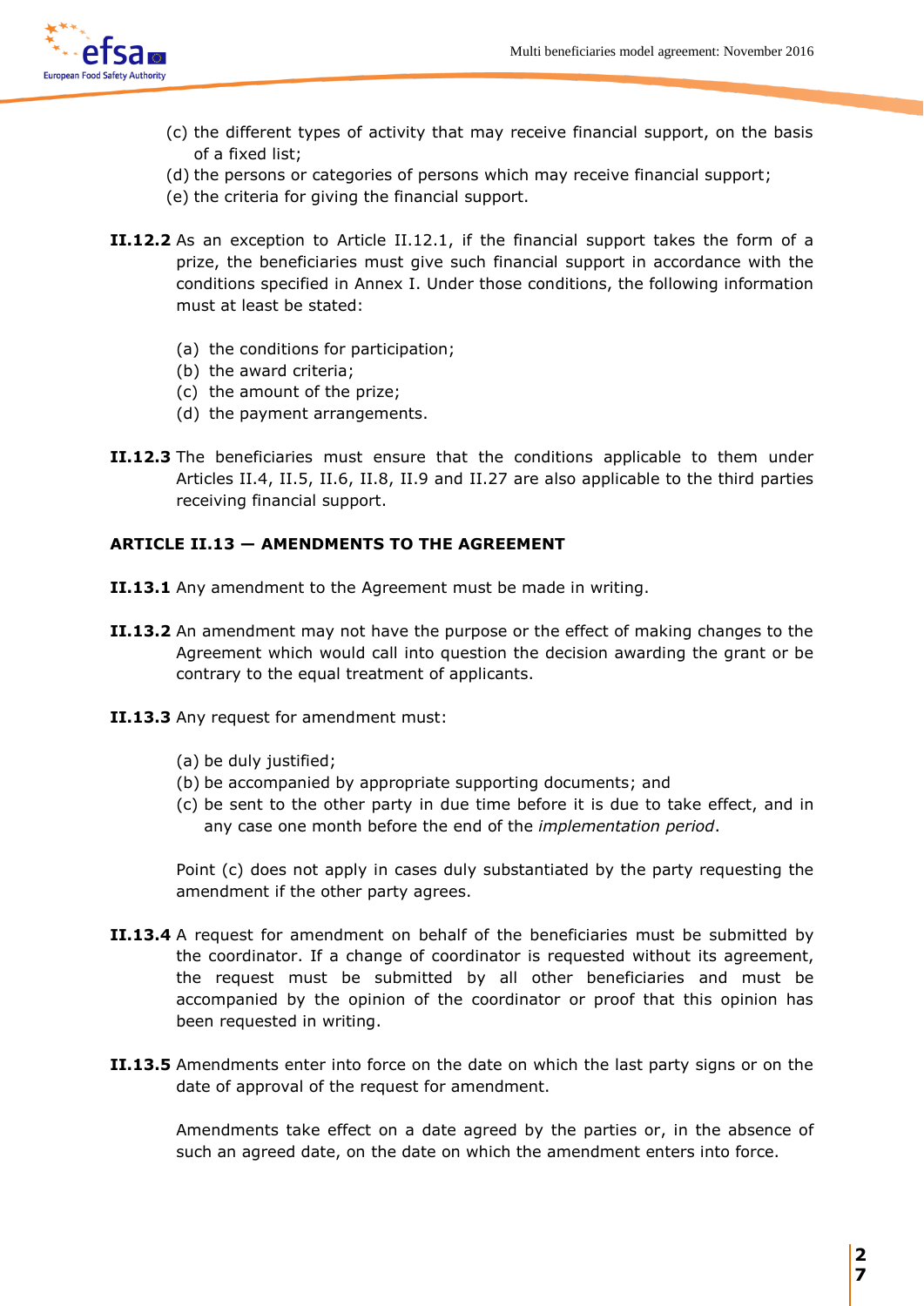(c) the different types of activity that may receive financial support, on the basis of a fixed list;
(d) the persons or categories of persons which may receive financial support;
(e) the criteria for giving the financial support.

**II.12.2** As an exception to Article II.12.1, if the financial support takes the form of a prize, the beneficiaries must give such financial support in accordance with the conditions specified in Annex I. Under those conditions, the following information must at least be stated:

(a) the conditions for participation;
(b) the award criteria;
(c) the amount of the prize;
(d) the payment arrangements.

**II.12.3** The beneficiaries must ensure that the conditions applicable to them under Articles II.4, II.5, II.6, II.8, II.9 and II.27 are also applicable to the third parties receiving financial support.

**ARTICLE II.13 — AMENDMENTS TO THE AGREEMENT**

**II.13.1** Any amendment to the Agreement must be made in writing.

**II.13.2** An amendment may not have the purpose or the effect of making changes to the Agreement which would call into question the decision awarding the grant or be contrary to the equal treatment of applicants.

**II.13.3** Any request for amendment must:

(a) be duly justified;
(b) be accompanied by appropriate supporting documents; and
(c) be sent to the other party in due time before it is due to take effect, and in any case one month before the end of the *implementation period*.

Point (c) does not apply in cases duly substantiated by the party requesting the amendment if the other party agrees.

**II.13.4** A request for amendment on behalf of the beneficiaries must be submitted by the coordinator. If a change of coordinator is requested without its agreement, the request must be submitted by all other beneficiaries and must be accompanied by the opinion of the coordinator or proof that this opinion has been requested in writing.

**II.13.5** Amendments enter into force on the date on which the last party signs or on the date of approval of the request for amendment.

Amendments take effect on a date agreed by the parties or, in the absence of such an agreed date, on the date on which the amendment enters into force.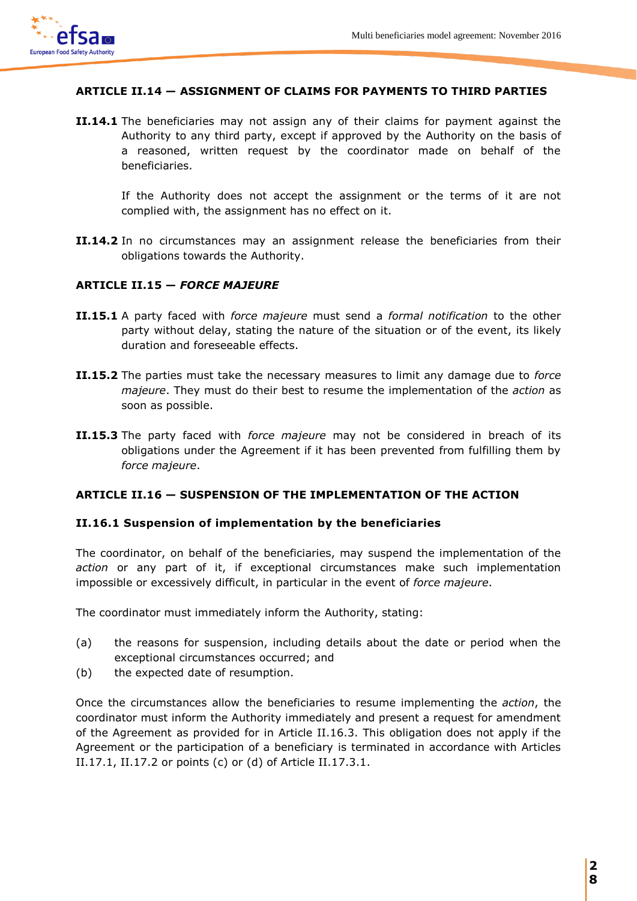### ARTICLE II.14 — ASSIGNMENT OF CLAIMS FOR PAYMENTS TO THIRD PARTIES

**II.14.1** The beneficiaries may not assign any of their claims for payment against the Authority to any third party, except if approved by the Authority on the basis of a reasoned, written request by the coordinator made on behalf of the beneficiaries.

If the Authority does not accept the assignment or the terms of it are not complied with, the assignment has no effect on it.

**II.14.2** In no circumstances may an assignment release the beneficiaries from their obligations towards the Authority.

### ARTICLE II.15 — *FORCE MAJEURE*

**II.15.1** A party faced with *force majeure* must send a *formal notification* to the other party without delay, stating the nature of the situation or of the event, its likely duration and foreseeable effects.

**II.15.2** The parties must take the necessary measures to limit any damage due to *force majeure*. They must do their best to resume the implementation of the *action* as soon as possible.

**II.15.3** The party faced with *force majeure* may not be considered in breach of its obligations under the Agreement if it has been prevented from fulfilling them by *force majeure*.

### ARTICLE II.16 — SUSPENSION OF THE IMPLEMENTATION OF THE ACTION

#### II.16.1 Suspension of implementation by the beneficiaries

The coordinator, on behalf of the beneficiaries, may suspend the implementation of the *action* or any part of it, if exceptional circumstances make such implementation impossible or excessively difficult, in particular in the event of *force majeure*.

The coordinator must immediately inform the Authority, stating:

(a) the reasons for suspension, including details about the date or period when the exceptional circumstances occurred; and
(b) the expected date of resumption.

Once the circumstances allow the beneficiaries to resume implementing the *action*, the coordinator must inform the Authority immediately and present a request for amendment of the Agreement as provided for in Article II.16.3. This obligation does not apply if the Agreement or the participation of a beneficiary is terminated in accordance with Articles II.17.1, II.17.2 or points (c) or (d) of Article II.17.3.1.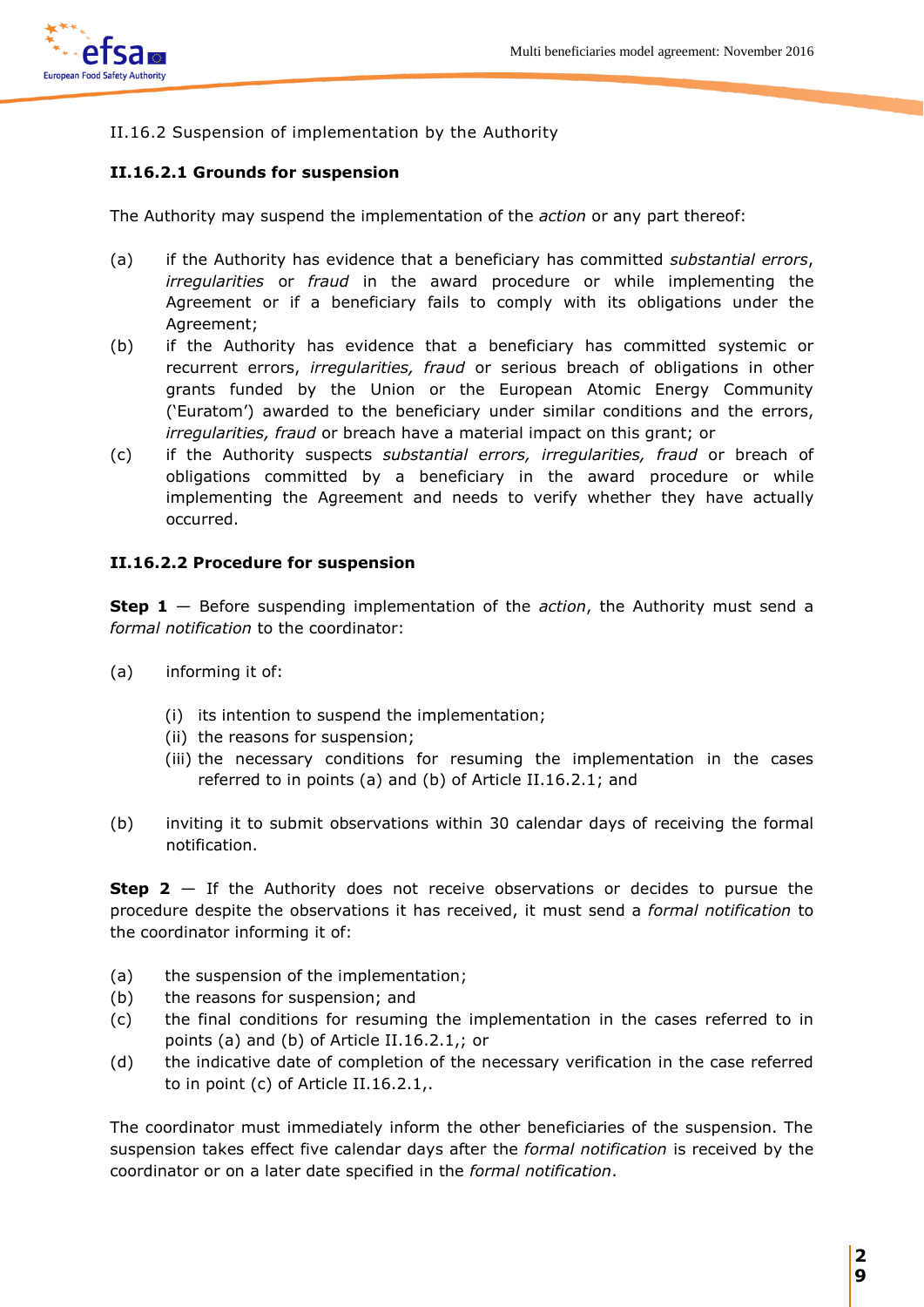II.16.2 Suspension of implementation by the Authority

**II.16.2.1 Grounds for suspension**

The Authority may suspend the implementation of the *action* or any part thereof:

(a) if the Authority has evidence that a beneficiary has committed *substantial errors*, *irregularities* or *fraud* in the award procedure or while implementing the Agreement or if a beneficiary fails to comply with its obligations under the Agreement;

(b) if the Authority has evidence that a beneficiary has committed systemic or recurrent errors, *irregularities, fraud* or serious breach of obligations in other grants funded by the Union or the European Atomic Energy Community ('Euratom') awarded to the beneficiary under similar conditions and the errors, *irregularities, fraud* or breach have a material impact on this grant; or

(c) if the Authority suspects *substantial errors, irregularities, fraud* or breach of obligations committed by a beneficiary in the award procedure or while implementing the Agreement and needs to verify whether they have actually occurred.

**II.16.2.2 Procedure for suspension**

**Step 1** — Before suspending implementation of the *action*, the Authority must send a *formal notification* to the coordinator:

(a) informing it of:

  (i) its intention to suspend the implementation;
  (ii) the reasons for suspension;
  (iii) the necessary conditions for resuming the implementation in the cases referred to in points (a) and (b) of Article II.16.2.1; and

(b) inviting it to submit observations within 30 calendar days of receiving the formal notification.

**Step 2** — If the Authority does not receive observations or decides to pursue the procedure despite the observations it has received, it must send a *formal notification* to the coordinator informing it of:

(a) the suspension of the implementation;
(b) the reasons for suspension; and
(c) the final conditions for resuming the implementation in the cases referred to in points (a) and (b) of Article II.16.2.1,; or
(d) the indicative date of completion of the necessary verification in the case referred to in point (c) of Article II.16.2.1,.

The coordinator must immediately inform the other beneficiaries of the suspension. The suspension takes effect five calendar days after the *formal notification* is received by the coordinator or on a later date specified in the *formal notification*.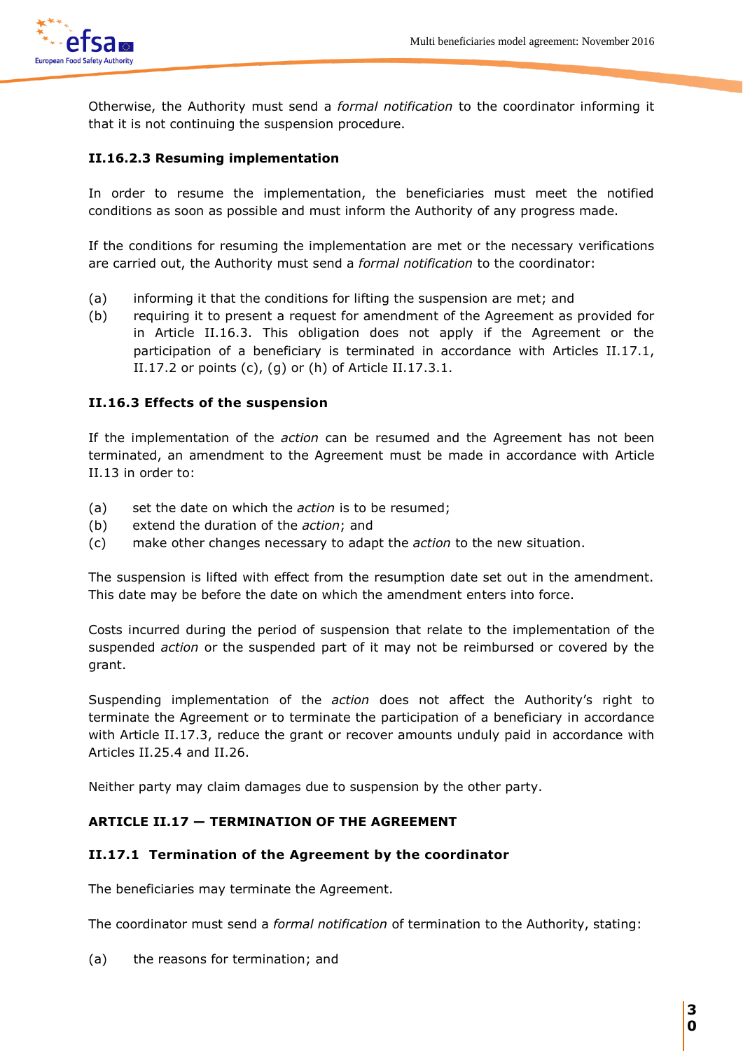Otherwise, the Authority must send a *formal notification* to the coordinator informing it that it is not continuing the suspension procedure.

#### II.16.2.3 Resuming implementation

In order to resume the implementation, the beneficiaries must meet the notified conditions as soon as possible and must inform the Authority of any progress made.

If the conditions for resuming the implementation are met or the necessary verifications are carried out, the Authority must send a *formal notification* to the coordinator:

(a) informing it that the conditions for lifting the suspension are met; and
(b) requiring it to present a request for amendment of the Agreement as provided for in Article II.16.3. This obligation does not apply if the Agreement or the participation of a beneficiary is terminated in accordance with Articles II.17.1, II.17.2 or points (c), (g) or (h) of Article II.17.3.1.

### II.16.3 Effects of the suspension

If the implementation of the *action* can be resumed and the Agreement has not been terminated, an amendment to the Agreement must be made in accordance with Article II.13 in order to:

(a) set the date on which the *action* is to be resumed;
(b) extend the duration of the *action*; and
(c) make other changes necessary to adapt the *action* to the new situation.

The suspension is lifted with effect from the resumption date set out in the amendment. This date may be before the date on which the amendment enters into force.

Costs incurred during the period of suspension that relate to the implementation of the suspended *action* or the suspended part of it may not be reimbursed or covered by the grant.

Suspending implementation of the *action* does not affect the Authority's right to terminate the Agreement or to terminate the participation of a beneficiary in accordance with Article II.17.3, reduce the grant or recover amounts unduly paid in accordance with Articles II.25.4 and II.26.

Neither party may claim damages due to suspension by the other party.

## ARTICLE II.17 — TERMINATION OF THE AGREEMENT

### II.17.1 Termination of the Agreement by the coordinator

The beneficiaries may terminate the Agreement.

The coordinator must send a *formal notification* of termination to the Authority, stating:

(a) the reasons for termination; and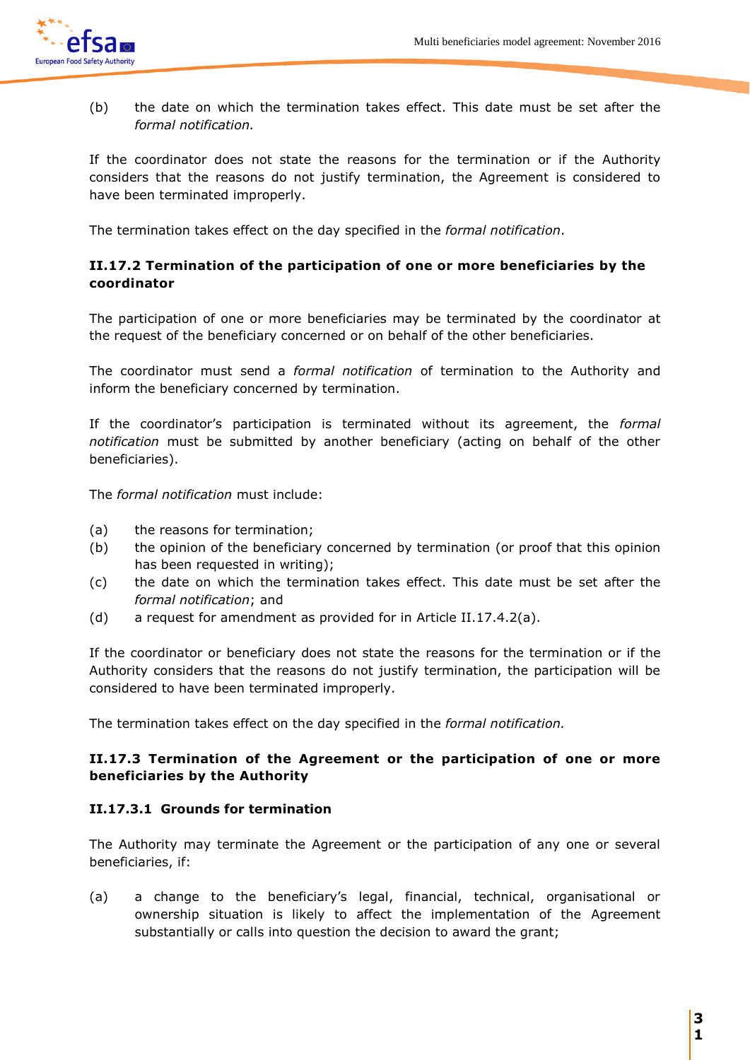(b) the date on which the termination takes effect. This date must be set after the *formal notification.*

If the coordinator does not state the reasons for the termination or if the Authority considers that the reasons do not justify termination, the Agreement is considered to have been terminated improperly.

The termination takes effect on the day specified in the *formal notification*.

#### II.17.2 Termination of the participation of one or more beneficiaries by the coordinator

The participation of one or more beneficiaries may be terminated by the coordinator at the request of the beneficiary concerned or on behalf of the other beneficiaries.

The coordinator must send a *formal notification* of termination to the Authority and inform the beneficiary concerned by termination.

If the coordinator's participation is terminated without its agreement, the *formal notification* must be submitted by another beneficiary (acting on behalf of the other beneficiaries).

The *formal notification* must include:

(a) the reasons for termination;
(b) the opinion of the beneficiary concerned by termination (or proof that this opinion has been requested in writing);
(c) the date on which the termination takes effect. This date must be set after the *formal notification*; and
(d) a request for amendment as provided for in Article II.17.4.2(a).

If the coordinator or beneficiary does not state the reasons for the termination or if the Authority considers that the reasons do not justify termination, the participation will be considered to have been terminated improperly.

The termination takes effect on the day specified in the *formal notification.*

#### II.17.3 Termination of the Agreement or the participation of one or more beneficiaries by the Authority

##### II.17.3.1 Grounds for termination

The Authority may terminate the Agreement or the participation of any one or several beneficiaries, if:

(a) a change to the beneficiary's legal, financial, technical, organisational or ownership situation is likely to affect the implementation of the Agreement substantially or calls into question the decision to award the grant;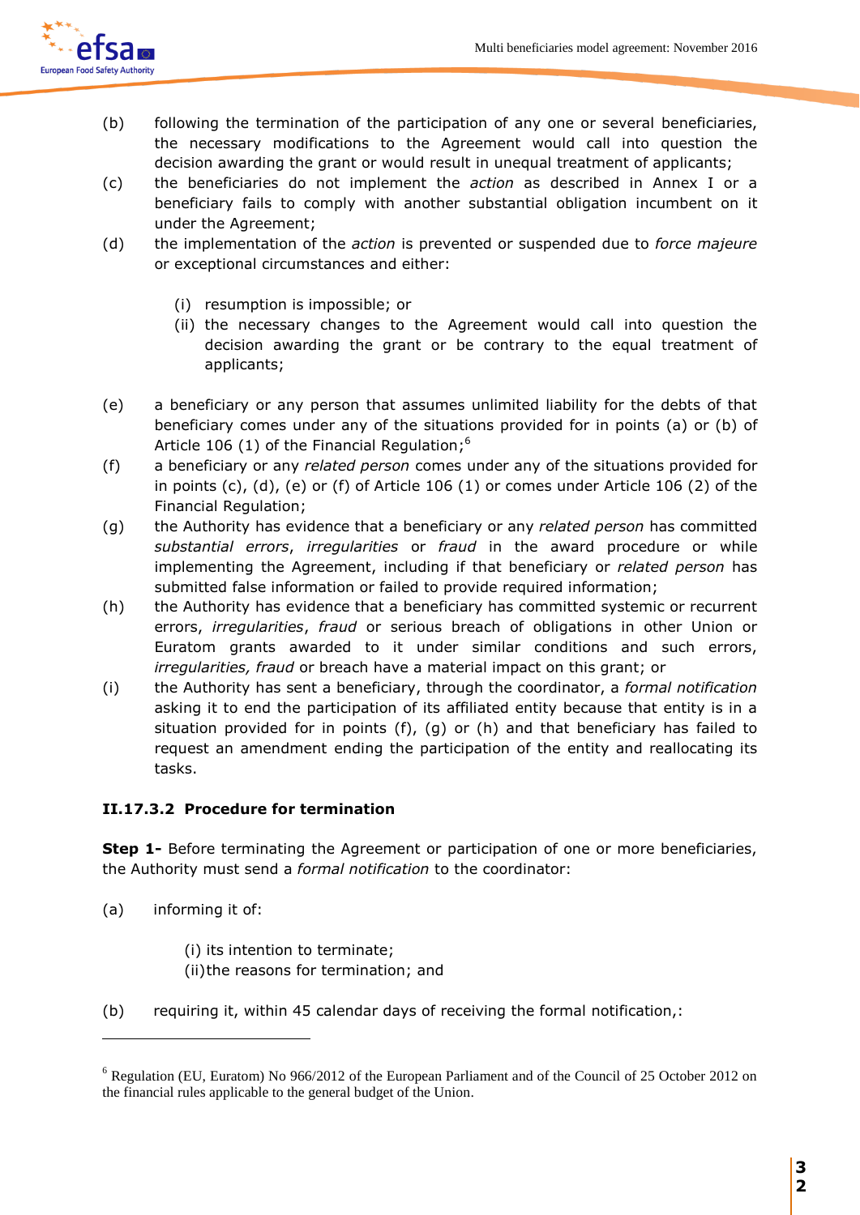(b) following the termination of the participation of any one or several beneficiaries, the necessary modifications to the Agreement would call into question the decision awarding the grant or would result in unequal treatment of applicants;

(c) the beneficiaries do not implement the *action* as described in Annex I or a beneficiary fails to comply with another substantial obligation incumbent on it under the Agreement;

(d) the implementation of the *action* is prevented or suspended due to *force majeure* or exceptional circumstances and either:

  (i) resumption is impossible; or
  
  (ii) the necessary changes to the Agreement would call into question the decision awarding the grant or be contrary to the equal treatment of applicants;

(e) a beneficiary or any person that assumes unlimited liability for the debts of that beneficiary comes under any of the situations provided for in points (a) or (b) of Article 106 (1) of the Financial Regulation;[6]

(f) a beneficiary or any *related person* comes under any of the situations provided for in points (c), (d), (e) or (f) of Article 106 (1) or comes under Article 106 (2) of the Financial Regulation;

(g) the Authority has evidence that a beneficiary or any *related person* has committed *substantial errors*, *irregularities* or *fraud* in the award procedure or while implementing the Agreement, including if that beneficiary or *related person* has submitted false information or failed to provide required information;

(h) the Authority has evidence that a beneficiary has committed systemic or recurrent errors, *irregularities*, *fraud* or serious breach of obligations in other Union or Euratom grants awarded to it under similar conditions and such errors, *irregularities, fraud* or breach have a material impact on this grant; or

(i) the Authority has sent a beneficiary, through the coordinator, a *formal notification* asking it to end the participation of its affiliated entity because that entity is in a situation provided for in points (f), (g) or (h) and that beneficiary has failed to request an amendment ending the participation of the entity and reallocating its tasks.

#### II.17.3.2 Procedure for termination

**Step 1-** Before terminating the Agreement or participation of one or more beneficiaries, the Authority must send a *formal notification* to the coordinator:

(a) informing it of:

  (i) its intention to terminate;
  
  (ii) the reasons for termination; and

(b) requiring it, within 45 calendar days of receiving the formal notification,:

---

[6] Regulation (EU, Euratom) No 966/2012 of the European Parliament and of the Council of 25 October 2012 on the financial rules applicable to the general budget of the Union.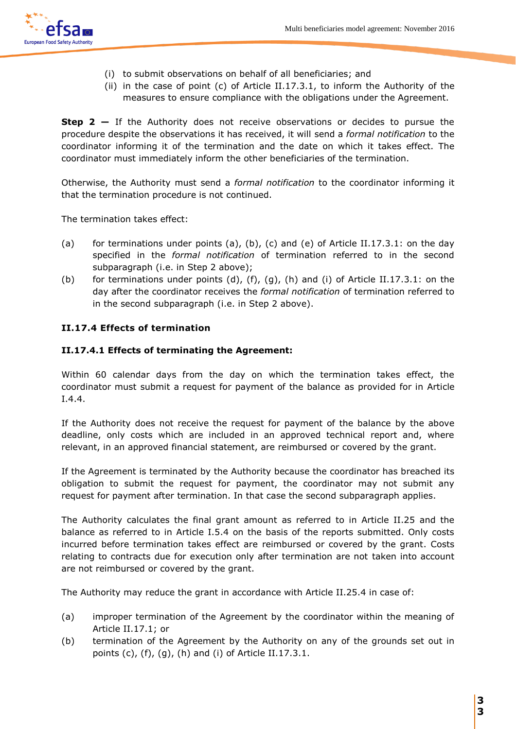(i) to submit observations on behalf of all beneficiaries; and
(ii) in the case of point (c) of Article II.17.3.1, to inform the Authority of the measures to ensure compliance with the obligations under the Agreement.

**Step 2 —** If the Authority does not receive observations or decides to pursue the procedure despite the observations it has received, it will send a *formal notification* to the coordinator informing it of the termination and the date on which it takes effect. The coordinator must immediately inform the other beneficiaries of the termination.

Otherwise, the Authority must send a *formal notification* to the coordinator informing it that the termination procedure is not continued.

The termination takes effect:

(a) for terminations under points (a), (b), (c) and (e) of Article II.17.3.1: on the day specified in the *formal notification* of termination referred to in the second subparagraph (i.e. in Step 2 above);
(b) for terminations under points (d), (f), (g), (h) and (i) of Article II.17.3.1: on the day after the coordinator receives the *formal notification* of termination referred to in the second subparagraph (i.e. in Step 2 above).

### II.17.4 Effects of termination

#### II.17.4.1 Effects of terminating the Agreement:

Within 60 calendar days from the day on which the termination takes effect, the coordinator must submit a request for payment of the balance as provided for in Article I.4.4.

If the Authority does not receive the request for payment of the balance by the above deadline, only costs which are included in an approved technical report and, where relevant, in an approved financial statement, are reimbursed or covered by the grant.

If the Agreement is terminated by the Authority because the coordinator has breached its obligation to submit the request for payment, the coordinator may not submit any request for payment after termination. In that case the second subparagraph applies.

The Authority calculates the final grant amount as referred to in Article II.25 and the balance as referred to in Article I.5.4 on the basis of the reports submitted. Only costs incurred before termination takes effect are reimbursed or covered by the grant. Costs relating to contracts due for execution only after termination are not taken into account are not reimbursed or covered by the grant.

The Authority may reduce the grant in accordance with Article II.25.4 in case of:

(a) improper termination of the Agreement by the coordinator within the meaning of Article II.17.1; or
(b) termination of the Agreement by the Authority on any of the grounds set out in points (c), (f), (g), (h) and (i) of Article II.17.3.1.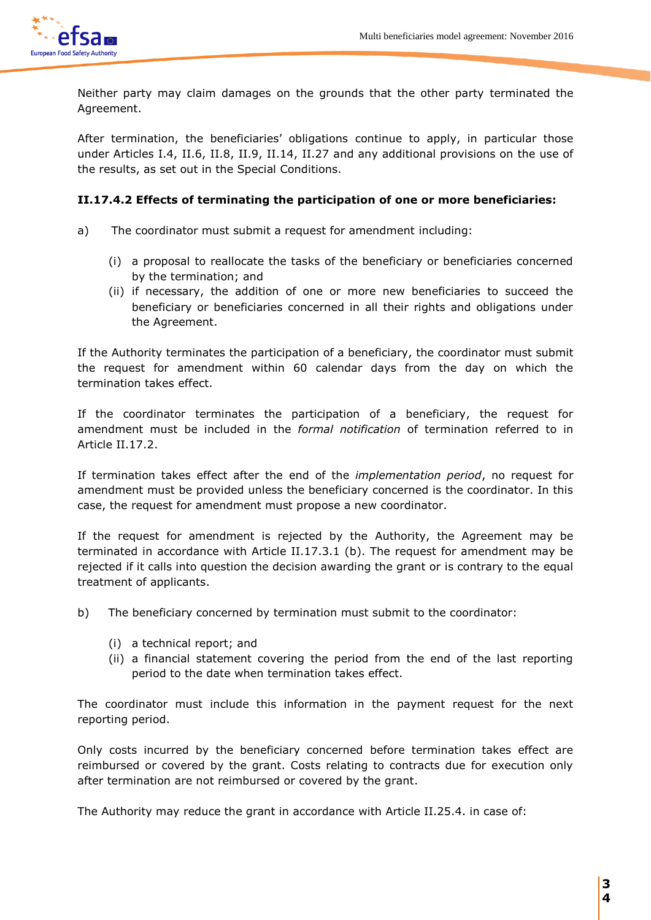Neither party may claim damages on the grounds that the other party terminated the Agreement.

After termination, the beneficiaries' obligations continue to apply, in particular those under Articles I.4, II.6, II.8, II.9, II.14, II.27 and any additional provisions on the use of the results, as set out in the Special Conditions.

**II.17.4.2 Effects of terminating the participation of one or more beneficiaries:**

a) The coordinator must submit a request for amendment including:

   (i) a proposal to reallocate the tasks of the beneficiary or beneficiaries concerned by the termination; and
   (ii) if necessary, the addition of one or more new beneficiaries to succeed the beneficiary or beneficiaries concerned in all their rights and obligations under the Agreement.

If the Authority terminates the participation of a beneficiary, the coordinator must submit the request for amendment within 60 calendar days from the day on which the termination takes effect.

If the coordinator terminates the participation of a beneficiary, the request for amendment must be included in the *formal notification* of termination referred to in Article II.17.2.

If termination takes effect after the end of the *implementation period*, no request for amendment must be provided unless the beneficiary concerned is the coordinator. In this case, the request for amendment must propose a new coordinator.

If the request for amendment is rejected by the Authority, the Agreement may be terminated in accordance with Article II.17.3.1 (b). The request for amendment may be rejected if it calls into question the decision awarding the grant or is contrary to the equal treatment of applicants.

b) The beneficiary concerned by termination must submit to the coordinator:

   (i) a technical report; and
   (ii) a financial statement covering the period from the end of the last reporting period to the date when termination takes effect.

The coordinator must include this information in the payment request for the next reporting period.

Only costs incurred by the beneficiary concerned before termination takes effect are reimbursed or covered by the grant. Costs relating to contracts due for execution only after termination are not reimbursed or covered by the grant.

The Authority may reduce the grant in accordance with Article II.25.4. in case of: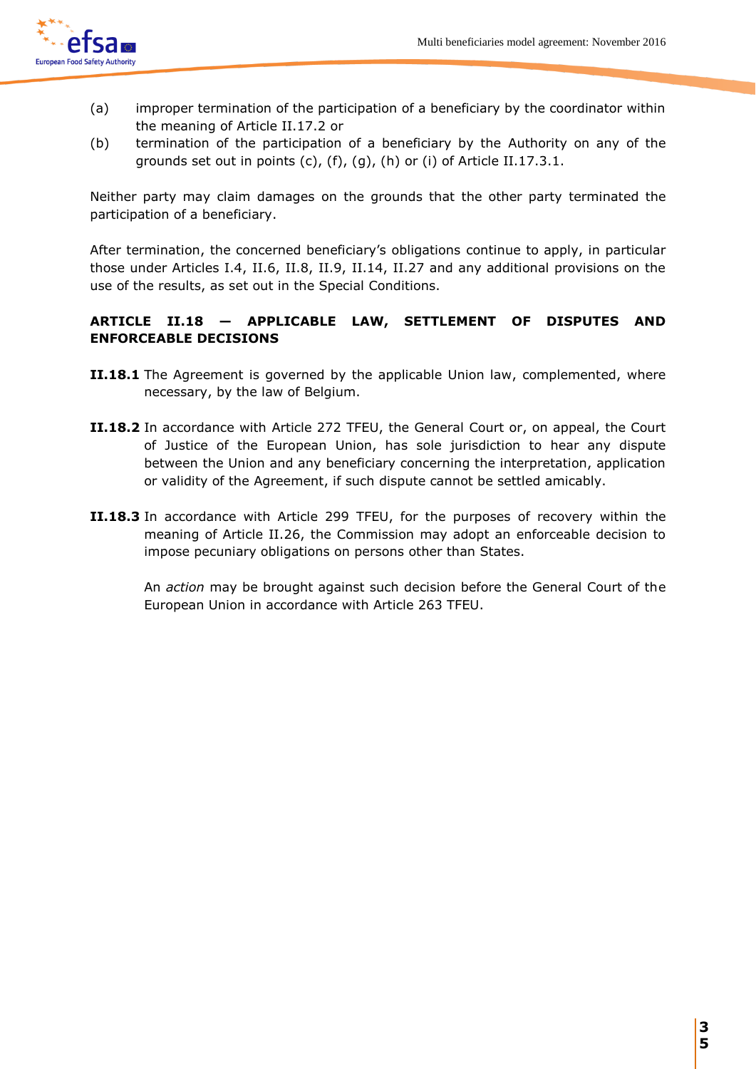(a) improper termination of the participation of a beneficiary by the coordinator within the meaning of Article II.17.2 or

(b) termination of the participation of a beneficiary by the Authority on any of the grounds set out in points (c), (f), (g), (h) or (i) of Article II.17.3.1.

Neither party may claim damages on the grounds that the other party terminated the participation of a beneficiary.

After termination, the concerned beneficiary's obligations continue to apply, in particular those under Articles I.4, II.6, II.8, II.9, II.14, II.27 and any additional provisions on the use of the results, as set out in the Special Conditions.

**ARTICLE II.18 — APPLICABLE LAW, SETTLEMENT OF DISPUTES AND ENFORCEABLE DECISIONS**

**II.18.1** The Agreement is governed by the applicable Union law, complemented, where necessary, by the law of Belgium.

**II.18.2** In accordance with Article 272 TFEU, the General Court or, on appeal, the Court of Justice of the European Union, has sole jurisdiction to hear any dispute between the Union and any beneficiary concerning the interpretation, application or validity of the Agreement, if such dispute cannot be settled amicably.

**II.18.3** In accordance with Article 299 TFEU, for the purposes of recovery within the meaning of Article II.26, the Commission may adopt an enforceable decision to impose pecuniary obligations on persons other than States.

An *action* may be brought against such decision before the General Court of the European Union in accordance with Article 263 TFEU.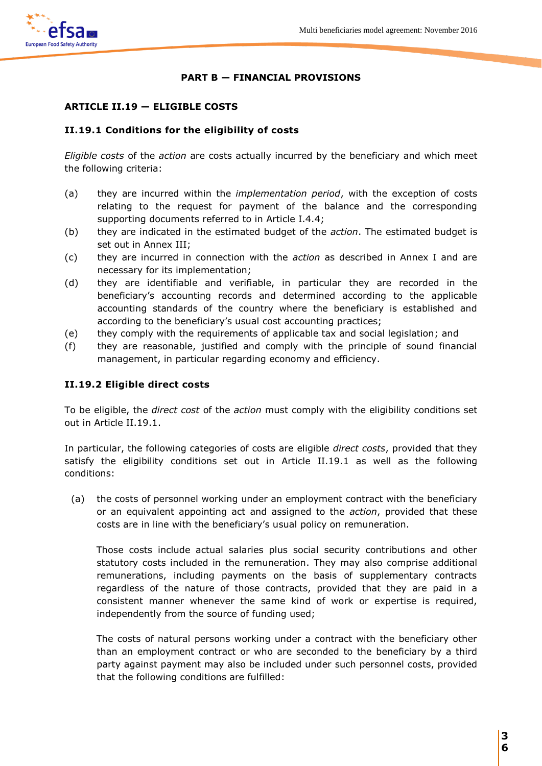# PART B — FINANCIAL PROVISIONS

## ARTICLE II.19 — ELIGIBLE COSTS

### II.19.1 Conditions for the eligibility of costs

*Eligible costs* of the *action* are costs actually incurred by the beneficiary and which meet the following criteria:

(a) they are incurred within the *implementation period*, with the exception of costs relating to the request for payment of the balance and the corresponding supporting documents referred to in Article I.4.4;
(b) they are indicated in the estimated budget of the *action*. The estimated budget is set out in Annex III;
(c) they are incurred in connection with the *action* as described in Annex I and are necessary for its implementation;
(d) they are identifiable and verifiable, in particular they are recorded in the beneficiary's accounting records and determined according to the applicable accounting standards of the country where the beneficiary is established and according to the beneficiary's usual cost accounting practices;
(e) they comply with the requirements of applicable tax and social legislation; and
(f) they are reasonable, justified and comply with the principle of sound financial management, in particular regarding economy and efficiency.

### II.19.2 Eligible direct costs

To be eligible, the *direct cost* of the *action* must comply with the eligibility conditions set out in Article II.19.1.

In particular, the following categories of costs are eligible *direct costs*, provided that they satisfy the eligibility conditions set out in Article II.19.1 as well as the following conditions:

(a) the costs of personnel working under an employment contract with the beneficiary or an equivalent appointing act and assigned to the *action*, provided that these costs are in line with the beneficiary's usual policy on remuneration.

Those costs include actual salaries plus social security contributions and other statutory costs included in the remuneration. They may also comprise additional remunerations, including payments on the basis of supplementary contracts regardless of the nature of those contracts, provided that they are paid in a consistent manner whenever the same kind of work or expertise is required, independently from the source of funding used;

The costs of natural persons working under a contract with the beneficiary other than an employment contract or who are seconded to the beneficiary by a third party against payment may also be included under such personnel costs, provided that the following conditions are fulfilled: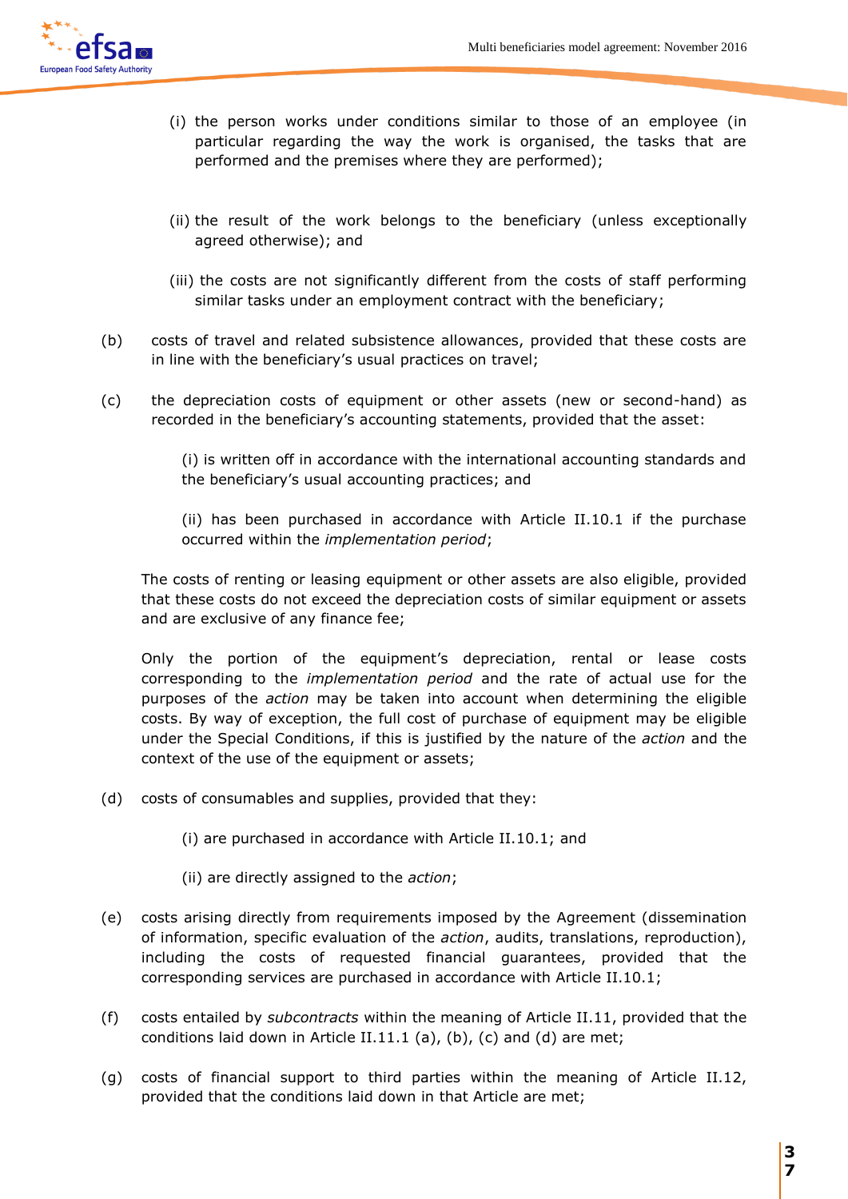(i) the person works under conditions similar to those of an employee (in particular regarding the way the work is organised, the tasks that are performed and the premises where they are performed);

(ii) the result of the work belongs to the beneficiary (unless exceptionally agreed otherwise); and

(iii) the costs are not significantly different from the costs of staff performing similar tasks under an employment contract with the beneficiary;

(b) costs of travel and related subsistence allowances, provided that these costs are in line with the beneficiary's usual practices on travel;

(c) the depreciation costs of equipment or other assets (new or second-hand) as recorded in the beneficiary's accounting statements, provided that the asset:

(i) is written off in accordance with the international accounting standards and the beneficiary's usual accounting practices; and

(ii) has been purchased in accordance with Article II.10.1 if the purchase occurred within the *implementation period*;

The costs of renting or leasing equipment or other assets are also eligible, provided that these costs do not exceed the depreciation costs of similar equipment or assets and are exclusive of any finance fee;

Only the portion of the equipment's depreciation, rental or lease costs corresponding to the *implementation period* and the rate of actual use for the purposes of the *action* may be taken into account when determining the eligible costs. By way of exception, the full cost of purchase of equipment may be eligible under the Special Conditions, if this is justified by the nature of the *action* and the context of the use of the equipment or assets;

(d) costs of consumables and supplies, provided that they:

(i) are purchased in accordance with Article II.10.1; and

(ii) are directly assigned to the *action*;

(e) costs arising directly from requirements imposed by the Agreement (dissemination of information, specific evaluation of the *action*, audits, translations, reproduction), including the costs of requested financial guarantees, provided that the corresponding services are purchased in accordance with Article II.10.1;

(f) costs entailed by *subcontracts* within the meaning of Article II.11, provided that the conditions laid down in Article II.11.1 (a), (b), (c) and (d) are met;

(g) costs of financial support to third parties within the meaning of Article II.12, provided that the conditions laid down in that Article are met;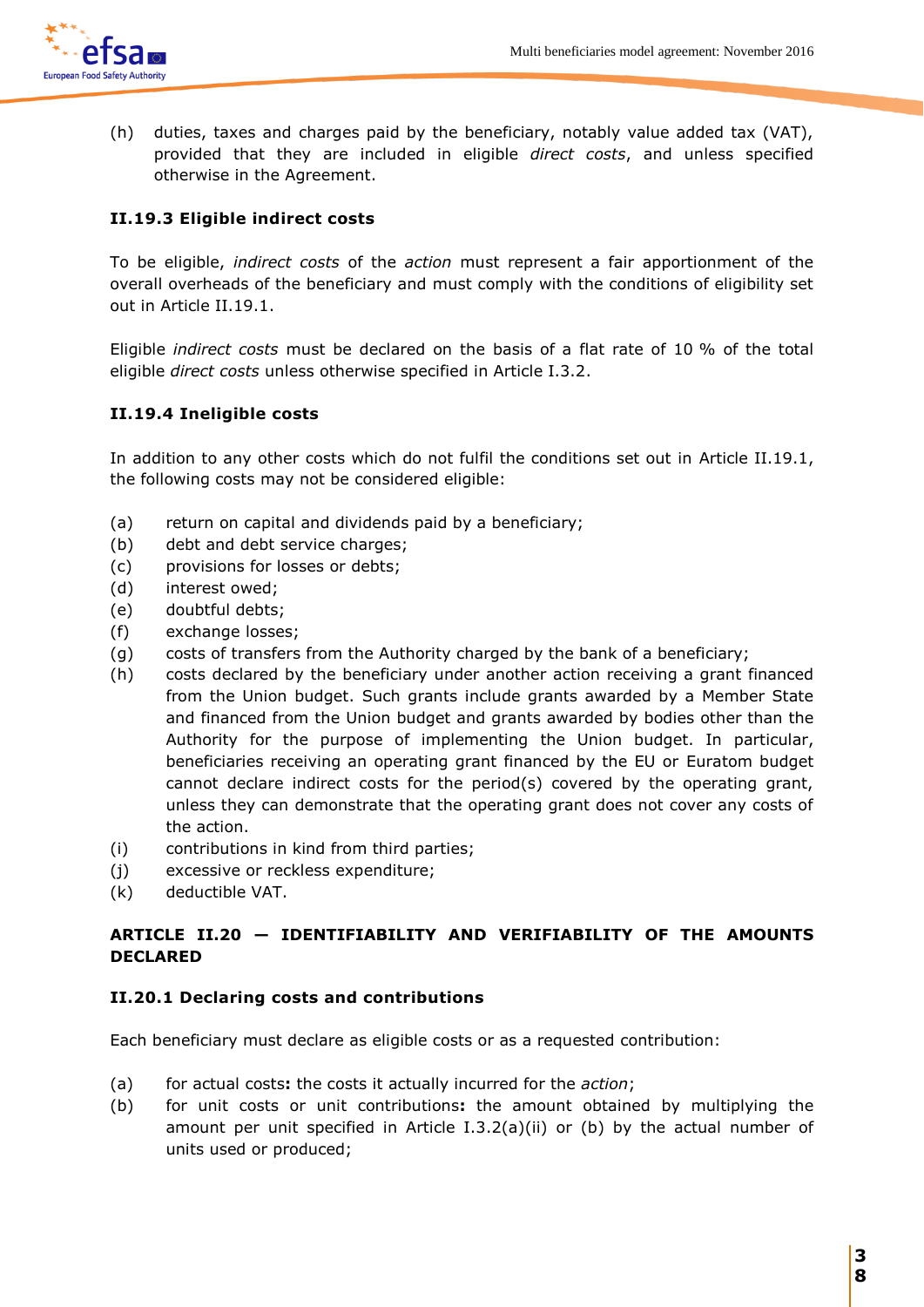(h) duties, taxes and charges paid by the beneficiary, notably value added tax (VAT), provided that they are included in eligible *direct costs*, and unless specified otherwise in the Agreement.

### II.19.3 Eligible indirect costs

To be eligible, *indirect costs* of the *action* must represent a fair apportionment of the overall overheads of the beneficiary and must comply with the conditions of eligibility set out in Article II.19.1.

Eligible *indirect costs* must be declared on the basis of a flat rate of 10 % of the total eligible *direct costs* unless otherwise specified in Article I.3.2.

### II.19.4 Ineligible costs

In addition to any other costs which do not fulfil the conditions set out in Article II.19.1, the following costs may not be considered eligible:

(a) return on capital and dividends paid by a beneficiary;
(b) debt and debt service charges;
(c) provisions for losses or debts;
(d) interest owed;
(e) doubtful debts;
(f) exchange losses;
(g) costs of transfers from the Authority charged by the bank of a beneficiary;
(h) costs declared by the beneficiary under another action receiving a grant financed from the Union budget. Such grants include grants awarded by a Member State and financed from the Union budget and grants awarded by bodies other than the Authority for the purpose of implementing the Union budget. In particular, beneficiaries receiving an operating grant financed by the EU or Euratom budget cannot declare indirect costs for the period(s) covered by the operating grant, unless they can demonstrate that the operating grant does not cover any costs of the action.
(i) contributions in kind from third parties;
(j) excessive or reckless expenditure;
(k) deductible VAT.

## ARTICLE II.20 — IDENTIFIABILITY AND VERIFIABILITY OF THE AMOUNTS DECLARED

### II.20.1 Declaring costs and contributions

Each beneficiary must declare as eligible costs or as a requested contribution:

(a) for actual costs**:** the costs it actually incurred for the *action*;
(b) for unit costs or unit contributions**:** the amount obtained by multiplying the amount per unit specified in Article I.3.2(a)(ii) or (b) by the actual number of units used or produced;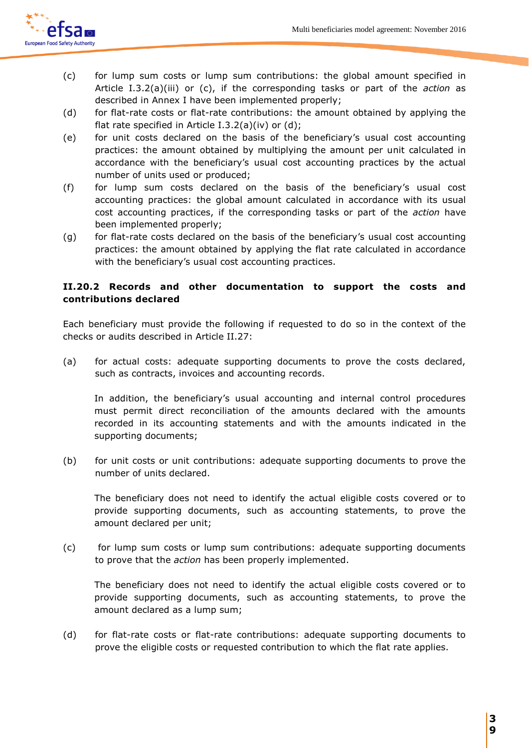(c) for lump sum costs or lump sum contributions: the global amount specified in Article I.3.2(a)(iii) or (c), if the corresponding tasks or part of the *action* as described in Annex I have been implemented properly;

(d) for flat-rate costs or flat-rate contributions: the amount obtained by applying the flat rate specified in Article I.3.2(a)(iv) or (d);

(e) for unit costs declared on the basis of the beneficiary's usual cost accounting practices: the amount obtained by multiplying the amount per unit calculated in accordance with the beneficiary's usual cost accounting practices by the actual number of units used or produced;

(f) for lump sum costs declared on the basis of the beneficiary's usual cost accounting practices: the global amount calculated in accordance with its usual cost accounting practices, if the corresponding tasks or part of the *action* have been implemented properly;

(g) for flat-rate costs declared on the basis of the beneficiary's usual cost accounting practices: the amount obtained by applying the flat rate calculated in accordance with the beneficiary's usual cost accounting practices.

**II.20.2 Records and other documentation to support the costs and contributions declared**

Each beneficiary must provide the following if requested to do so in the context of the checks or audits described in Article II.27:

(a) for actual costs: adequate supporting documents to prove the costs declared, such as contracts, invoices and accounting records.

In addition, the beneficiary's usual accounting and internal control procedures must permit direct reconciliation of the amounts declared with the amounts recorded in its accounting statements and with the amounts indicated in the supporting documents;

(b) for unit costs or unit contributions: adequate supporting documents to prove the number of units declared.

The beneficiary does not need to identify the actual eligible costs covered or to provide supporting documents, such as accounting statements, to prove the amount declared per unit;

(c) for lump sum costs or lump sum contributions: adequate supporting documents to prove that the *action* has been properly implemented.

The beneficiary does not need to identify the actual eligible costs covered or to provide supporting documents, such as accounting statements, to prove the amount declared as a lump sum;

(d) for flat-rate costs or flat-rate contributions: adequate supporting documents to prove the eligible costs or requested contribution to which the flat rate applies.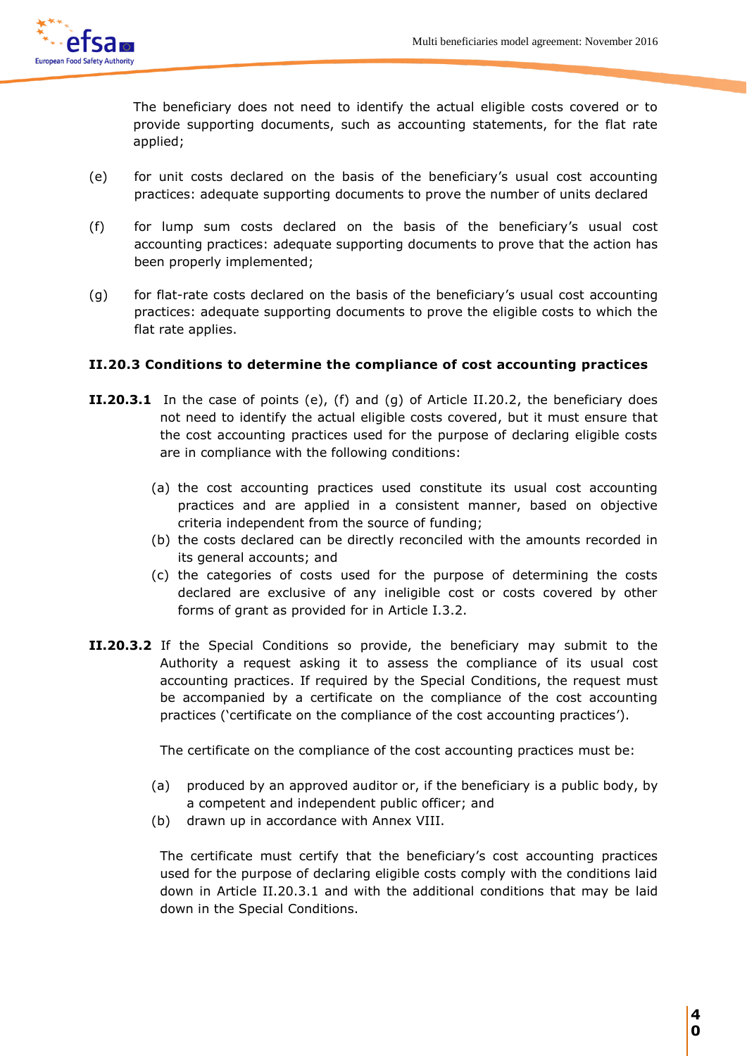The beneficiary does not need to identify the actual eligible costs covered or to provide supporting documents, such as accounting statements, for the flat rate applied;

(e) for unit costs declared on the basis of the beneficiary's usual cost accounting practices: adequate supporting documents to prove the number of units declared

(f) for lump sum costs declared on the basis of the beneficiary's usual cost accounting practices: adequate supporting documents to prove that the action has been properly implemented;

(g) for flat-rate costs declared on the basis of the beneficiary's usual cost accounting practices: adequate supporting documents to prove the eligible costs to which the flat rate applies.

#### II.20.3 Conditions to determine the compliance of cost accounting practices

**II.20.3.1** In the case of points (e), (f) and (g) of Article II.20.2, the beneficiary does not need to identify the actual eligible costs covered, but it must ensure that the cost accounting practices used for the purpose of declaring eligible costs are in compliance with the following conditions:

(a) the cost accounting practices used constitute its usual cost accounting practices and are applied in a consistent manner, based on objective criteria independent from the source of funding;
(b) the costs declared can be directly reconciled with the amounts recorded in its general accounts; and
(c) the categories of costs used for the purpose of determining the costs declared are exclusive of any ineligible cost or costs covered by other forms of grant as provided for in Article I.3.2.

**II.20.3.2** If the Special Conditions so provide, the beneficiary may submit to the Authority a request asking it to assess the compliance of its usual cost accounting practices. If required by the Special Conditions, the request must be accompanied by a certificate on the compliance of the cost accounting practices ('certificate on the compliance of the cost accounting practices').

The certificate on the compliance of the cost accounting practices must be:

(a) produced by an approved auditor or, if the beneficiary is a public body, by a competent and independent public officer; and
(b) drawn up in accordance with Annex VIII.

The certificate must certify that the beneficiary's cost accounting practices used for the purpose of declaring eligible costs comply with the conditions laid down in Article II.20.3.1 and with the additional conditions that may be laid down in the Special Conditions.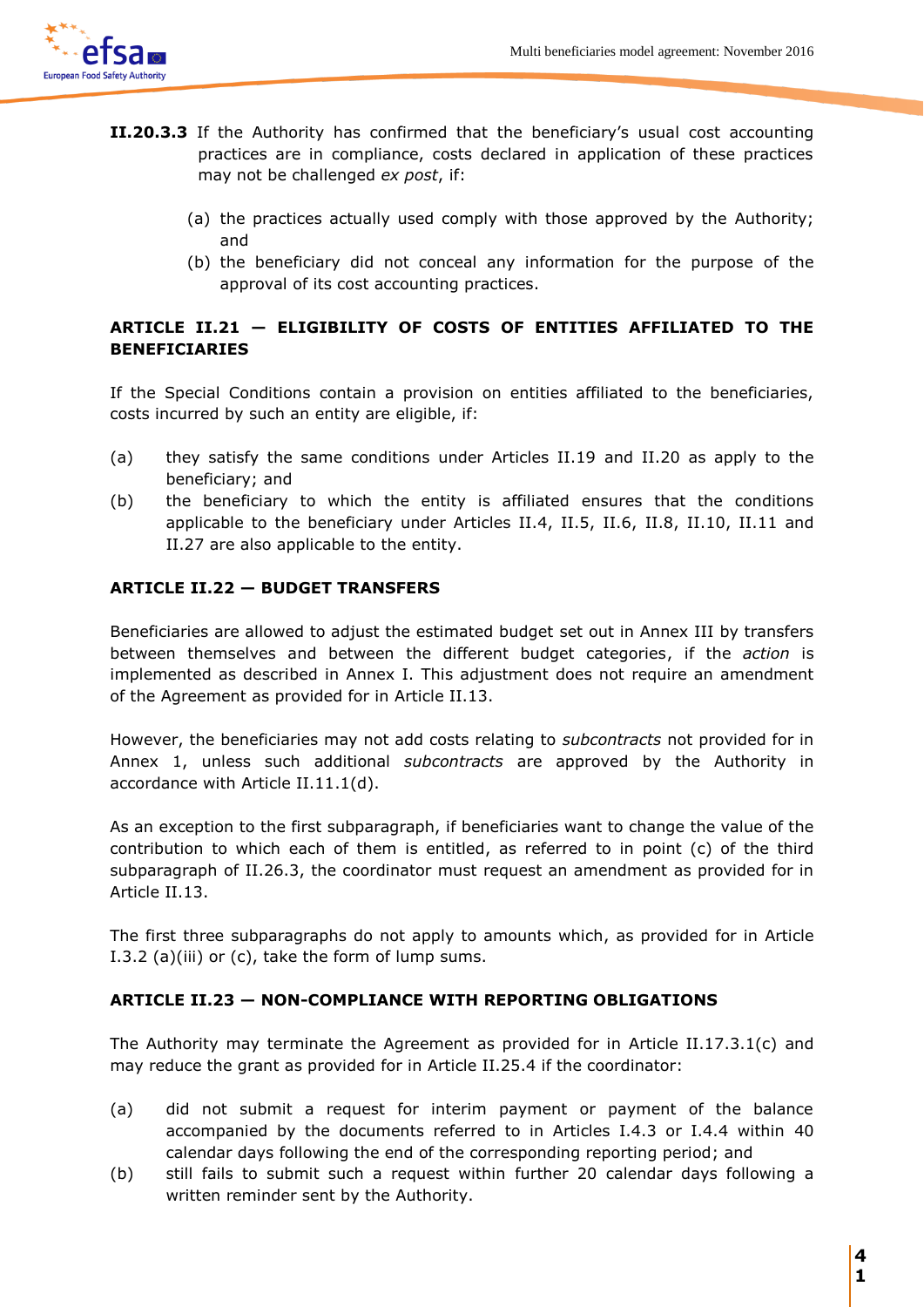**II.20.3.3** If the Authority has confirmed that the beneficiary's usual cost accounting practices are in compliance, costs declared in application of these practices may not be challenged *ex post*, if:

(a) the practices actually used comply with those approved by the Authority; and
(b) the beneficiary did not conceal any information for the purpose of the approval of its cost accounting practices.

### ARTICLE II.21 — ELIGIBILITY OF COSTS OF ENTITIES AFFILIATED TO THE BENEFICIARIES

If the Special Conditions contain a provision on entities affiliated to the beneficiaries, costs incurred by such an entity are eligible, if:

(a) they satisfy the same conditions under Articles II.19 and II.20 as apply to the beneficiary; and
(b) the beneficiary to which the entity is affiliated ensures that the conditions applicable to the beneficiary under Articles II.4, II.5, II.6, II.8, II.10, II.11 and II.27 are also applicable to the entity.

### ARTICLE II.22 — BUDGET TRANSFERS

Beneficiaries are allowed to adjust the estimated budget set out in Annex III by transfers between themselves and between the different budget categories, if the *action* is implemented as described in Annex I. This adjustment does not require an amendment of the Agreement as provided for in Article II.13.

However, the beneficiaries may not add costs relating to *subcontracts* not provided for in Annex 1, unless such additional *subcontracts* are approved by the Authority in accordance with Article II.11.1(d).

As an exception to the first subparagraph, if beneficiaries want to change the value of the contribution to which each of them is entitled, as referred to in point (c) of the third subparagraph of II.26.3, the coordinator must request an amendment as provided for in Article II.13.

The first three subparagraphs do not apply to amounts which, as provided for in Article I.3.2 (a)(iii) or (c), take the form of lump sums.

### ARTICLE II.23 — NON-COMPLIANCE WITH REPORTING OBLIGATIONS

The Authority may terminate the Agreement as provided for in Article II.17.3.1(c) and may reduce the grant as provided for in Article II.25.4 if the coordinator:

(a) did not submit a request for interim payment or payment of the balance accompanied by the documents referred to in Articles I.4.3 or I.4.4 within 40 calendar days following the end of the corresponding reporting period; and
(b) still fails to submit such a request within further 20 calendar days following a written reminder sent by the Authority.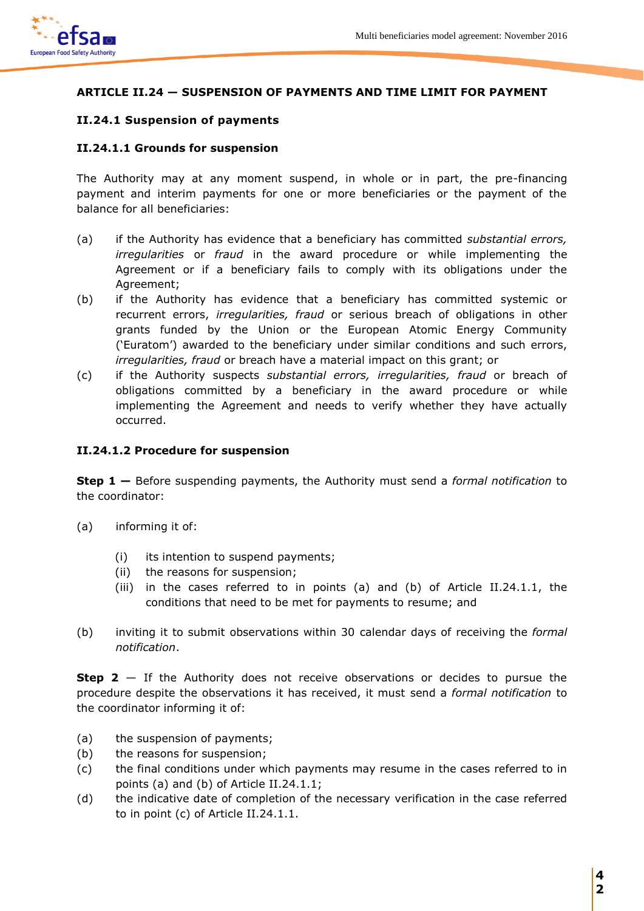## ARTICLE II.24 — SUSPENSION OF PAYMENTS AND TIME LIMIT FOR PAYMENT

### II.24.1 Suspension of payments

#### II.24.1.1 Grounds for suspension

The Authority may at any moment suspend, in whole or in part, the pre-financing payment and interim payments for one or more beneficiaries or the payment of the balance for all beneficiaries:

(a) if the Authority has evidence that a beneficiary has committed *substantial errors, irregularities* or *fraud* in the award procedure or while implementing the Agreement or if a beneficiary fails to comply with its obligations under the Agreement;

(b) if the Authority has evidence that a beneficiary has committed systemic or recurrent errors, *irregularities, fraud* or serious breach of obligations in other grants funded by the Union or the European Atomic Energy Community ('Euratom') awarded to the beneficiary under similar conditions and such errors, *irregularities, fraud* or breach have a material impact on this grant; or

(c) if the Authority suspects *substantial errors, irregularities, fraud* or breach of obligations committed by a beneficiary in the award procedure or while implementing the Agreement and needs to verify whether they have actually occurred.

#### II.24.1.2 Procedure for suspension

**Step 1 —** Before suspending payments, the Authority must send a *formal notification* to the coordinator:

(a) informing it of:

  (i) its intention to suspend payments;
  (ii) the reasons for suspension;
  (iii) in the cases referred to in points (a) and (b) of Article II.24.1.1, the conditions that need to be met for payments to resume; and

(b) inviting it to submit observations within 30 calendar days of receiving the *formal notification*.

**Step 2** — If the Authority does not receive observations or decides to pursue the procedure despite the observations it has received, it must send a *formal notification* to the coordinator informing it of:

(a) the suspension of payments;
(b) the reasons for suspension;
(c) the final conditions under which payments may resume in the cases referred to in points (a) and (b) of Article II.24.1.1;
(d) the indicative date of completion of the necessary verification in the case referred to in point (c) of Article II.24.1.1.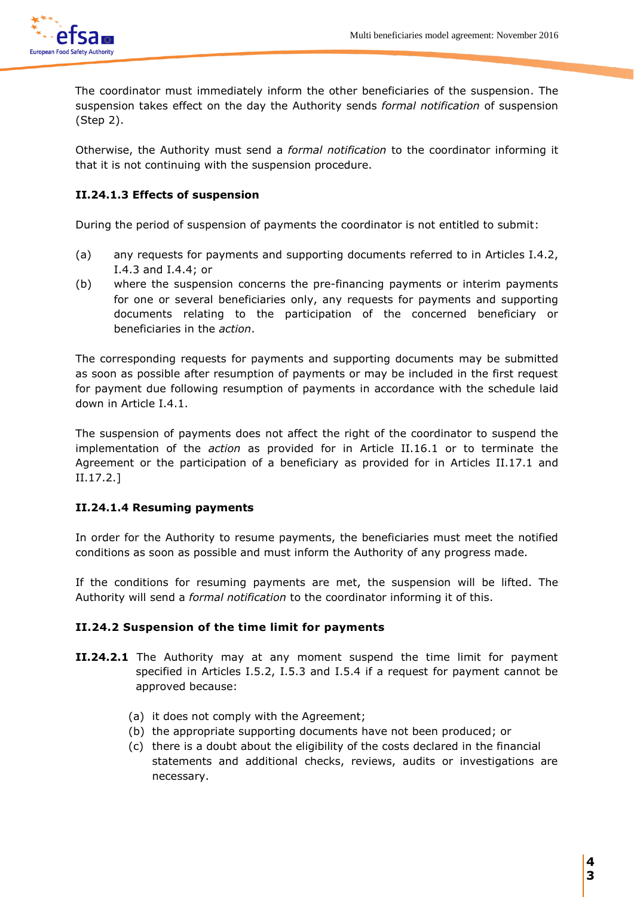The coordinator must immediately inform the other beneficiaries of the suspension. The suspension takes effect on the day the Authority sends *formal notification* of suspension (Step 2).

Otherwise, the Authority must send a *formal notification* to the coordinator informing it that it is not continuing with the suspension procedure.

**II.24.1.3 Effects of suspension**

During the period of suspension of payments the coordinator is not entitled to submit:

(a) any requests for payments and supporting documents referred to in Articles I.4.2, I.4.3 and I.4.4; or

(b) where the suspension concerns the pre-financing payments or interim payments for one or several beneficiaries only, any requests for payments and supporting documents relating to the participation of the concerned beneficiary or beneficiaries in the *action*.

The corresponding requests for payments and supporting documents may be submitted as soon as possible after resumption of payments or may be included in the first request for payment due following resumption of payments in accordance with the schedule laid down in Article I.4.1.

The suspension of payments does not affect the right of the coordinator to suspend the implementation of the *action* as provided for in Article II.16.1 or to terminate the Agreement or the participation of a beneficiary as provided for in Articles II.17.1 and II.17.2.]

**II.24.1.4 Resuming payments**

In order for the Authority to resume payments, the beneficiaries must meet the notified conditions as soon as possible and must inform the Authority of any progress made.

If the conditions for resuming payments are met, the suspension will be lifted. The Authority will send a *formal notification* to the coordinator informing it of this.

**II.24.2 Suspension of the time limit for payments**

**II.24.2.1** The Authority may at any moment suspend the time limit for payment specified in Articles I.5.2, I.5.3 and I.5.4 if a request for payment cannot be approved because:

(a) it does not comply with the Agreement;
(b) the appropriate supporting documents have not been produced; or
(c) there is a doubt about the eligibility of the costs declared in the financial statements and additional checks, reviews, audits or investigations are necessary.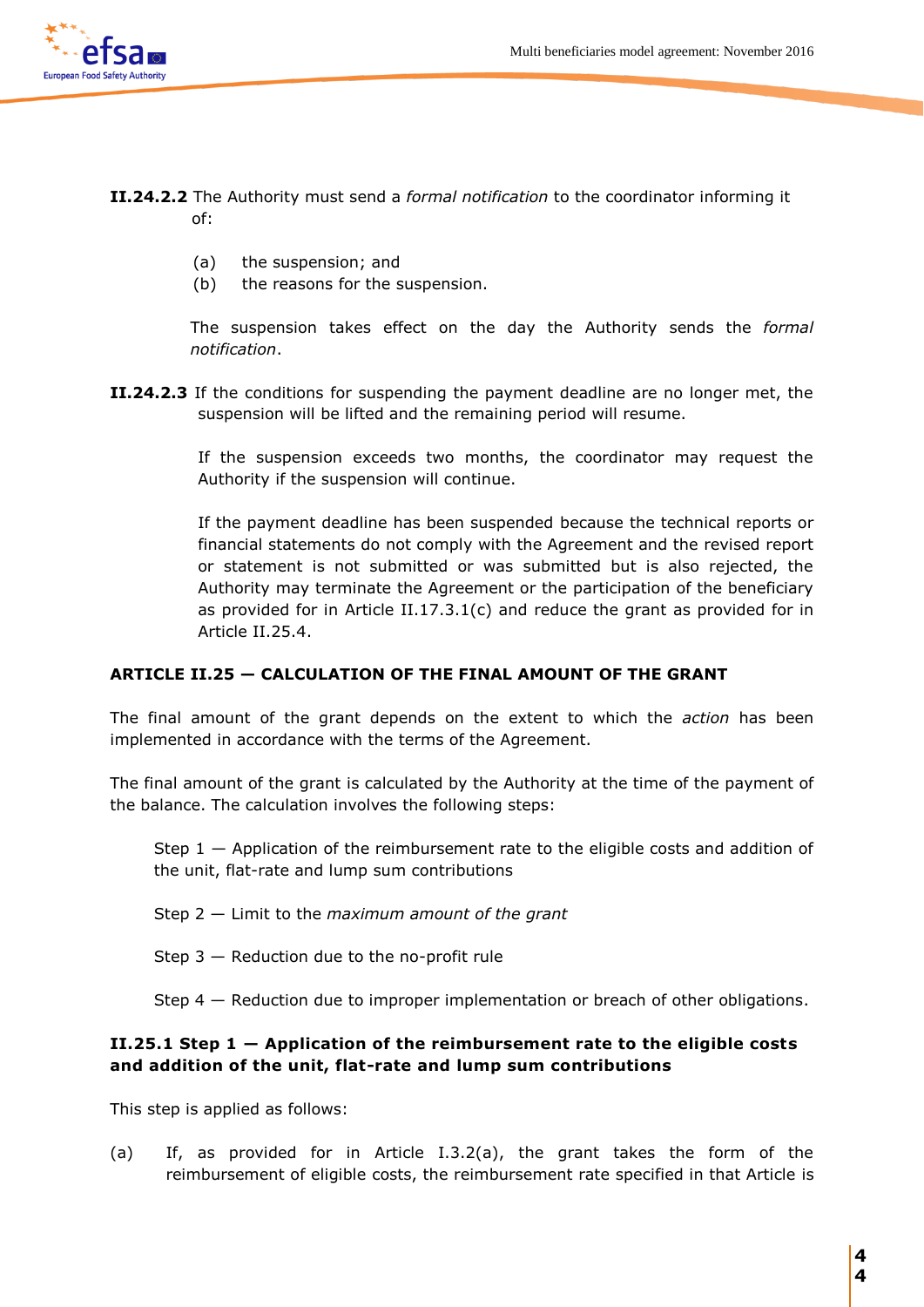**II.24.2.2** The Authority must send a *formal notification* to the coordinator informing it of:

- (a) the suspension; and
- (b) the reasons for the suspension.

The suspension takes effect on the day the Authority sends the *formal notification*.

**II.24.2.3** If the conditions for suspending the payment deadline are no longer met, the suspension will be lifted and the remaining period will resume.

If the suspension exceeds two months, the coordinator may request the Authority if the suspension will continue.

If the payment deadline has been suspended because the technical reports or financial statements do not comply with the Agreement and the revised report or statement is not submitted or was submitted but is also rejected, the Authority may terminate the Agreement or the participation of the beneficiary as provided for in Article II.17.3.1(c) and reduce the grant as provided for in Article II.25.4.

## ARTICLE II.25 — CALCULATION OF THE FINAL AMOUNT OF THE GRANT

The final amount of the grant depends on the extent to which the *action* has been implemented in accordance with the terms of the Agreement.

The final amount of the grant is calculated by the Authority at the time of the payment of the balance. The calculation involves the following steps:

Step 1 — Application of the reimbursement rate to the eligible costs and addition of the unit, flat-rate and lump sum contributions

Step 2 — Limit to the *maximum amount of the grant*

Step 3 — Reduction due to the no-profit rule

Step 4 — Reduction due to improper implementation or breach of other obligations.

### II.25.1 Step 1 — Application of the reimbursement rate to the eligible costs and addition of the unit, flat-rate and lump sum contributions

This step is applied as follows:

(a) If, as provided for in Article I.3.2(a), the grant takes the form of the reimbursement of eligible costs, the reimbursement rate specified in that Article is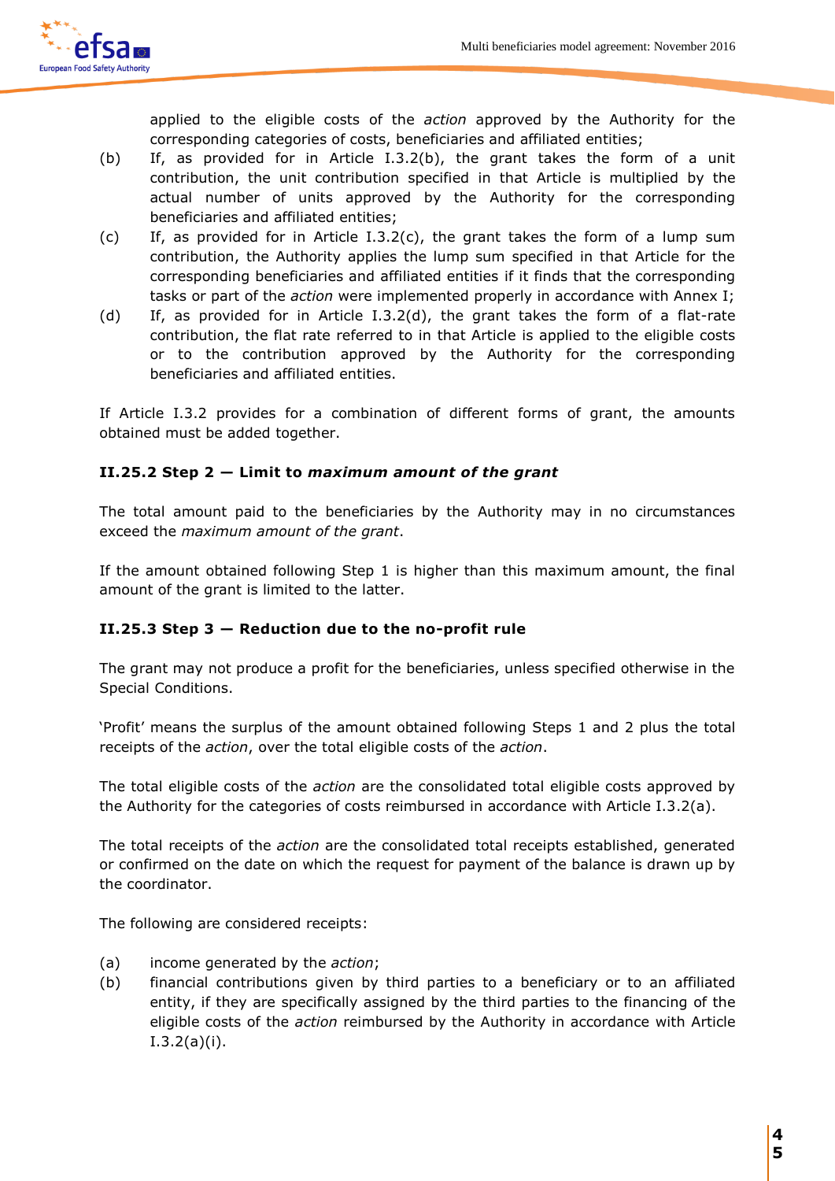applied to the eligible costs of the *action* approved by the Authority for the corresponding categories of costs, beneficiaries and affiliated entities;

(b) If, as provided for in Article I.3.2(b), the grant takes the form of a unit contribution, the unit contribution specified in that Article is multiplied by the actual number of units approved by the Authority for the corresponding beneficiaries and affiliated entities;

(c) If, as provided for in Article I.3.2(c), the grant takes the form of a lump sum contribution, the Authority applies the lump sum specified in that Article for the corresponding beneficiaries and affiliated entities if it finds that the corresponding tasks or part of the *action* were implemented properly in accordance with Annex I;

(d) If, as provided for in Article I.3.2(d), the grant takes the form of a flat-rate contribution, the flat rate referred to in that Article is applied to the eligible costs or to the contribution approved by the Authority for the corresponding beneficiaries and affiliated entities.

If Article I.3.2 provides for a combination of different forms of grant, the amounts obtained must be added together.

#### II.25.2 Step 2 — Limit to *maximum amount of the grant*

The total amount paid to the beneficiaries by the Authority may in no circumstances exceed the *maximum amount of the grant*.

If the amount obtained following Step 1 is higher than this maximum amount, the final amount of the grant is limited to the latter.

#### II.25.3 Step 3 — Reduction due to the no-profit rule

The grant may not produce a profit for the beneficiaries, unless specified otherwise in the Special Conditions.

'Profit' means the surplus of the amount obtained following Steps 1 and 2 plus the total receipts of the *action*, over the total eligible costs of the *action*.

The total eligible costs of the *action* are the consolidated total eligible costs approved by the Authority for the categories of costs reimbursed in accordance with Article I.3.2(a).

The total receipts of the *action* are the consolidated total receipts established, generated or confirmed on the date on which the request for payment of the balance is drawn up by the coordinator.

The following are considered receipts:

(a) income generated by the *action*;

(b) financial contributions given by third parties to a beneficiary or to an affiliated entity, if they are specifically assigned by the third parties to the financing of the eligible costs of the *action* reimbursed by the Authority in accordance with Article I.3.2(a)(i).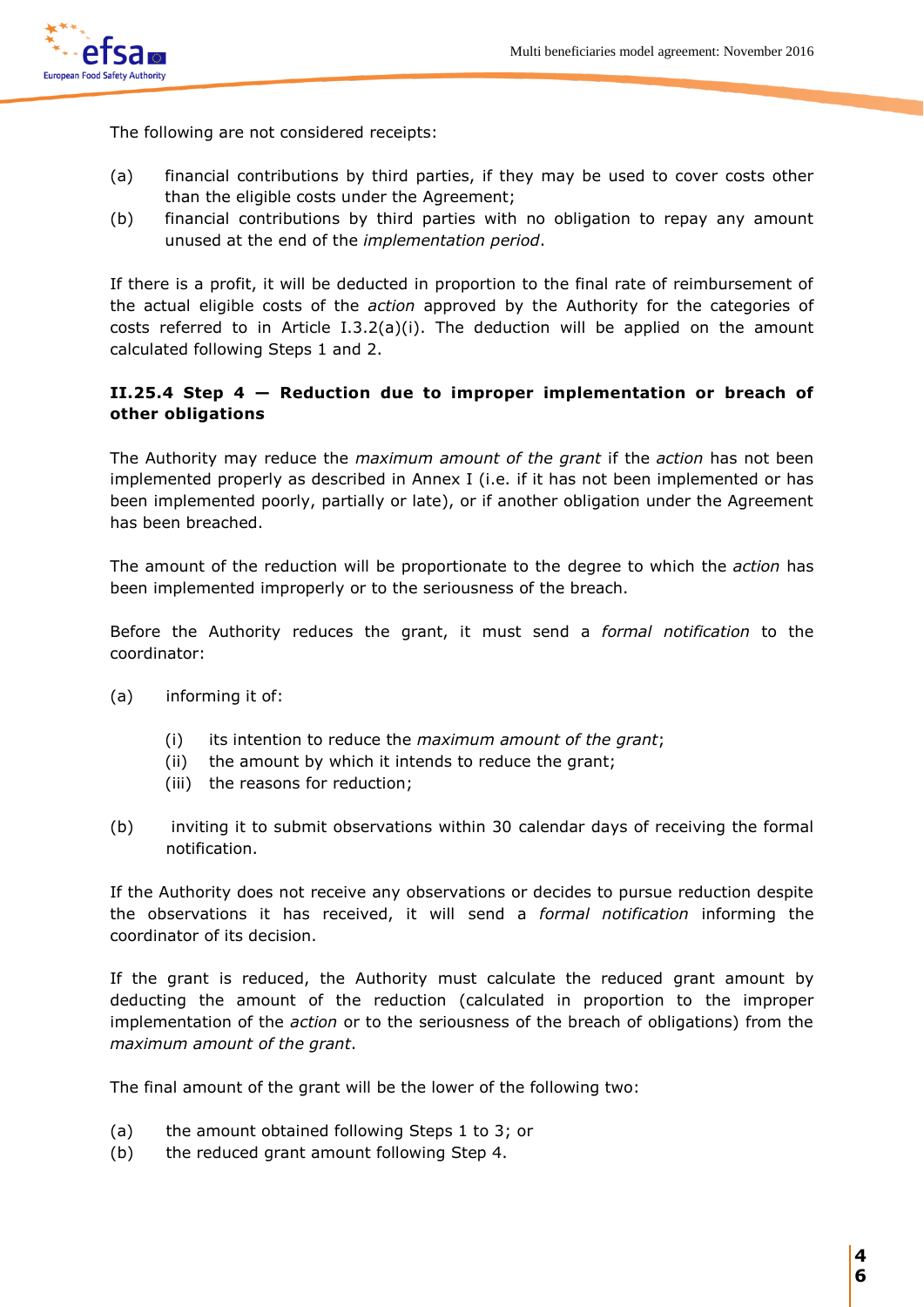The following are not considered receipts:

(a) financial contributions by third parties, if they may be used to cover costs other than the eligible costs under the Agreement;
(b) financial contributions by third parties with no obligation to repay any amount unused at the end of the *implementation period*.

If there is a profit, it will be deducted in proportion to the final rate of reimbursement of the actual eligible costs of the *action* approved by the Authority for the categories of costs referred to in Article I.3.2(a)(i). The deduction will be applied on the amount calculated following Steps 1 and 2.

### II.25.4 Step 4 — Reduction due to improper implementation or breach of other obligations

The Authority may reduce the *maximum amount of the grant* if the *action* has not been implemented properly as described in Annex I (i.e. if it has not been implemented or has been implemented poorly, partially or late), or if another obligation under the Agreement has been breached.

The amount of the reduction will be proportionate to the degree to which the *action* has been implemented improperly or to the seriousness of the breach.

Before the Authority reduces the grant, it must send a *formal notification* to the coordinator:

(a) informing it of:

  (i) its intention to reduce the *maximum amount of the grant*;
  (ii) the amount by which it intends to reduce the grant;
  (iii) the reasons for reduction;

(b) inviting it to submit observations within 30 calendar days of receiving the formal notification.

If the Authority does not receive any observations or decides to pursue reduction despite the observations it has received, it will send a *formal notification* informing the coordinator of its decision.

If the grant is reduced, the Authority must calculate the reduced grant amount by deducting the amount of the reduction (calculated in proportion to the improper implementation of the *action* or to the seriousness of the breach of obligations) from the *maximum amount of the grant*.

The final amount of the grant will be the lower of the following two:

(a) the amount obtained following Steps 1 to 3; or
(b) the reduced grant amount following Step 4.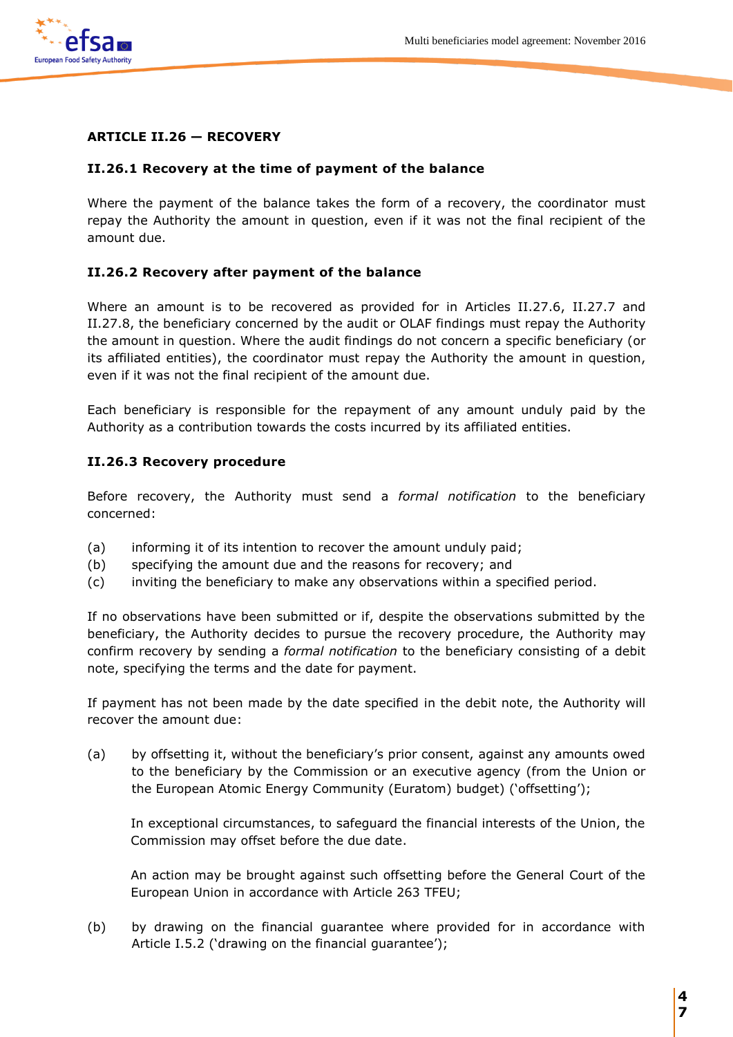## ARTICLE II.26 — RECOVERY

### II.26.1 Recovery at the time of payment of the balance

Where the payment of the balance takes the form of a recovery, the coordinator must repay the Authority the amount in question, even if it was not the final recipient of the amount due.

### II.26.2 Recovery after payment of the balance

Where an amount is to be recovered as provided for in Articles II.27.6, II.27.7 and II.27.8, the beneficiary concerned by the audit or OLAF findings must repay the Authority the amount in question. Where the audit findings do not concern a specific beneficiary (or its affiliated entities), the coordinator must repay the Authority the amount in question, even if it was not the final recipient of the amount due.

Each beneficiary is responsible for the repayment of any amount unduly paid by the Authority as a contribution towards the costs incurred by its affiliated entities.

### II.26.3 Recovery procedure

Before recovery, the Authority must send a *formal notification* to the beneficiary concerned:

(a) informing it of its intention to recover the amount unduly paid;
(b) specifying the amount due and the reasons for recovery; and
(c) inviting the beneficiary to make any observations within a specified period.

If no observations have been submitted or if, despite the observations submitted by the beneficiary, the Authority decides to pursue the recovery procedure, the Authority may confirm recovery by sending a *formal notification* to the beneficiary consisting of a debit note, specifying the terms and the date for payment.

If payment has not been made by the date specified in the debit note, the Authority will recover the amount due:

(a) by offsetting it, without the beneficiary's prior consent, against any amounts owed to the beneficiary by the Commission or an executive agency (from the Union or the European Atomic Energy Community (Euratom) budget) ('offsetting');

    In exceptional circumstances, to safeguard the financial interests of the Union, the Commission may offset before the due date.

    An action may be brought against such offsetting before the General Court of the European Union in accordance with Article 263 TFEU;

(b) by drawing on the financial guarantee where provided for in accordance with Article I.5.2 ('drawing on the financial guarantee');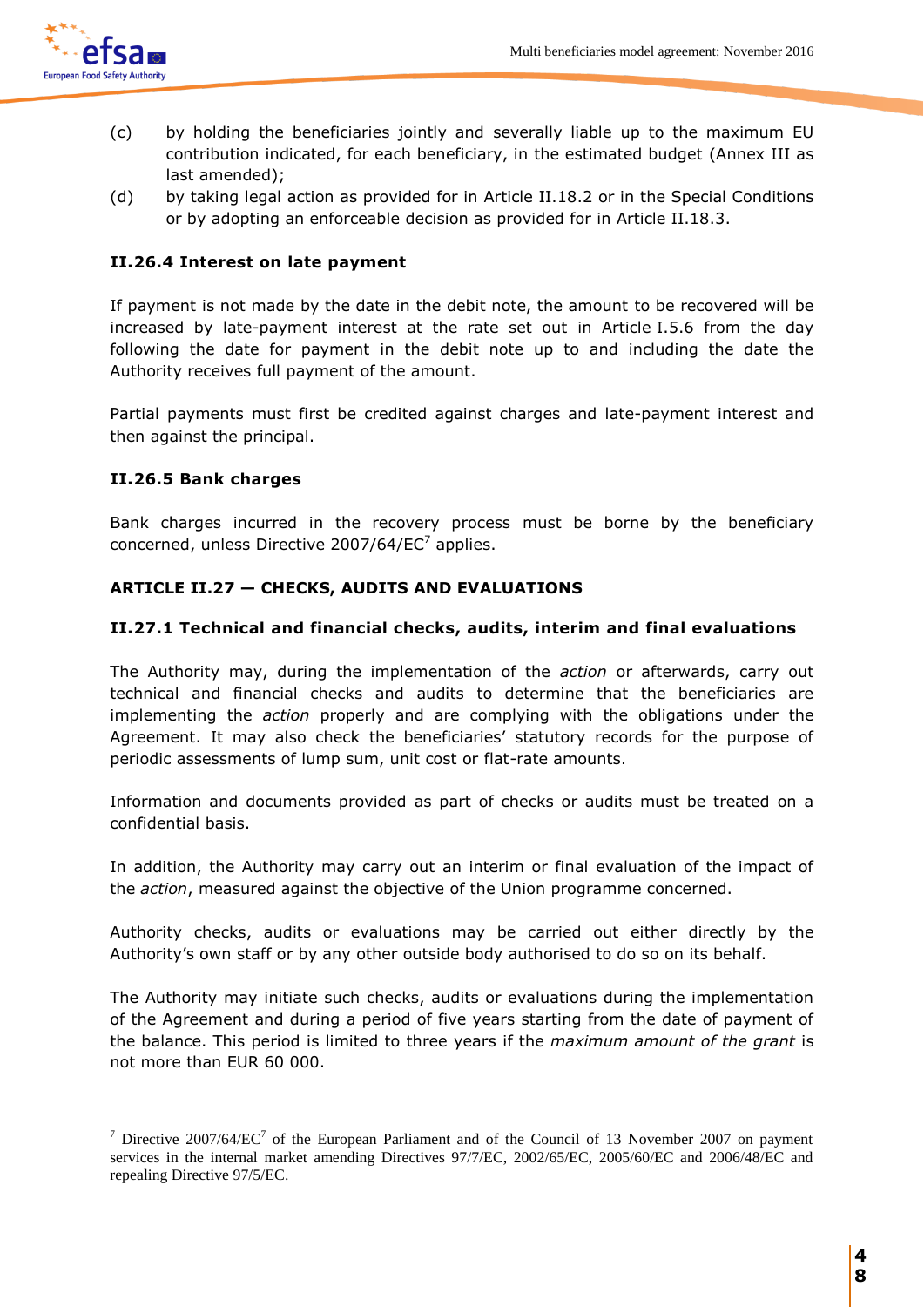(c) by holding the beneficiaries jointly and severally liable up to the maximum EU contribution indicated, for each beneficiary, in the estimated budget (Annex III as last amended);

(d) by taking legal action as provided for in Article II.18.2 or in the Special Conditions or by adopting an enforceable decision as provided for in Article II.18.3.

### II.26.4 Interest on late payment

If payment is not made by the date in the debit note, the amount to be recovered will be increased by late-payment interest at the rate set out in Article I.5.6 from the day following the date for payment in the debit note up to and including the date the Authority receives full payment of the amount.

Partial payments must first be credited against charges and late-payment interest and then against the principal.

### II.26.5 Bank charges

Bank charges incurred in the recovery process must be borne by the beneficiary concerned, unless Directive 2007/64/EC[7] applies.

## ARTICLE II.27 — CHECKS, AUDITS AND EVALUATIONS

### II.27.1 Technical and financial checks, audits, interim and final evaluations

The Authority may, during the implementation of the *action* or afterwards, carry out technical and financial checks and audits to determine that the beneficiaries are implementing the *action* properly and are complying with the obligations under the Agreement. It may also check the beneficiaries' statutory records for the purpose of periodic assessments of lump sum, unit cost or flat-rate amounts.

Information and documents provided as part of checks or audits must be treated on a confidential basis.

In addition, the Authority may carry out an interim or final evaluation of the impact of the *action*, measured against the objective of the Union programme concerned.

Authority checks, audits or evaluations may be carried out either directly by the Authority's own staff or by any other outside body authorised to do so on its behalf.

The Authority may initiate such checks, audits or evaluations during the implementation of the Agreement and during a period of five years starting from the date of payment of the balance. This period is limited to three years if the *maximum amount of the grant* is not more than EUR 60 000.

---

[7] Directive 2007/64/EC[7] of the European Parliament and of the Council of 13 November 2007 on payment services in the internal market amending Directives 97/7/EC, 2002/65/EC, 2005/60/EC and 2006/48/EC and repealing Directive 97/5/EC.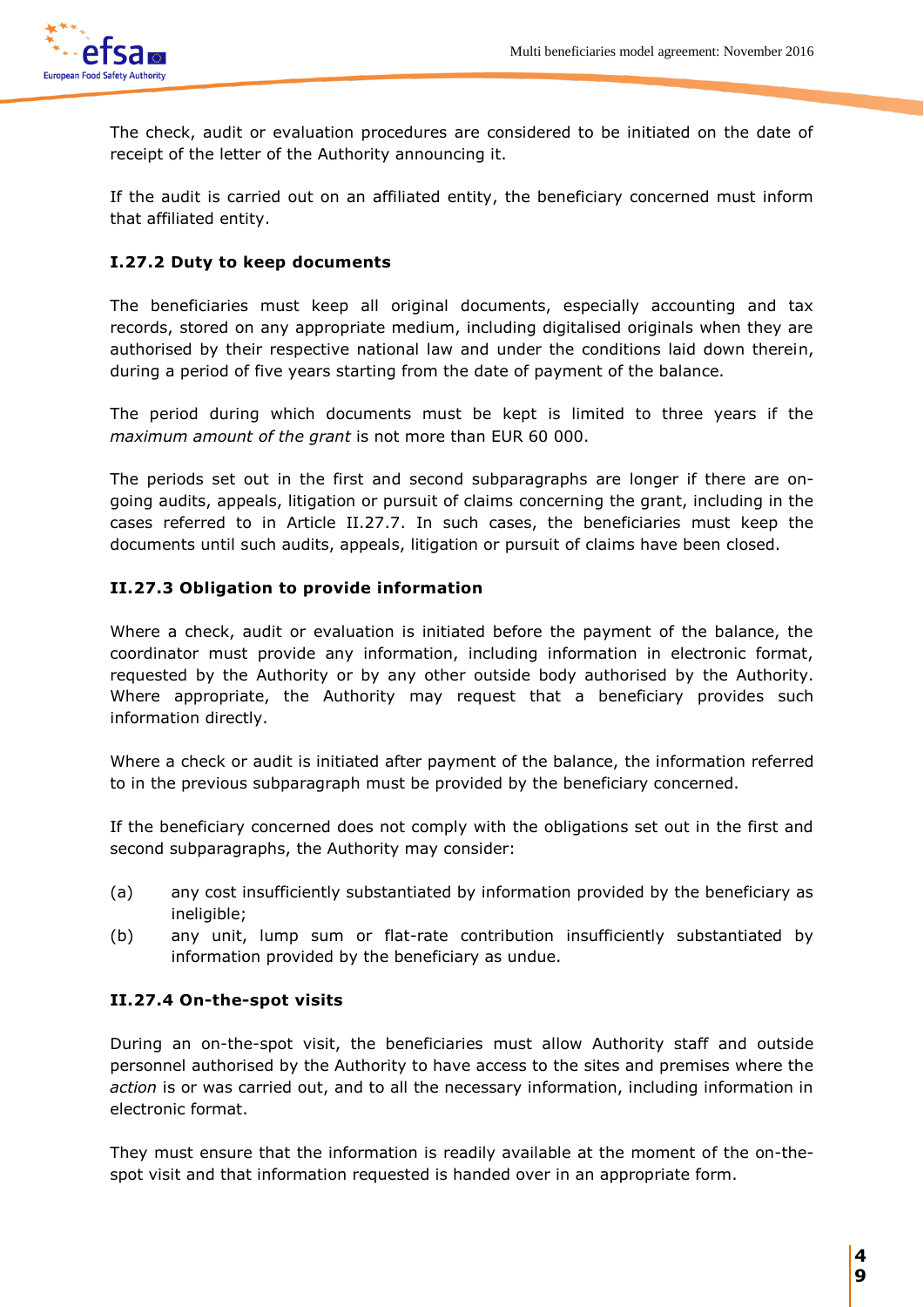The check, audit or evaluation procedures are considered to be initiated on the date of receipt of the letter of the Authority announcing it.

If the audit is carried out on an affiliated entity, the beneficiary concerned must inform that affiliated entity.

### I.27.2 Duty to keep documents

The beneficiaries must keep all original documents, especially accounting and tax records, stored on any appropriate medium, including digitalised originals when they are authorised by their respective national law and under the conditions laid down therein, during a period of five years starting from the date of payment of the balance.

The period during which documents must be kept is limited to three years if the *maximum amount of the grant* is not more than EUR 60 000.

The periods set out in the first and second subparagraphs are longer if there are on-going audits, appeals, litigation or pursuit of claims concerning the grant, including in the cases referred to in Article II.27.7. In such cases, the beneficiaries must keep the documents until such audits, appeals, litigation or pursuit of claims have been closed.

### II.27.3 Obligation to provide information

Where a check, audit or evaluation is initiated before the payment of the balance, the coordinator must provide any information, including information in electronic format, requested by the Authority or by any other outside body authorised by the Authority. Where appropriate, the Authority may request that a beneficiary provides such information directly.

Where a check or audit is initiated after payment of the balance, the information referred to in the previous subparagraph must be provided by the beneficiary concerned.

If the beneficiary concerned does not comply with the obligations set out in the first and second subparagraphs, the Authority may consider:

(a) any cost insufficiently substantiated by information provided by the beneficiary as ineligible;

(b) any unit, lump sum or flat-rate contribution insufficiently substantiated by information provided by the beneficiary as undue.

### II.27.4 On-the-spot visits

During an on-the-spot visit, the beneficiaries must allow Authority staff and outside personnel authorised by the Authority to have access to the sites and premises where the *action* is or was carried out, and to all the necessary information, including information in electronic format.

They must ensure that the information is readily available at the moment of the on-the-spot visit and that information requested is handed over in an appropriate form.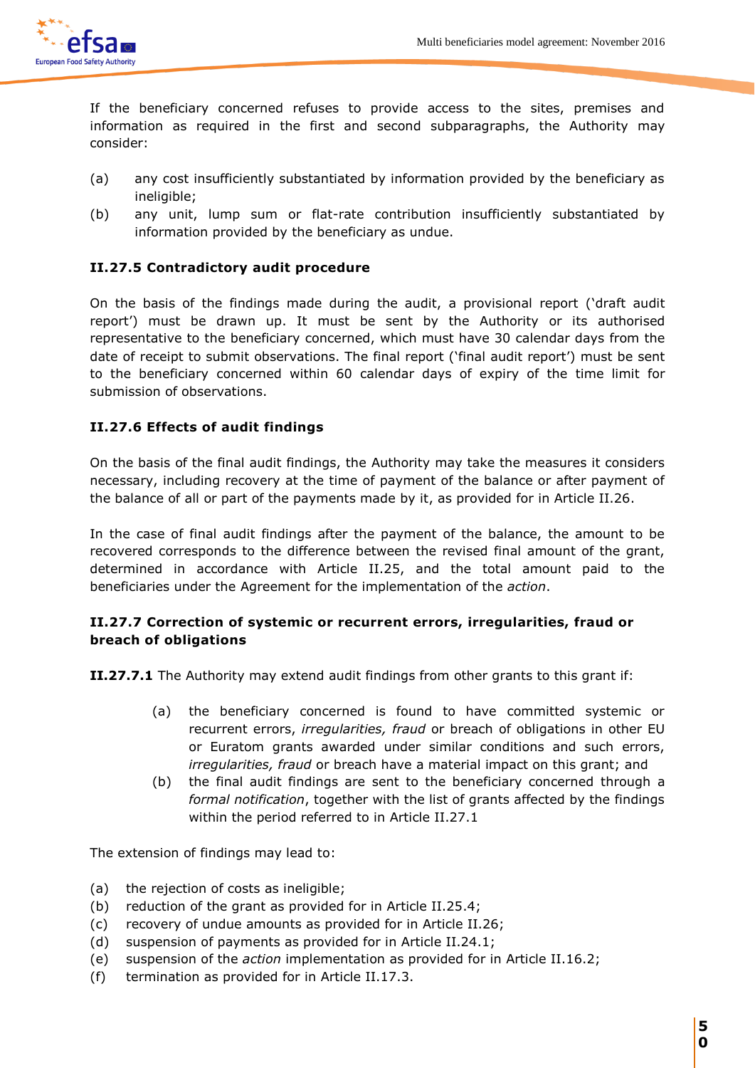If the beneficiary concerned refuses to provide access to the sites, premises and information as required in the first and second subparagraphs, the Authority may consider:

(a) any cost insufficiently substantiated by information provided by the beneficiary as ineligible;

(b) any unit, lump sum or flat-rate contribution insufficiently substantiated by information provided by the beneficiary as undue.

**II.27.5 Contradictory audit procedure**

On the basis of the findings made during the audit, a provisional report ('draft audit report') must be drawn up. It must be sent by the Authority or its authorised representative to the beneficiary concerned, which must have 30 calendar days from the date of receipt to submit observations. The final report ('final audit report') must be sent to the beneficiary concerned within 60 calendar days of expiry of the time limit for submission of observations.

**II.27.6 Effects of audit findings**

On the basis of the final audit findings, the Authority may take the measures it considers necessary, including recovery at the time of payment of the balance or after payment of the balance of all or part of the payments made by it, as provided for in Article II.26.

In the case of final audit findings after the payment of the balance, the amount to be recovered corresponds to the difference between the revised final amount of the grant, determined in accordance with Article II.25, and the total amount paid to the beneficiaries under the Agreement for the implementation of the *action*.

**II.27.7 Correction of systemic or recurrent errors, irregularities, fraud or breach of obligations**

**II.27.7.1** The Authority may extend audit findings from other grants to this grant if:

(a) the beneficiary concerned is found to have committed systemic or recurrent errors, *irregularities, fraud* or breach of obligations in other EU or Euratom grants awarded under similar conditions and such errors, *irregularities, fraud* or breach have a material impact on this grant; and

(b) the final audit findings are sent to the beneficiary concerned through a *formal notification*, together with the list of grants affected by the findings within the period referred to in Article II.27.1

The extension of findings may lead to:

(a) the rejection of costs as ineligible;
(b) reduction of the grant as provided for in Article II.25.4;
(c) recovery of undue amounts as provided for in Article II.26;
(d) suspension of payments as provided for in Article II.24.1;
(e) suspension of the *action* implementation as provided for in Article II.16.2;
(f) termination as provided for in Article II.17.3.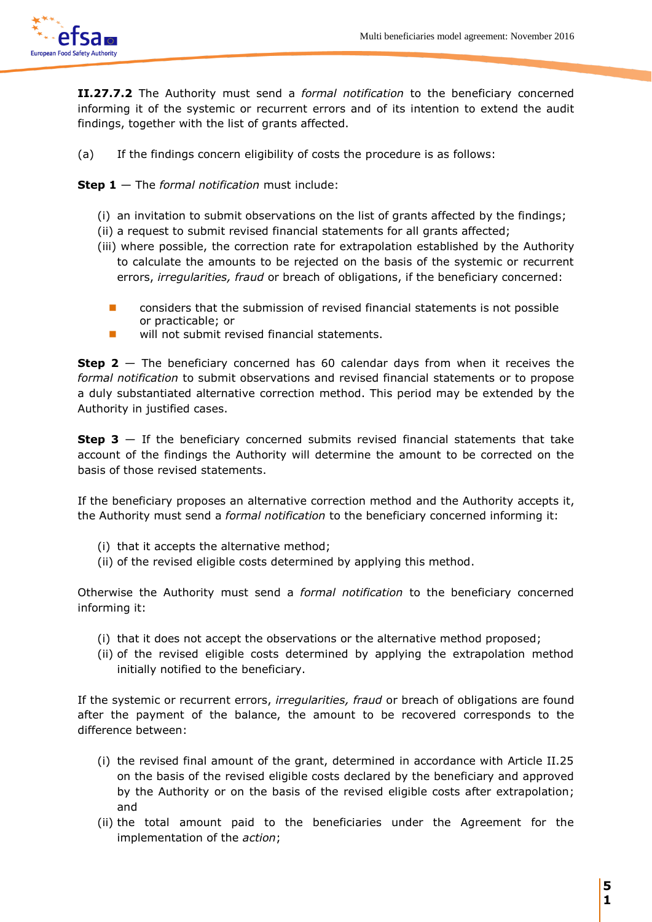**II.27.7.2** The Authority must send a *formal notification* to the beneficiary concerned informing it of the systemic or recurrent errors and of its intention to extend the audit findings, together with the list of grants affected.

(a) If the findings concern eligibility of costs the procedure is as follows:

**Step 1** — The *formal notification* must include:

(i) an invitation to submit observations on the list of grants affected by the findings;
(ii) a request to submit revised financial statements for all grants affected;
(iii) where possible, the correction rate for extrapolation established by the Authority to calculate the amounts to be rejected on the basis of the systemic or recurrent errors, *irregularities, fraud* or breach of obligations, if the beneficiary concerned:

- considers that the submission of revised financial statements is not possible or practicable; or
- will not submit revised financial statements.

**Step 2** — The beneficiary concerned has 60 calendar days from when it receives the *formal notification* to submit observations and revised financial statements or to propose a duly substantiated alternative correction method. This period may be extended by the Authority in justified cases.

**Step 3** — If the beneficiary concerned submits revised financial statements that take account of the findings the Authority will determine the amount to be corrected on the basis of those revised statements.

If the beneficiary proposes an alternative correction method and the Authority accepts it, the Authority must send a *formal notification* to the beneficiary concerned informing it:

(i) that it accepts the alternative method;
(ii) of the revised eligible costs determined by applying this method.

Otherwise the Authority must send a *formal notification* to the beneficiary concerned informing it:

(i) that it does not accept the observations or the alternative method proposed;
(ii) of the revised eligible costs determined by applying the extrapolation method initially notified to the beneficiary.

If the systemic or recurrent errors, *irregularities, fraud* or breach of obligations are found after the payment of the balance, the amount to be recovered corresponds to the difference between:

(i) the revised final amount of the grant, determined in accordance with Article II.25 on the basis of the revised eligible costs declared by the beneficiary and approved by the Authority or on the basis of the revised eligible costs after extrapolation; and
(ii) the total amount paid to the beneficiaries under the Agreement for the implementation of the *action*;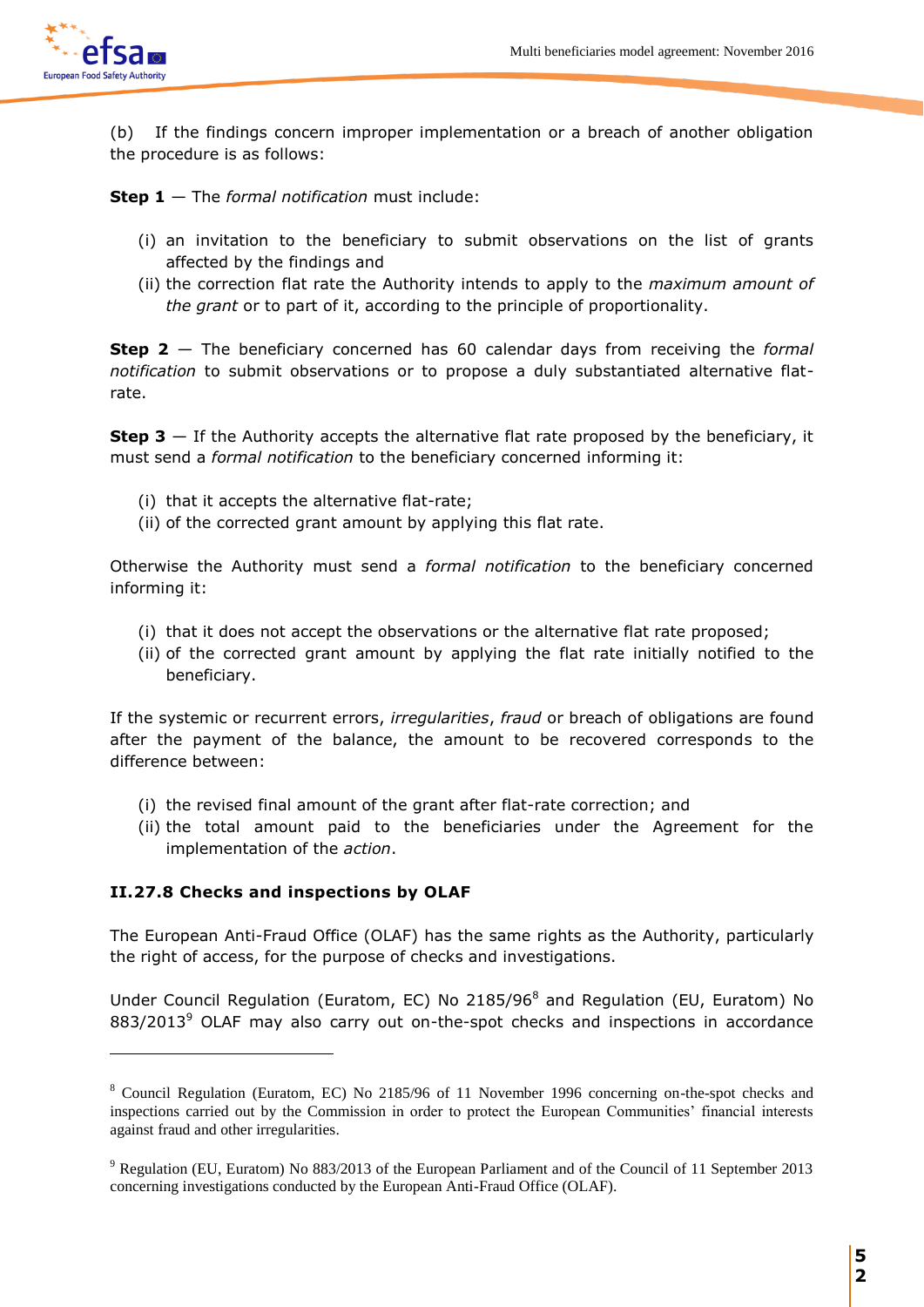(b) If the findings concern improper implementation or a breach of another obligation the procedure is as follows:

**Step 1** — The *formal notification* must include:

- (i) an invitation to the beneficiary to submit observations on the list of grants affected by the findings and
- (ii) the correction flat rate the Authority intends to apply to the *maximum amount of the grant* or to part of it, according to the principle of proportionality.

**Step 2** — The beneficiary concerned has 60 calendar days from receiving the *formal notification* to submit observations or to propose a duly substantiated alternative flat-rate.

**Step 3** — If the Authority accepts the alternative flat rate proposed by the beneficiary, it must send a *formal notification* to the beneficiary concerned informing it:

- (i) that it accepts the alternative flat-rate;
- (ii) of the corrected grant amount by applying this flat rate.

Otherwise the Authority must send a *formal notification* to the beneficiary concerned informing it:

- (i) that it does not accept the observations or the alternative flat rate proposed;
- (ii) of the corrected grant amount by applying the flat rate initially notified to the beneficiary.

If the systemic or recurrent errors, *irregularities*, *fraud* or breach of obligations are found after the payment of the balance, the amount to be recovered corresponds to the difference between:

- (i) the revised final amount of the grant after flat-rate correction; and
- (ii) the total amount paid to the beneficiaries under the Agreement for the implementation of the *action*.

**II.27.8 Checks and inspections by OLAF**

The European Anti-Fraud Office (OLAF) has the same rights as the Authority, particularly the right of access, for the purpose of checks and investigations.

Under Council Regulation (Euratom, EC) No 2185/96[8] and Regulation (EU, Euratom) No 883/2013[9] OLAF may also carry out on-the-spot checks and inspections in accordance

---

[8] Council Regulation (Euratom, EC) No 2185/96 of 11 November 1996 concerning on-the-spot checks and inspections carried out by the Commission in order to protect the European Communities' financial interests against fraud and other irregularities.

[9] Regulation (EU, Euratom) No 883/2013 of the European Parliament and of the Council of 11 September 2013 concerning investigations conducted by the European Anti-Fraud Office (OLAF).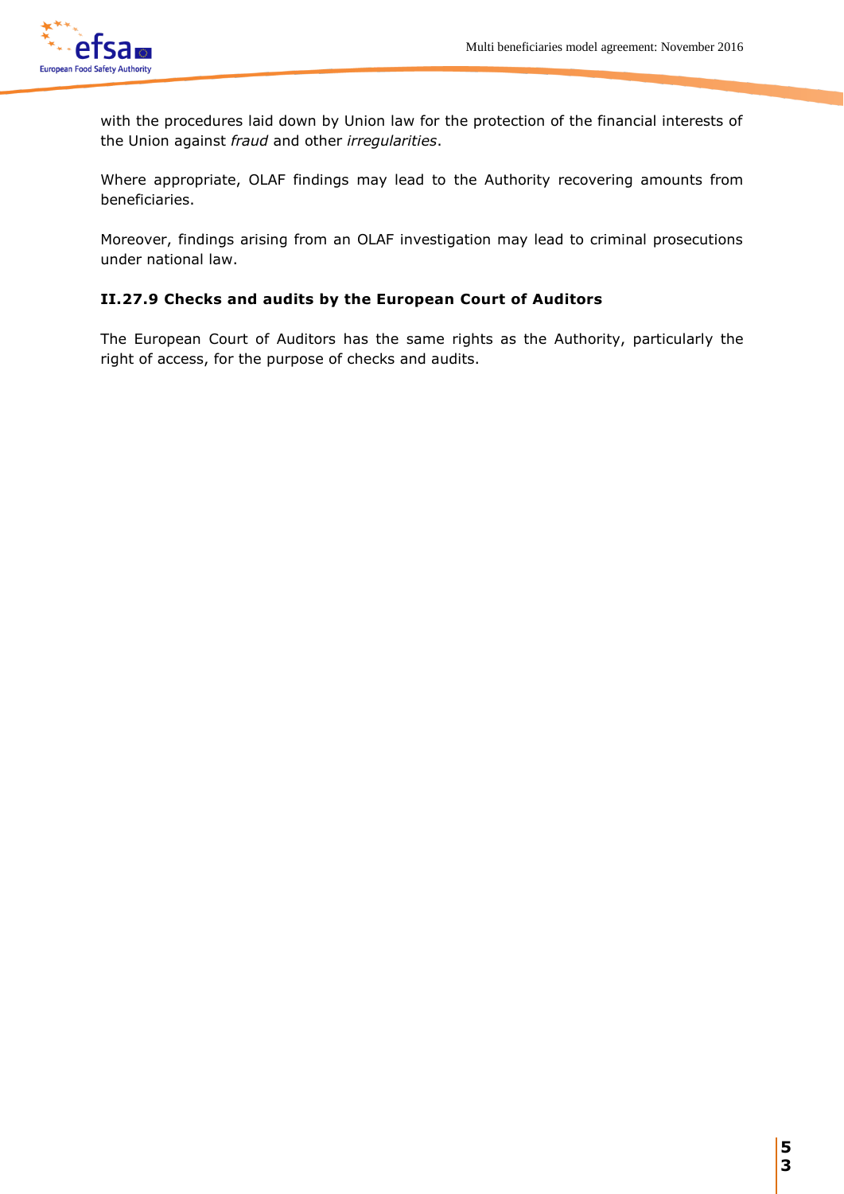with the procedures laid down by Union law for the protection of the financial interests of the Union against *fraud* and other *irregularities*.

Where appropriate, OLAF findings may lead to the Authority recovering amounts from beneficiaries.

Moreover, findings arising from an OLAF investigation may lead to criminal prosecutions under national law.

**II.27.9 Checks and audits by the European Court of Auditors**

The European Court of Auditors has the same rights as the Authority, particularly the right of access, for the purpose of checks and audits.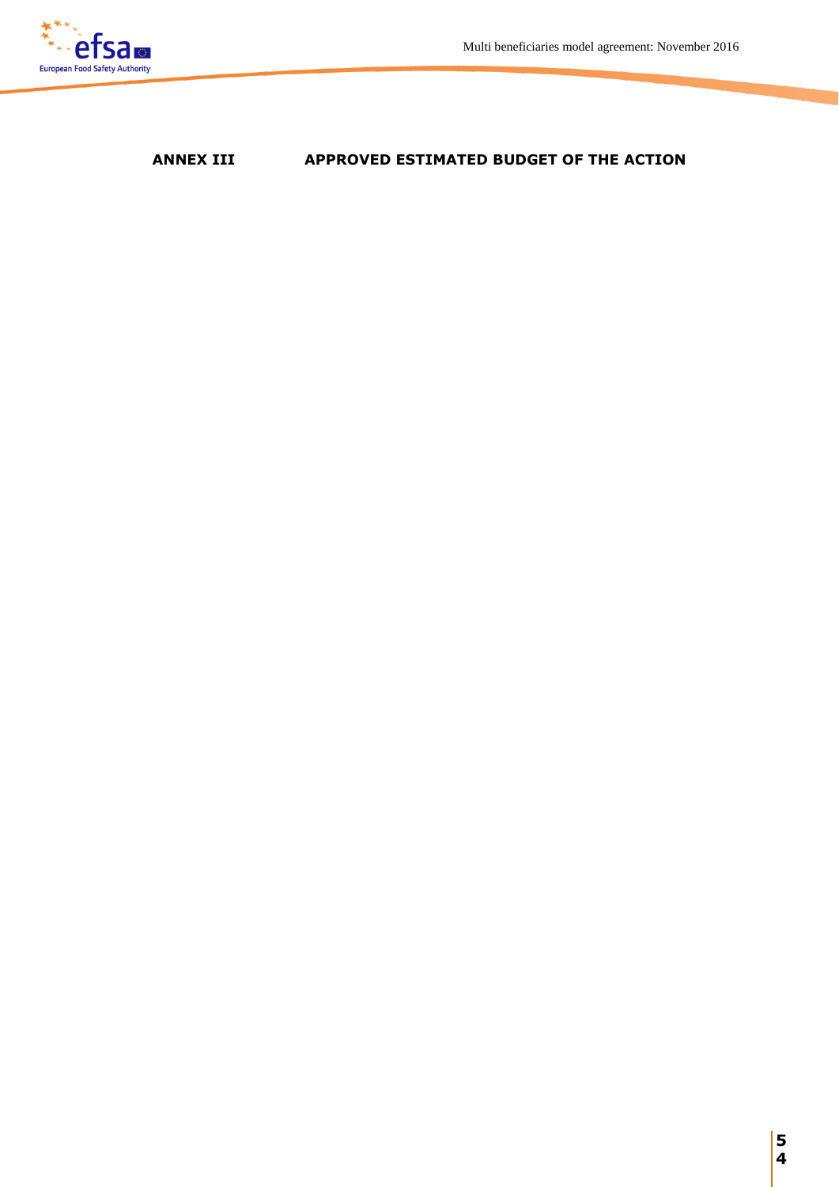# ANNEX III APPROVED ESTIMATED BUDGET OF THE ACTION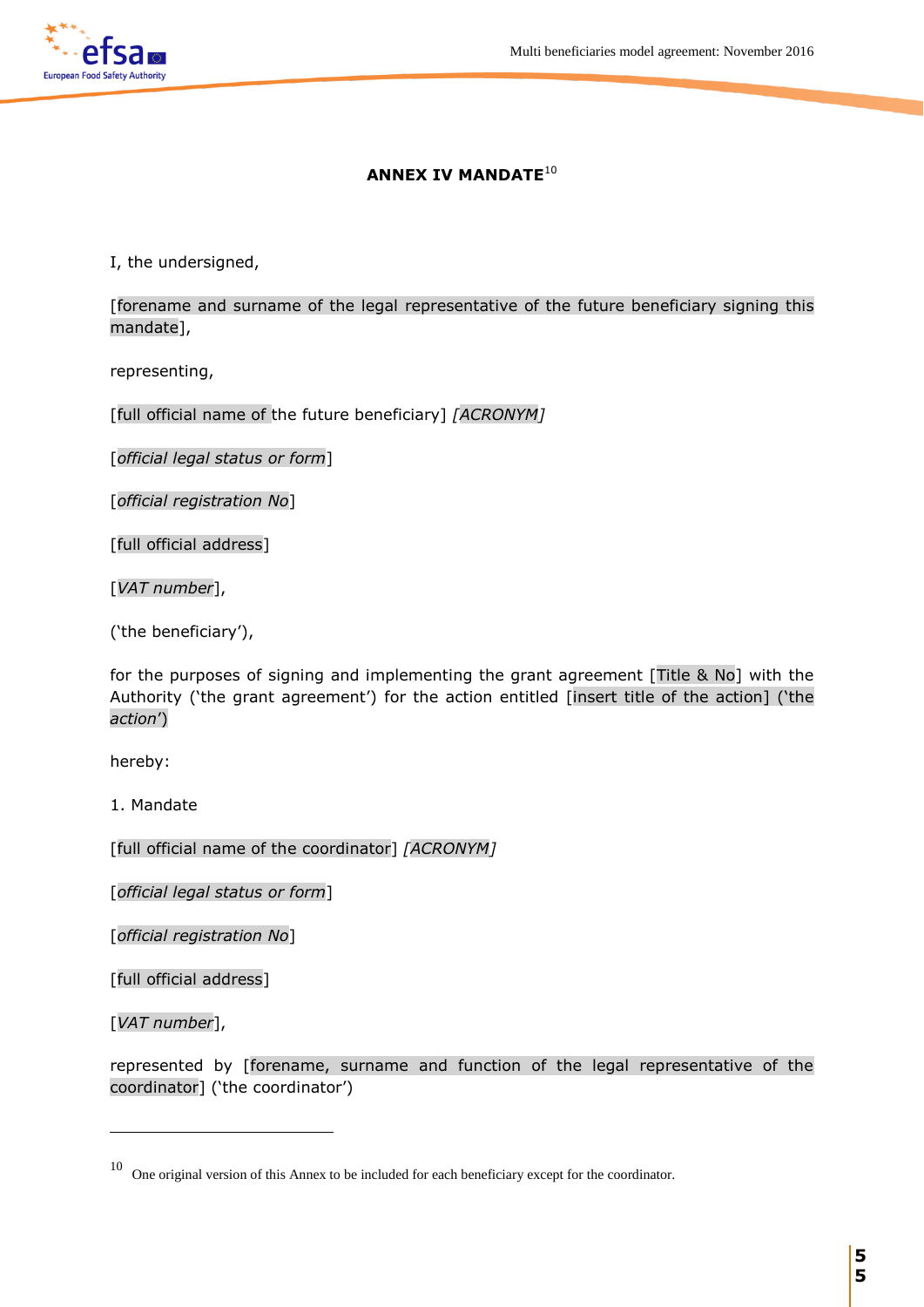**ANNEX IV MANDATE**[10]

I, the undersigned,

[forename and surname of the legal representative of the future beneficiary signing this mandate],

representing,

[full official name of the future beneficiary] *[ACRONYM]*

[*official legal status or form*]

[*official registration No*]

[full official address]

[*VAT number*],

('the beneficiary'),

for the purposes of signing and implementing the grant agreement [Title & No] with the Authority ('the grant agreement') for the action entitled [insert title of the action] ('the *action*')

hereby:

1. Mandate

[full official name of the coordinator] *[ACRONYM]*

[*official legal status or form*]

[*official registration No*]

[full official address]

[*VAT number*],

represented by [forename, surname and function of the legal representative of the coordinator] ('the coordinator')

---

[10] One original version of this Annex to be included for each beneficiary except for the coordinator.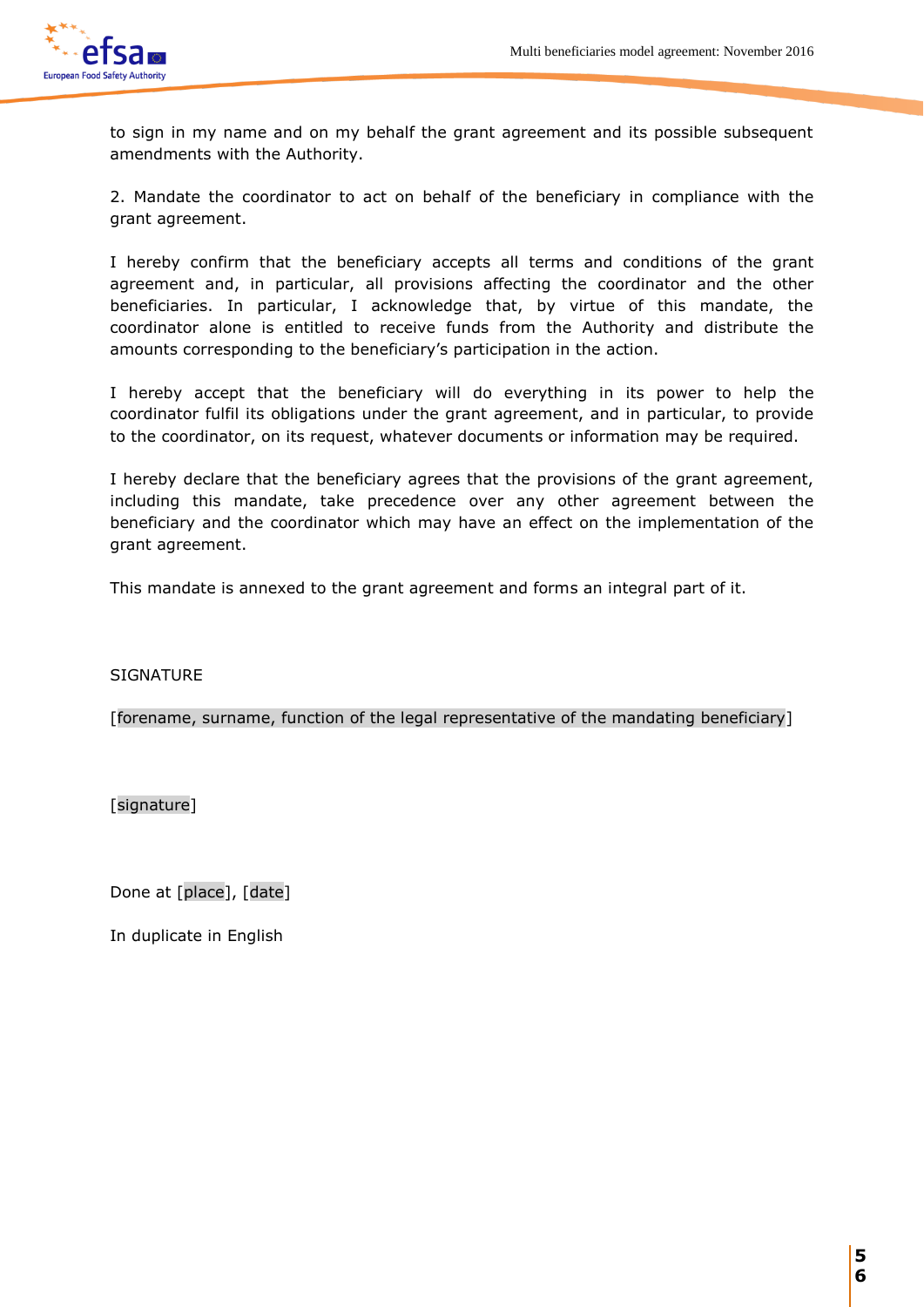to sign in my name and on my behalf the grant agreement and its possible subsequent amendments with the Authority.

2. Mandate the coordinator to act on behalf of the beneficiary in compliance with the grant agreement.

I hereby confirm that the beneficiary accepts all terms and conditions of the grant agreement and, in particular, all provisions affecting the coordinator and the other beneficiaries. In particular, I acknowledge that, by virtue of this mandate, the coordinator alone is entitled to receive funds from the Authority and distribute the amounts corresponding to the beneficiary's participation in the action.

I hereby accept that the beneficiary will do everything in its power to help the coordinator fulfil its obligations under the grant agreement, and in particular, to provide to the coordinator, on its request, whatever documents or information may be required.

I hereby declare that the beneficiary agrees that the provisions of the grant agreement, including this mandate, take precedence over any other agreement between the beneficiary and the coordinator which may have an effect on the implementation of the grant agreement.

This mandate is annexed to the grant agreement and forms an integral part of it.

SIGNATURE

[forename, surname, function of the legal representative of the mandating beneficiary]

[signature]

Done at [place], [date]

In duplicate in English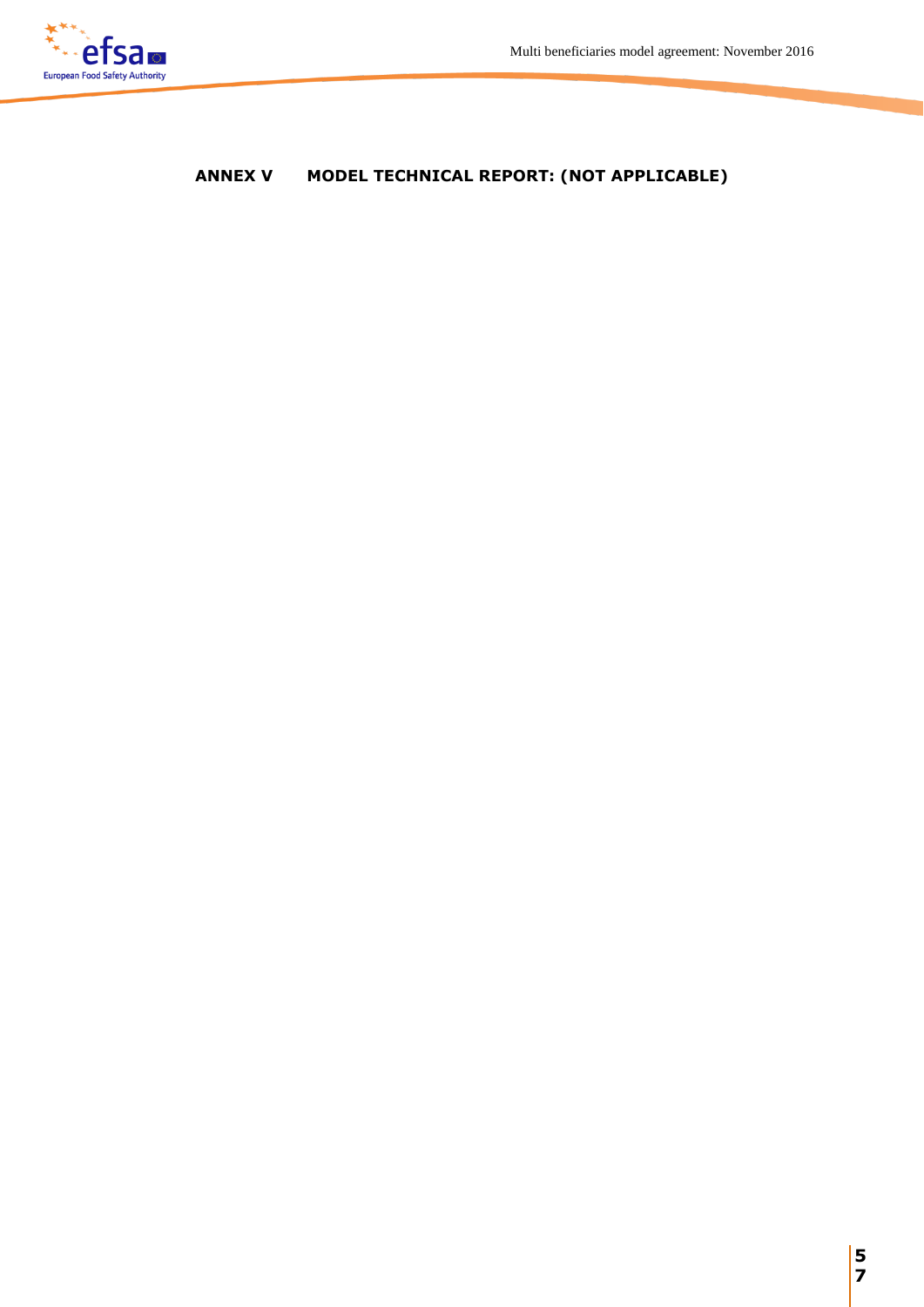# ANNEX V MODEL TECHNICAL REPORT: (NOT APPLICABLE)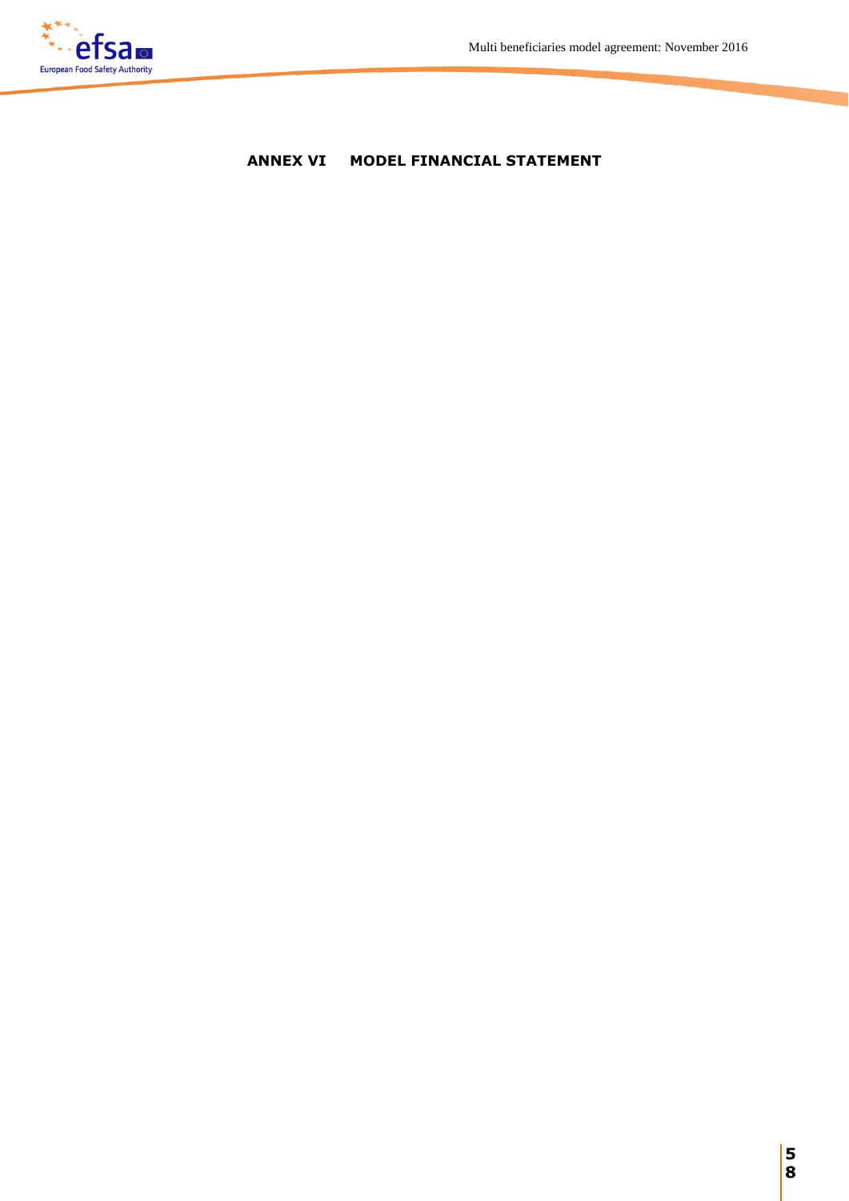# ANNEX VI MODEL FINANCIAL STATEMENT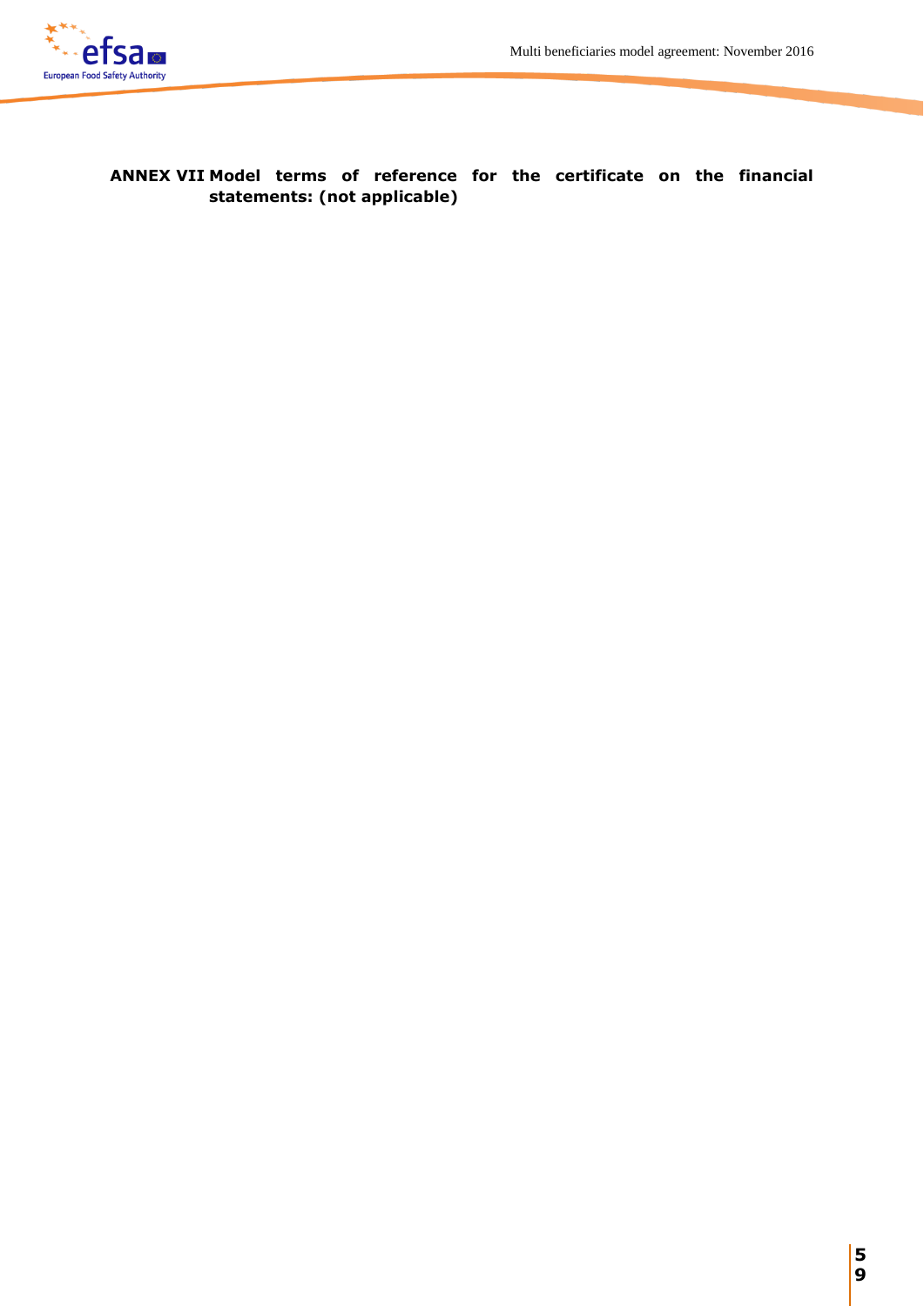## ANNEX VII Model terms of reference for the certificate on the financial statements: (not applicable)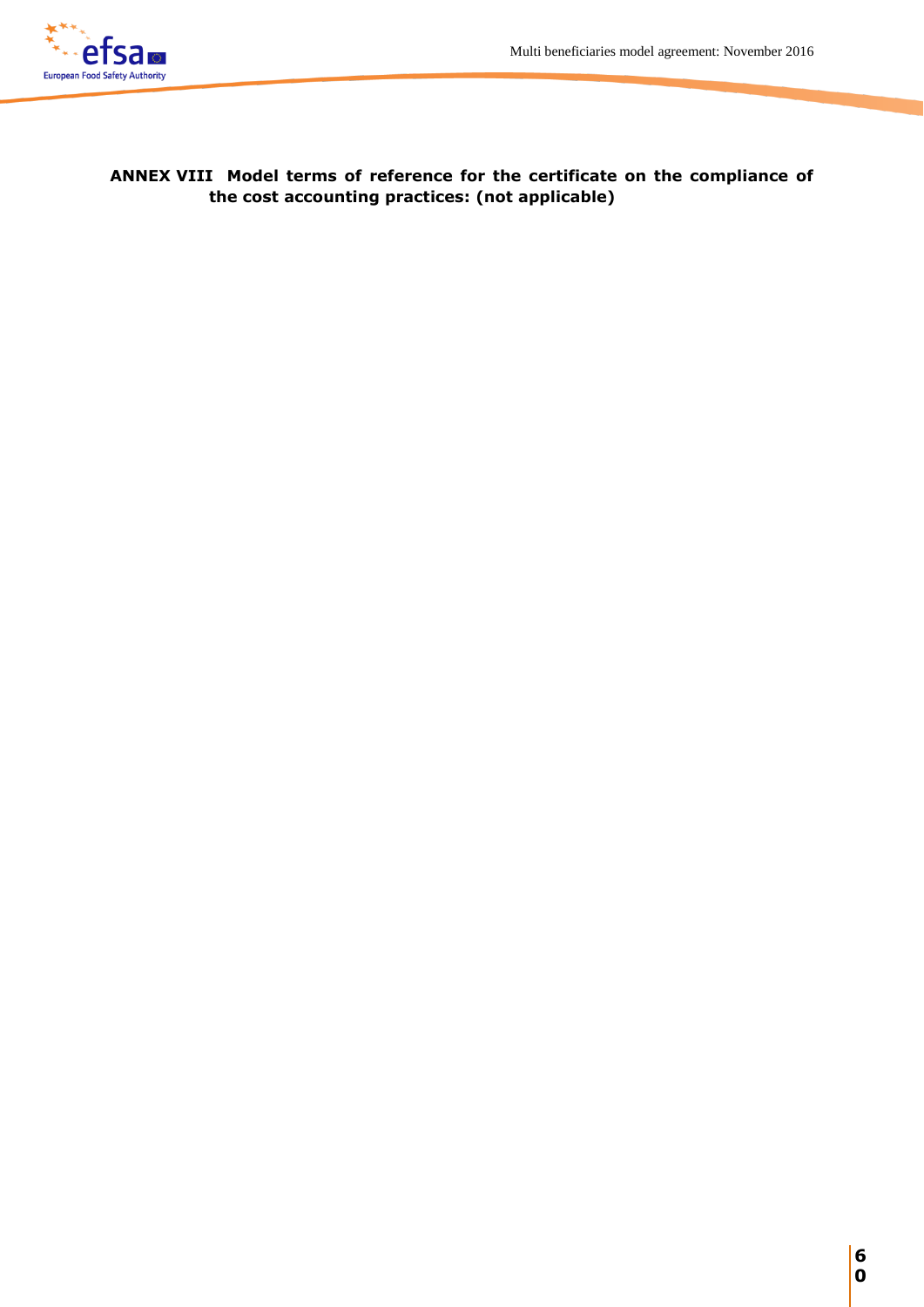**ANNEX VIII Model terms of reference for the certificate on the compliance of the cost accounting practices: (not applicable)**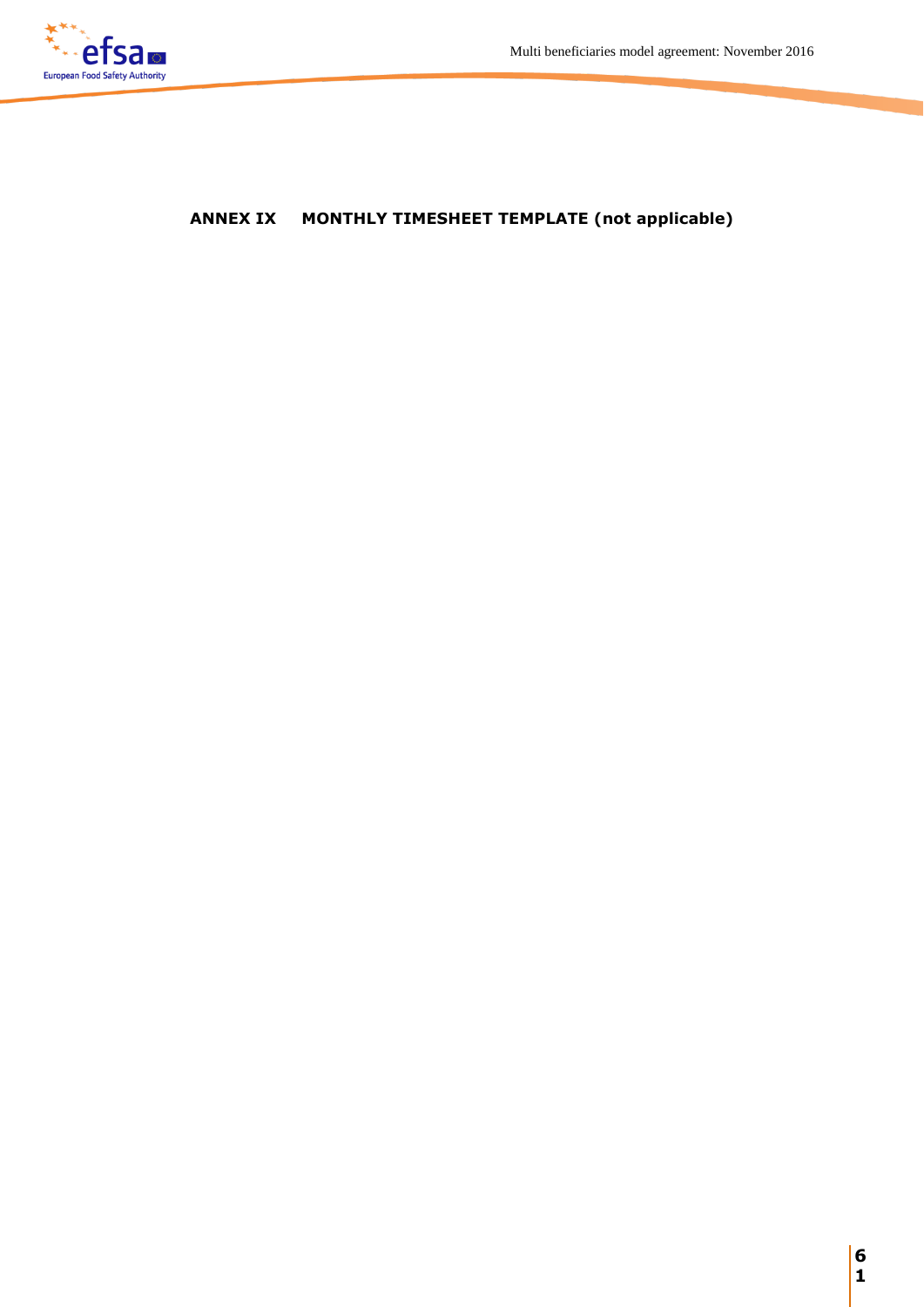## ANNEX IX MONTHLY TIMESHEET TEMPLATE (not applicable)